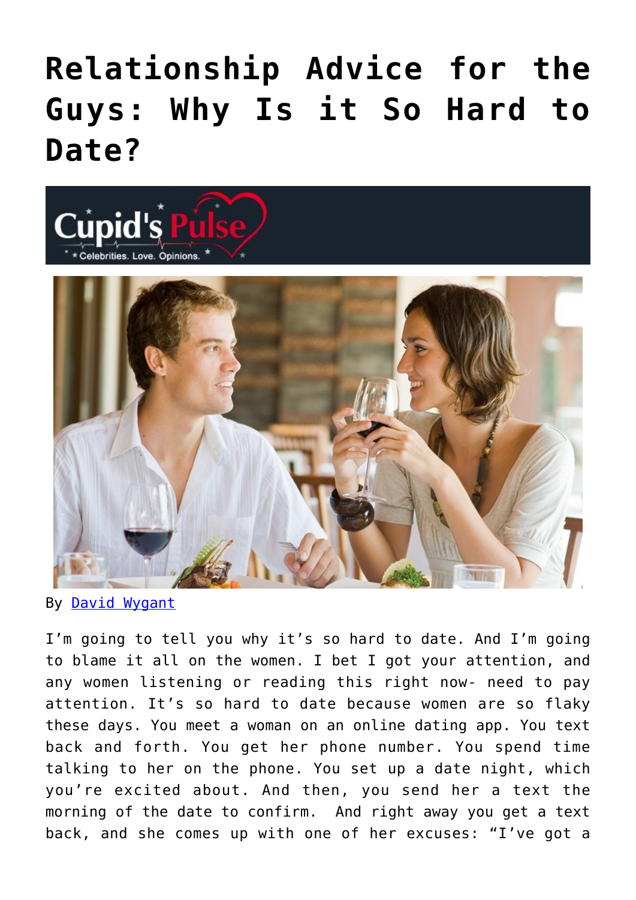# Relationship Advice for the Guys: Why Is it So Hard to Date?

By [David Wygant]

I'm going to tell you why it's so hard to date. And I'm going to blame it all on the women. I bet I got your attention, and any women listening or reading this right now- need to pay attention. It's so hard to date because women are so flaky these days. You meet a woman on an online dating app. You text back and forth. You get her phone number. You spend time talking to her on the phone. You set up a date night, which you're excited about. And then, you send her a text the morning of the date to confirm.  And right away you get a text back, and she comes up with one of her excuses: "I've got a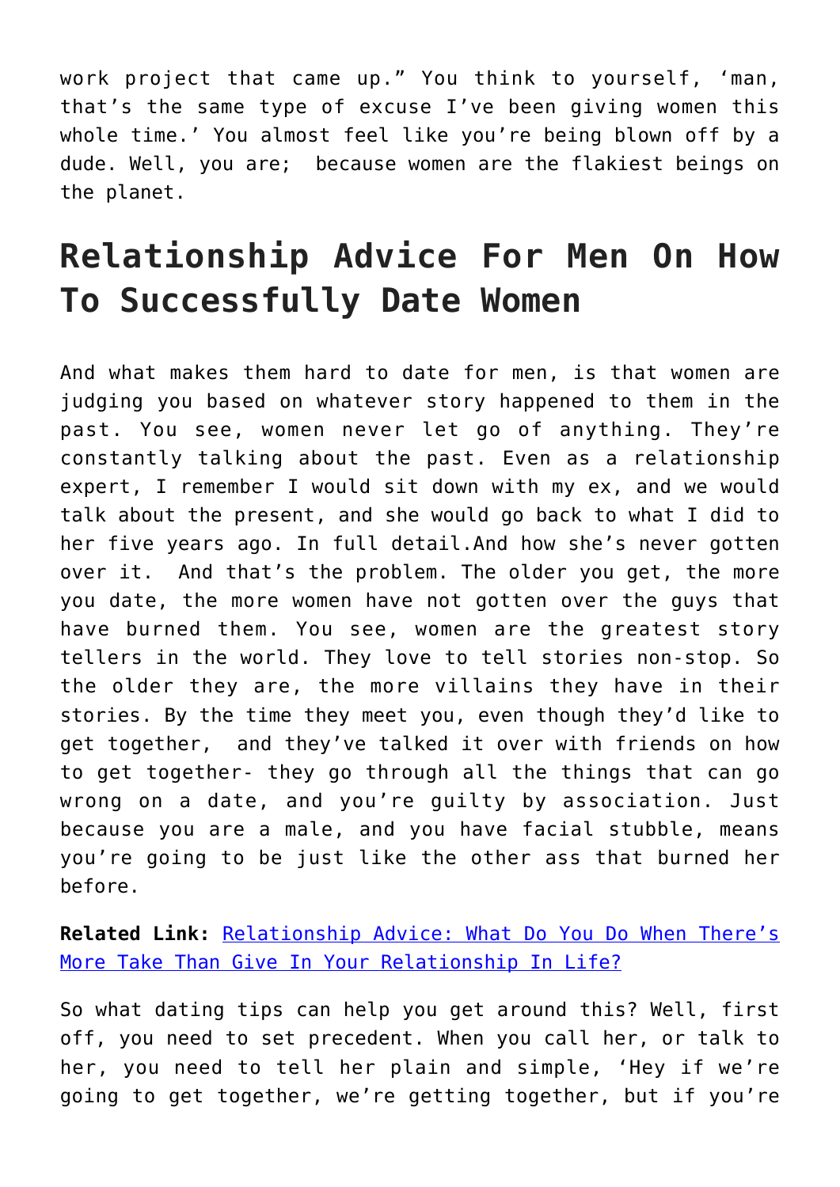work project that came up." You think to yourself, 'man, that's the same type of excuse I've been giving women this whole time.' You almost feel like you're being blown off by a dude. Well, you are;  because women are the flakiest beings on the planet.

## Relationship Advice For Men On How To Successfully Date Women

And what makes them hard to date for men, is that women are judging you based on whatever story happened to them in the past. You see, women never let go of anything. They're constantly talking about the past. Even as a relationship expert, I remember I would sit down with my ex, and we would talk about the present, and she would go back to what I did to her five years ago. In full detail.And how she's never gotten over it.  And that's the problem. The older you get, the more you date, the more women have not gotten over the guys that have burned them. You see, women are the greatest story tellers in the world. They love to tell stories non-stop. So the older they are, the more villains they have in their stories. By the time they meet you, even though they'd like to get together,  and they've talked it over with friends on how to get together- they go through all the things that can go wrong on a date, and you're guilty by association. Just because you are a male, and you have facial stubble, means you're going to be just like the other ass that burned her before.

**Related Link:** Relationship Advice: What Do You Do When There's More Take Than Give In Your Relationship In Life?

So what dating tips can help you get around this? Well, first off, you need to set precedent. When you call her, or talk to her, you need to tell her plain and simple, 'Hey if we're going to get together, we're getting together, but if you're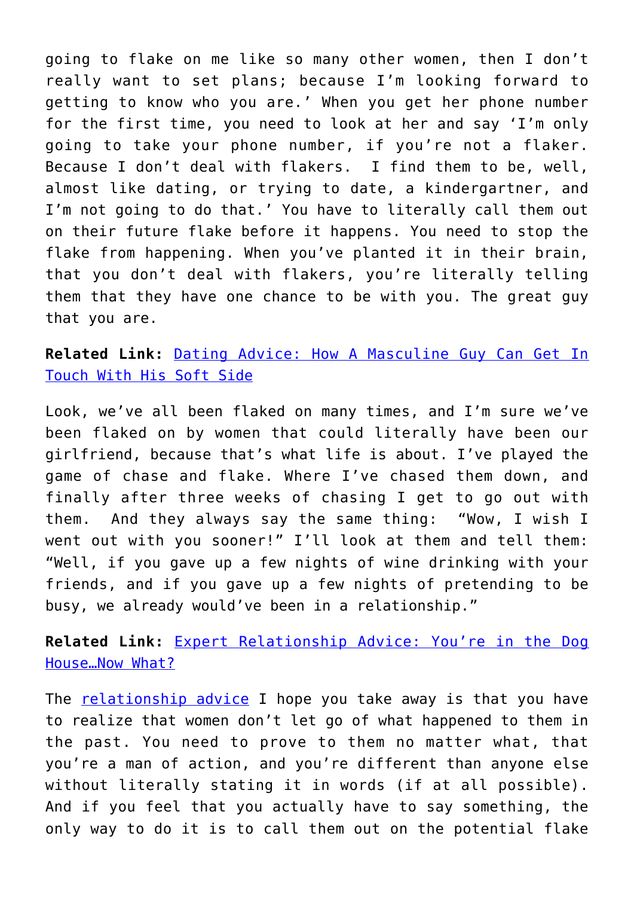going to flake on me like so many other women, then I don't really want to set plans; because I'm looking forward to getting to know who you are.' When you get her phone number for the first time, you need to look at her and say 'I'm only going to take your phone number, if you're not a flaker. Because I don't deal with flakers. I find them to be, well, almost like dating, or trying to date, a kindergartner, and I'm not going to do that.' You have to literally call them out on their future flake before it happens. You need to stop the flake from happening. When you've planted it in their brain, that you don't deal with flakers, you're literally telling them that they have one chance to be with you. The great guy that you are.

**Related Link:** [Dating Advice: How A Masculine Guy Can Get In Touch With His Soft Side]()

Look, we've all been flaked on many times, and I'm sure we've been flaked on by women that could literally have been our girlfriend, because that's what life is about. I've played the game of chase and flake. Where I've chased them down, and finally after three weeks of chasing I get to go out with them. And they always say the same thing: "Wow, I wish I went out with you sooner!" I'll look at them and tell them: "Well, if you gave up a few nights of wine drinking with your friends, and if you gave up a few nights of pretending to be busy, we already would've been in a relationship."

**Related Link:** [Expert Relationship Advice: You're in the Dog House…Now What?]()

The [relationship advice]() I hope you take away is that you have to realize that women don't let go of what happened to them in the past. You need to prove to them no matter what, that you're a man of action, and you're different than anyone else without literally stating it in words (if at all possible). And if you feel that you actually have to say something, the only way to do it is to call them out on the potential flake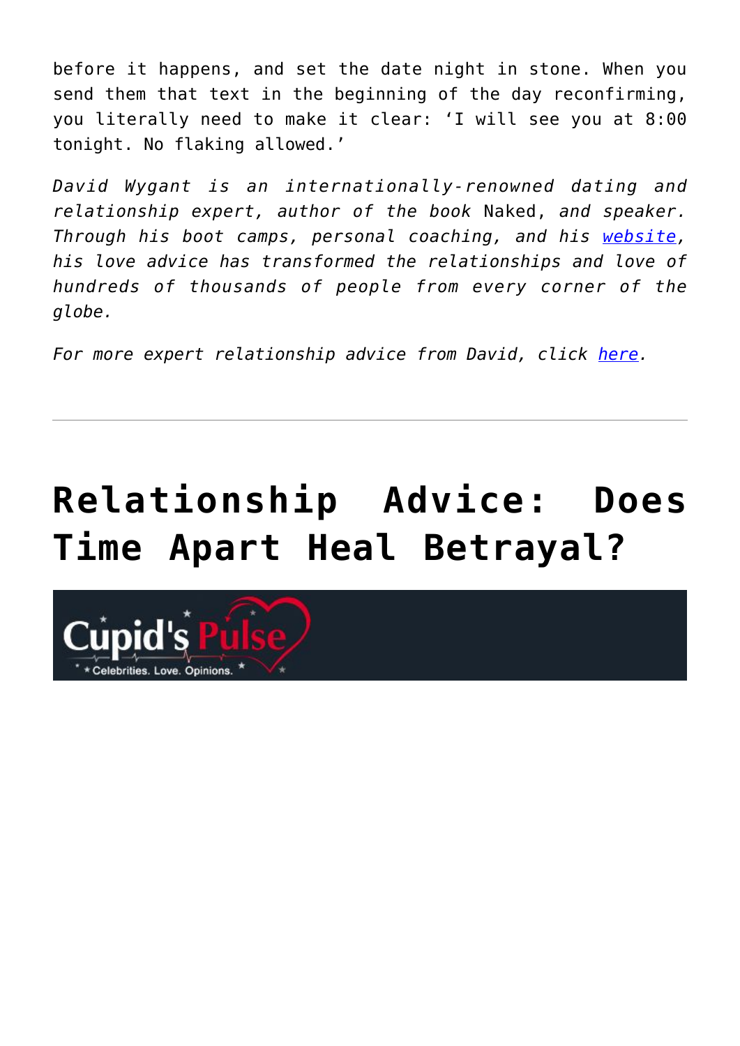before it happens, and set the date night in stone. When you send them that text in the beginning of the day reconfirming, you literally need to make it clear: 'I will see you at 8:00 tonight. No flaking allowed.'

*David Wygant is an internationally-renowned dating and relationship expert, author of the book* Naked, *and speaker. Through his boot camps, personal coaching, and his website, his love advice has transformed the relationships and love of hundreds of thousands of people from every corner of the globe.*

*For more expert relationship advice from David, click here.*

---

# Relationship Advice: Does Time Apart Heal Betrayal?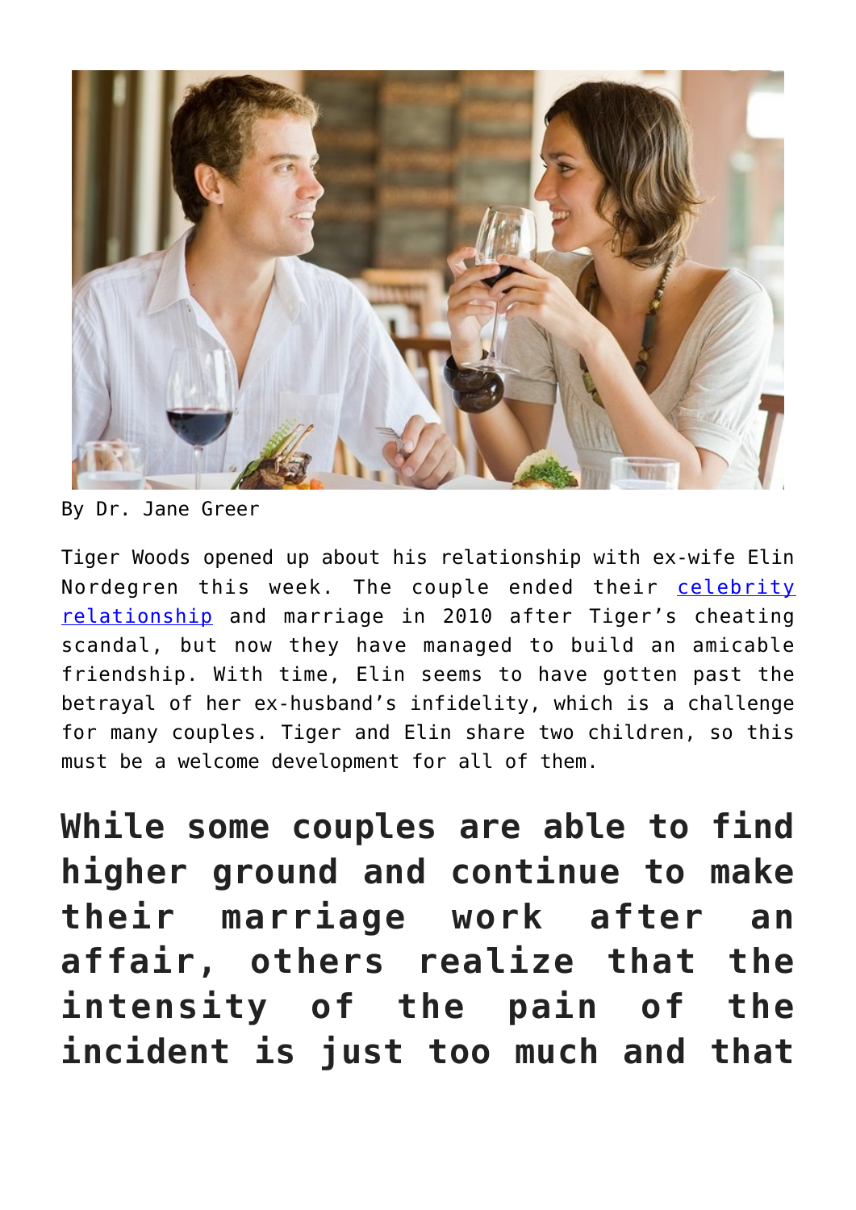By Dr. Jane Greer

Tiger Woods opened up about his relationship with ex-wife Elin Nordegren this week. The couple ended their [celebrity relationship] and marriage in 2010 after Tiger's cheating scandal, but now they have managed to build an amicable friendship. With time, Elin seems to have gotten past the betrayal of her ex-husband's infidelity, which is a challenge for many couples. Tiger and Elin share two children, so this must be a welcome development for all of them.

**While some couples are able to find higher ground and continue to make their marriage work after an affair, others realize that the intensity of the pain of the incident is just too much and that**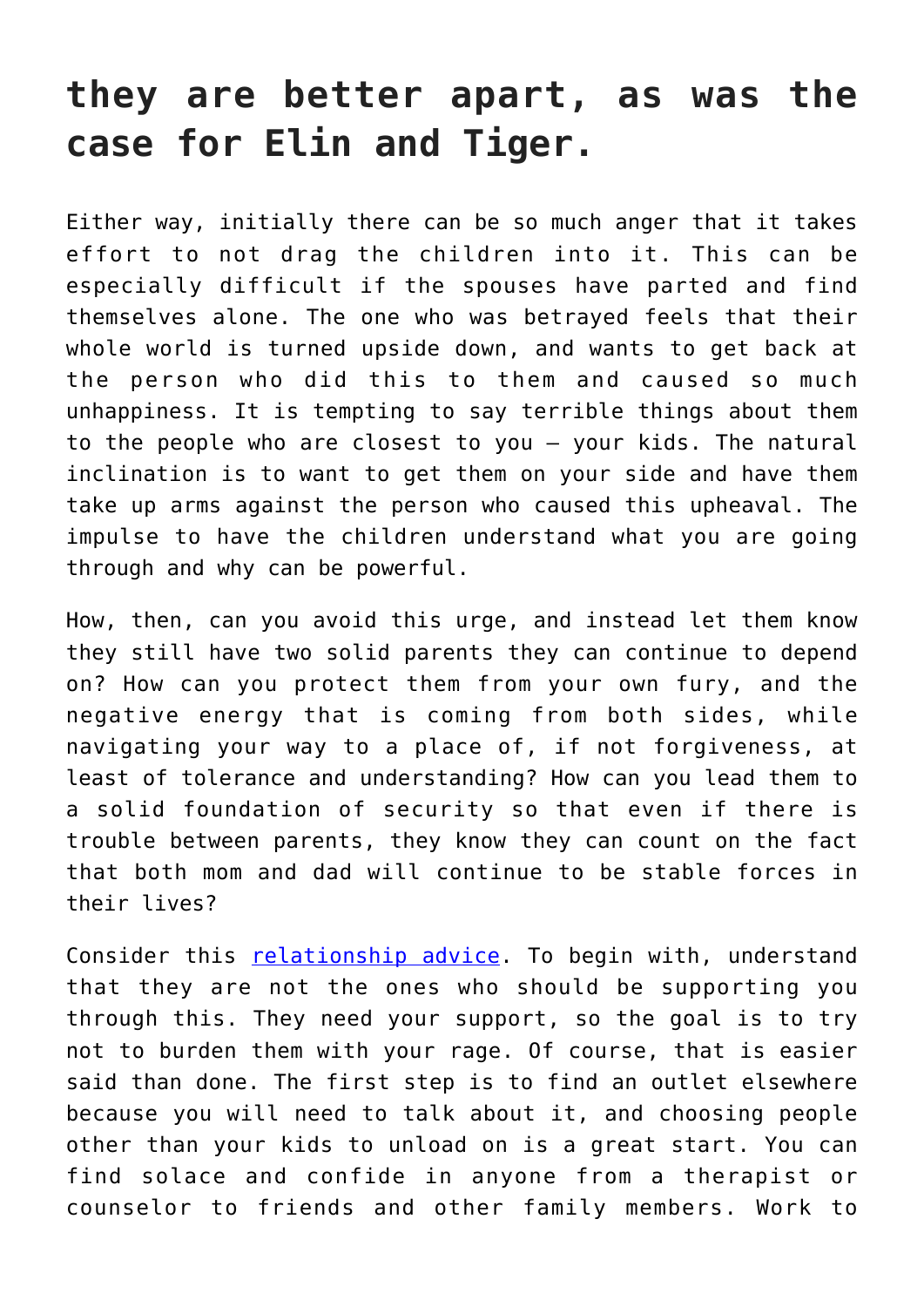## they are better apart, as was the case for Elin and Tiger.

Either way, initially there can be so much anger that it takes effort to not drag the children into it. This can be especially difficult if the spouses have parted and find themselves alone. The one who was betrayed feels that their whole world is turned upside down, and wants to get back at the person who did this to them and caused so much unhappiness. It is tempting to say terrible things about them to the people who are closest to you – your kids. The natural inclination is to want to get them on your side and have them take up arms against the person who caused this upheaval. The impulse to have the children understand what you are going through and why can be powerful.

How, then, can you avoid this urge, and instead let them know they still have two solid parents they can continue to depend on? How can you protect them from your own fury, and the negative energy that is coming from both sides, while navigating your way to a place of, if not forgiveness, at least of tolerance and understanding? How can you lead them to a solid foundation of security so that even if there is trouble between parents, they know they can count on the fact that both mom and dad will continue to be stable forces in their lives?

Consider this relationship advice. To begin with, understand that they are not the ones who should be supporting you through this. They need your support, so the goal is to try not to burden them with your rage. Of course, that is easier said than done. The first step is to find an outlet elsewhere because you will need to talk about it, and choosing people other than your kids to unload on is a great start. You can find solace and confide in anyone from a therapist or counselor to friends and other family members. Work to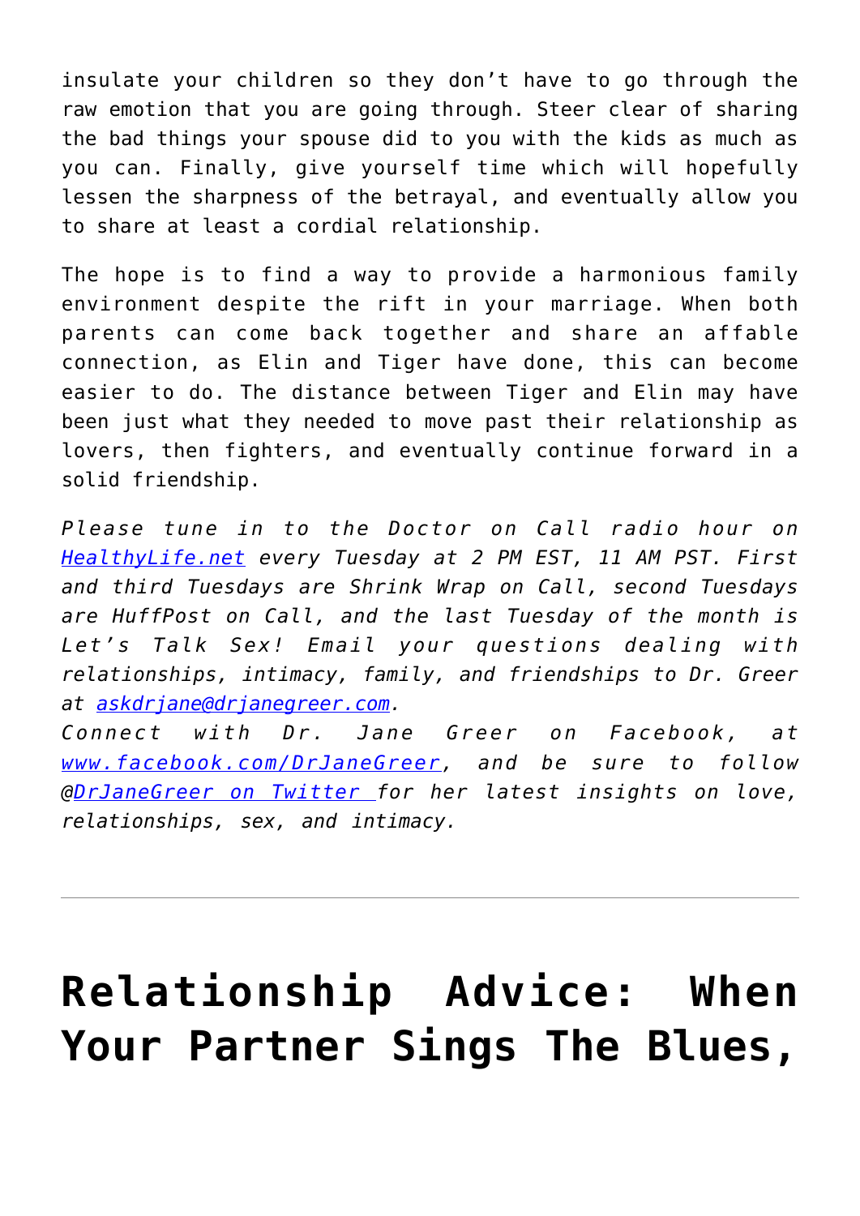insulate your children so they don't have to go through the raw emotion that you are going through. Steer clear of sharing the bad things your spouse did to you with the kids as much as you can. Finally, give yourself time which will hopefully lessen the sharpness of the betrayal, and eventually allow you to share at least a cordial relationship.

The hope is to find a way to provide a harmonious family environment despite the rift in your marriage. When both parents can come back together and share an affable connection, as Elin and Tiger have done, this can become easier to do. The distance between Tiger and Elin may have been just what they needed to move past their relationship as lovers, then fighters, and eventually continue forward in a solid friendship.

*Please tune in to the Doctor on Call radio hour on [HealthyLife.net](HealthyLife.net) every Tuesday at 2 PM EST, 11 AM PST. First and third Tuesdays are Shrink Wrap on Call, second Tuesdays are HuffPost on Call, and the last Tuesday of the month is Let's Talk Sex! Email your questions dealing with relationships, intimacy, family, and friendships to Dr. Greer at [askdrjane@drjanegreer.com](mailto:askdrjane@drjanegreer.com).*
*Connect with Dr. Jane Greer on Facebook, at [www.facebook.com/DrJaneGreer](www.facebook.com/DrJaneGreer), and be sure to follow @[DrJaneGreer on Twitter](DrJaneGreer on Twitter) for her latest insights on love, relationships, sex, and intimacy.*

---

# Relationship Advice: When Your Partner Sings The Blues,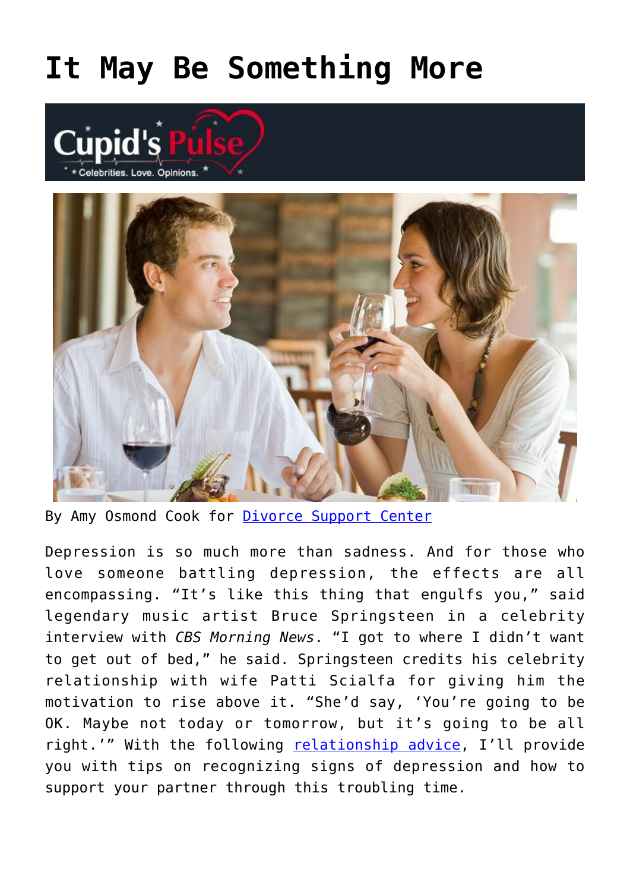# It May Be Something More

By Amy Osmond Cook for Divorce Support Center

Depression is so much more than sadness. And for those who love someone battling depression, the effects are all encompassing. “It’s like this thing that engulfs you,” said legendary music artist Bruce Springsteen in a celebrity interview with *CBS Morning News*. “I got to where I didn’t want to get out of bed,” he said. Springsteen credits his celebrity relationship with wife Patti Scialfa for giving him the motivation to rise above it. “She’d say, ‘You’re going to be OK. Maybe not today or tomorrow, but it’s going to be all right.’” With the following relationship advice, I’ll provide you with tips on recognizing signs of depression and how to support your partner through this troubling time.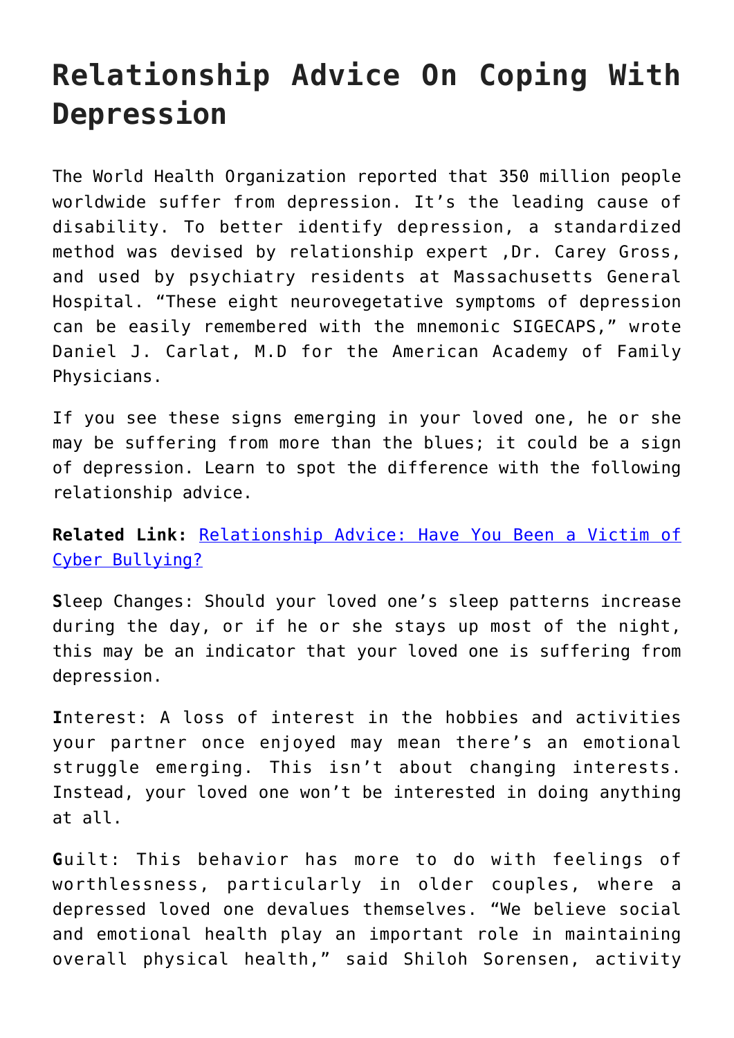# Relationship Advice On Coping With Depression

The World Health Organization reported that 350 million people worldwide suffer from depression. It's the leading cause of disability. To better identify depression, a standardized method was devised by relationship expert ,Dr. Carey Gross, and used by psychiatry residents at Massachusetts General Hospital. "These eight neurovegetative symptoms of depression can be easily remembered with the mnemonic SIGECAPS," wrote Daniel J. Carlat, M.D for the American Academy of Family Physicians.

If you see these signs emerging in your loved one, he or she may be suffering from more than the blues; it could be a sign of depression. Learn to spot the difference with the following relationship advice.

**Related Link:** [Relationship Advice: Have You Been a Victim of Cyber Bullying?]()

**S**leep Changes: Should your loved one's sleep patterns increase during the day, or if he or she stays up most of the night, this may be an indicator that your loved one is suffering from depression.

**I**nterest: A loss of interest in the hobbies and activities your partner once enjoyed may mean there's an emotional struggle emerging. This isn't about changing interests. Instead, your loved one won't be interested in doing anything at all.

**G**uilt: This behavior has more to do with feelings of worthlessness, particularly in older couples, where a depressed loved one devalues themselves. "We believe social and emotional health play an important role in maintaining overall physical health," said Shiloh Sorensen, activity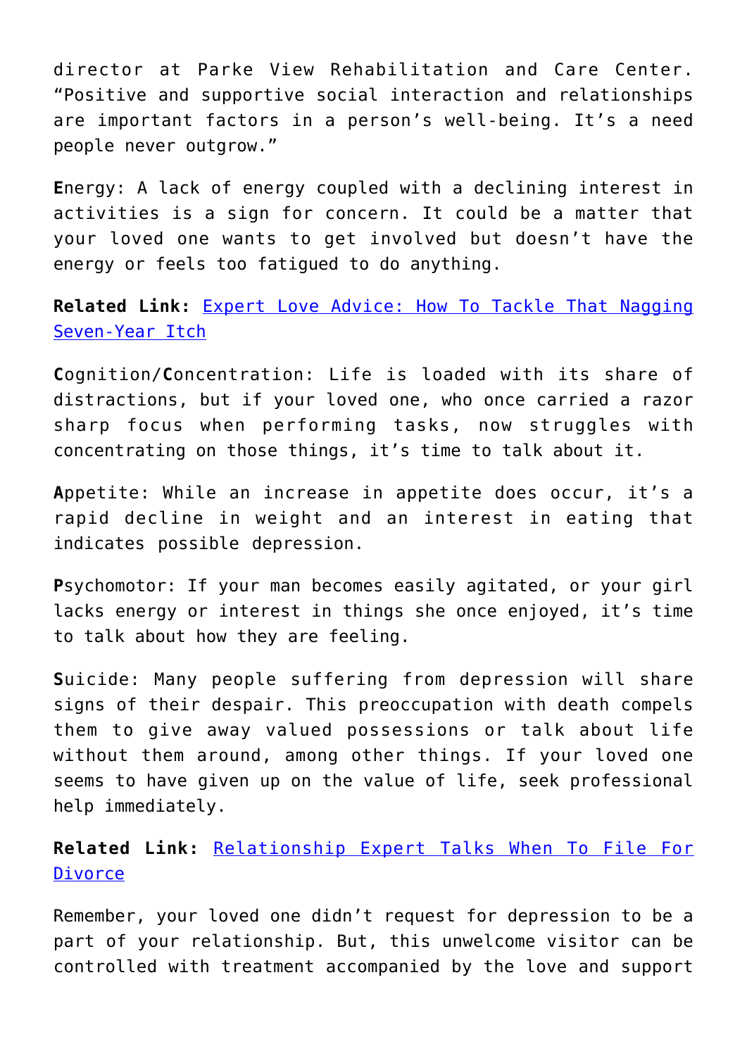director at Parke View Rehabilitation and Care Center. "Positive and supportive social interaction and relationships are important factors in a person's well-being. It's a need people never outgrow."

**E**nergy: A lack of energy coupled with a declining interest in activities is a sign for concern. It could be a matter that your loved one wants to get involved but doesn't have the energy or feels too fatigued to do anything.

**Related Link:** Expert Love Advice: How To Tackle That Nagging Seven-Year Itch

**C**ognition/**C**oncentration: Life is loaded with its share of distractions, but if your loved one, who once carried a razor sharp focus when performing tasks, now struggles with concentrating on those things, it's time to talk about it.

**A**ppetite: While an increase in appetite does occur, it's a rapid decline in weight and an interest in eating that indicates possible depression.

**P**sychomotor: If your man becomes easily agitated, or your girl lacks energy or interest in things she once enjoyed, it's time to talk about how they are feeling.

**S**uicide: Many people suffering from depression will share signs of their despair. This preoccupation with death compels them to give away valued possessions or talk about life without them around, among other things. If your loved one seems to have given up on the value of life, seek professional help immediately.

**Related Link:** Relationship Expert Talks When To File For Divorce

Remember, your loved one didn't request for depression to be a part of your relationship. But, this unwelcome visitor can be controlled with treatment accompanied by the love and support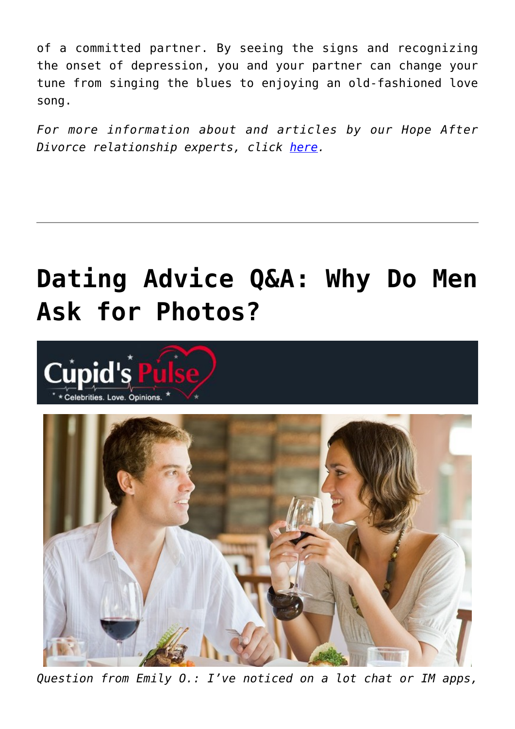of a committed partner. By seeing the signs and recognizing the onset of depression, you and your partner can change your tune from singing the blues to enjoying an old-fashioned love song.

*For more information about and articles by our Hope After Divorce relationship experts, click here.*

---

# Dating Advice Q&A: Why Do Men Ask for Photos?

*Question from Emily O.: I've noticed on a lot chat or IM apps,*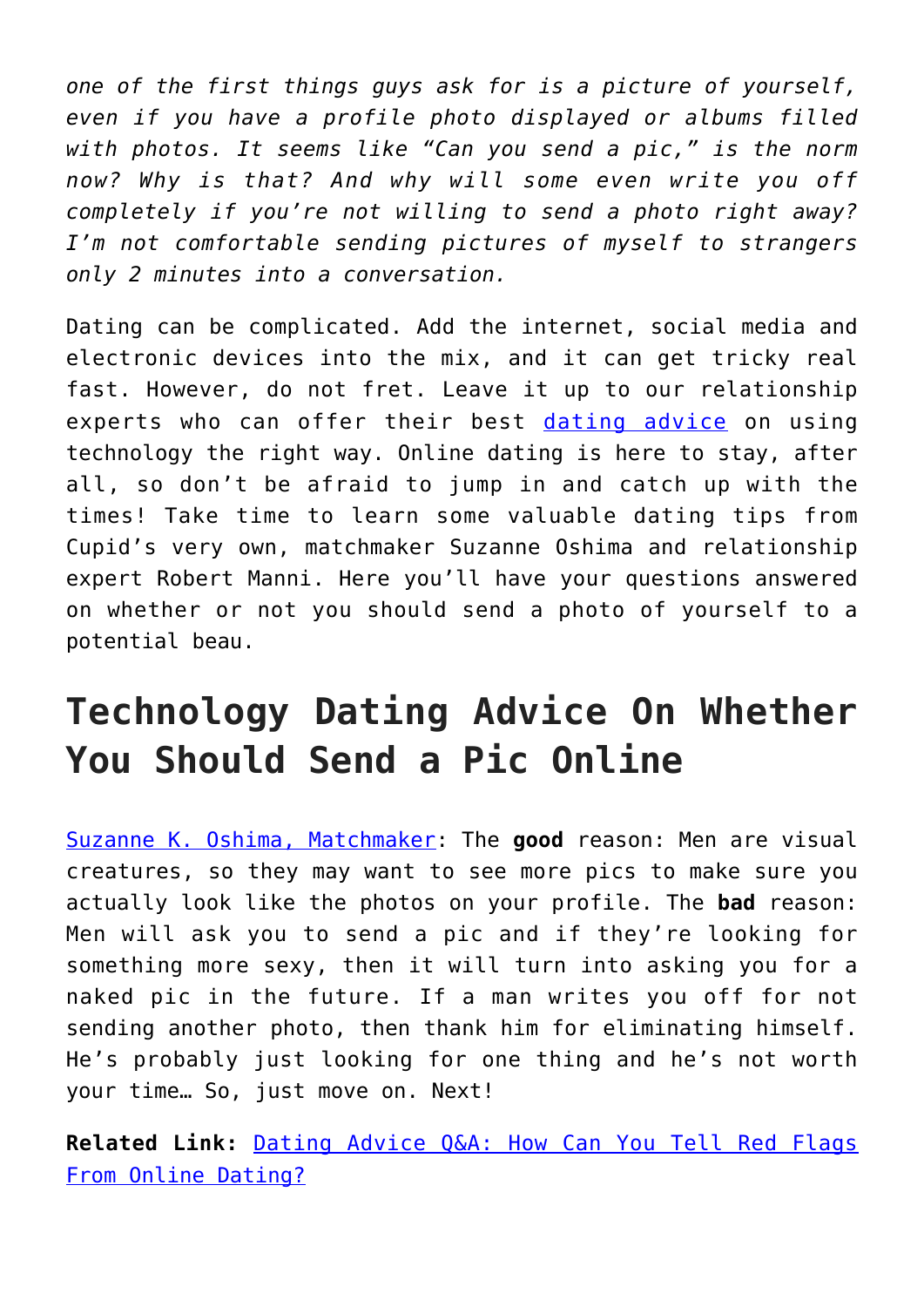*one of the first things guys ask for is a picture of yourself, even if you have a profile photo displayed or albums filled with photos. It seems like "Can you send a pic," is the norm now? Why is that? And why will some even write you off completely if you're not willing to send a photo right away? I'm not comfortable sending pictures of myself to strangers only 2 minutes into a conversation.*

Dating can be complicated. Add the internet, social media and electronic devices into the mix, and it can get tricky real fast. However, do not fret. Leave it up to our relationship experts who can offer their best dating advice on using technology the right way. Online dating is here to stay, after all, so don't be afraid to jump in and catch up with the times! Take time to learn some valuable dating tips from Cupid's very own, matchmaker Suzanne Oshima and relationship expert Robert Manni. Here you'll have your questions answered on whether or not you should send a photo of yourself to a potential beau.

## Technology Dating Advice On Whether You Should Send a Pic Online

Suzanne K. Oshima, Matchmaker: The **good** reason: Men are visual creatures, so they may want to see more pics to make sure you actually look like the photos on your profile. The **bad** reason: Men will ask you to send a pic and if they're looking for something more sexy, then it will turn into asking you for a naked pic in the future. If a man writes you off for not sending another photo, then thank him for eliminating himself. He's probably just looking for one thing and he's not worth your time… So, just move on. Next!

**Related Link:** Dating Advice Q&A: How Can You Tell Red Flags From Online Dating?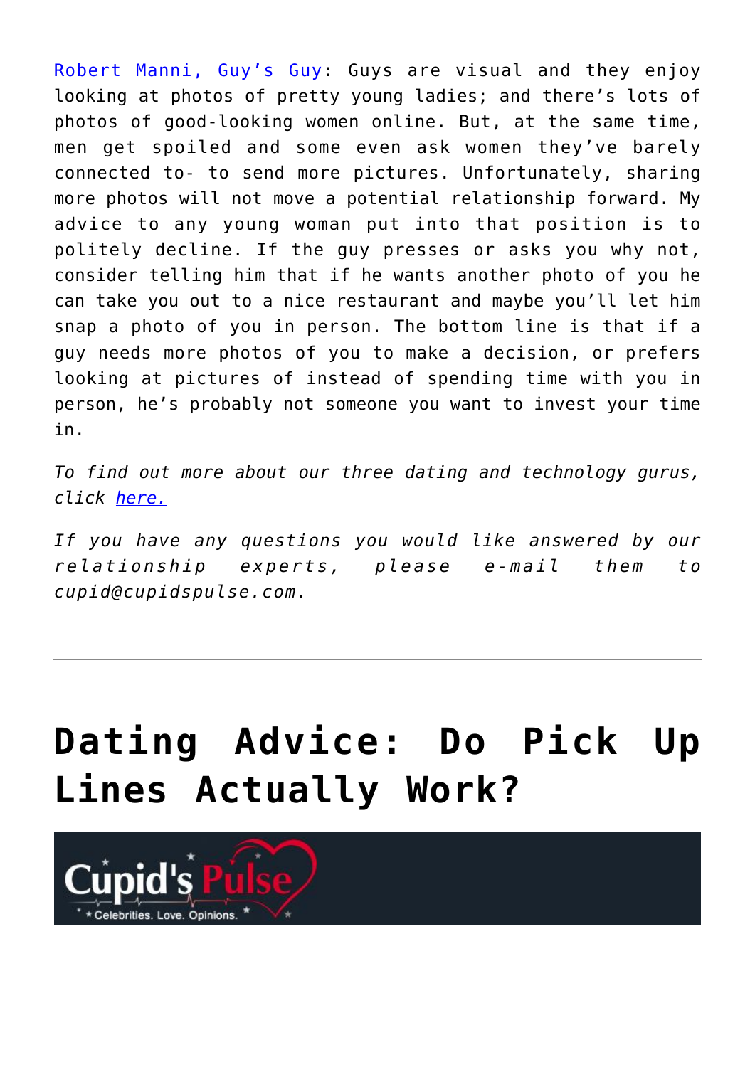Robert Manni, Guy's Guy: Guys are visual and they enjoy looking at photos of pretty young ladies; and there's lots of photos of good-looking women online. But, at the same time, men get spoiled and some even ask women they've barely connected to- to send more pictures. Unfortunately, sharing more photos will not move a potential relationship forward. My advice to any young woman put into that position is to politely decline. If the guy presses or asks you why not, consider telling him that if he wants another photo of you he can take you out to a nice restaurant and maybe you'll let him snap a photo of you in person. The bottom line is that if a guy needs more photos of you to make a decision, or prefers looking at pictures of instead of spending time with you in person, he's probably not someone you want to invest your time in.

*To find out more about our three dating and technology gurus, click here.*

*If you have any questions you would like answered by our relationship experts, please e-mail them to cupid@cupidspulse.com.*

---

# Dating Advice: Do Pick Up Lines Actually Work?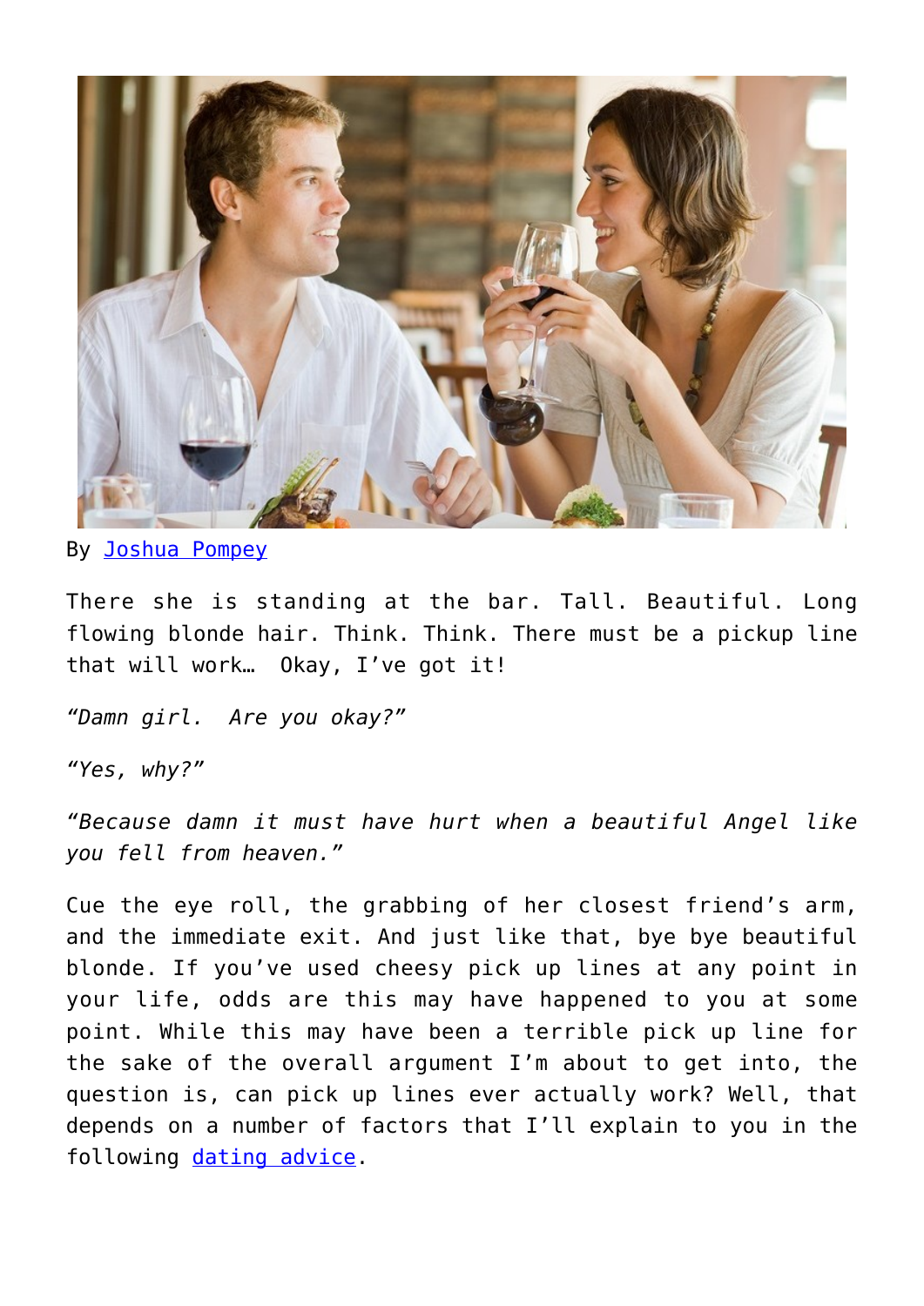By Joshua Pompey

There she is standing at the bar. Tall. Beautiful. Long flowing blonde hair. Think. Think. There must be a pickup line that will work… Okay, I've got it!

*"Damn girl. Are you okay?"*

*"Yes, why?"*

*"Because damn it must have hurt when a beautiful Angel like you fell from heaven."*

Cue the eye roll, the grabbing of her closest friend's arm, and the immediate exit. And just like that, bye bye beautiful blonde. If you've used cheesy pick up lines at any point in your life, odds are this may have happened to you at some point. While this may have been a terrible pick up line for the sake of the overall argument I'm about to get into, the question is, can pick up lines ever actually work? Well, that depends on a number of factors that I'll explain to you in the following dating advice.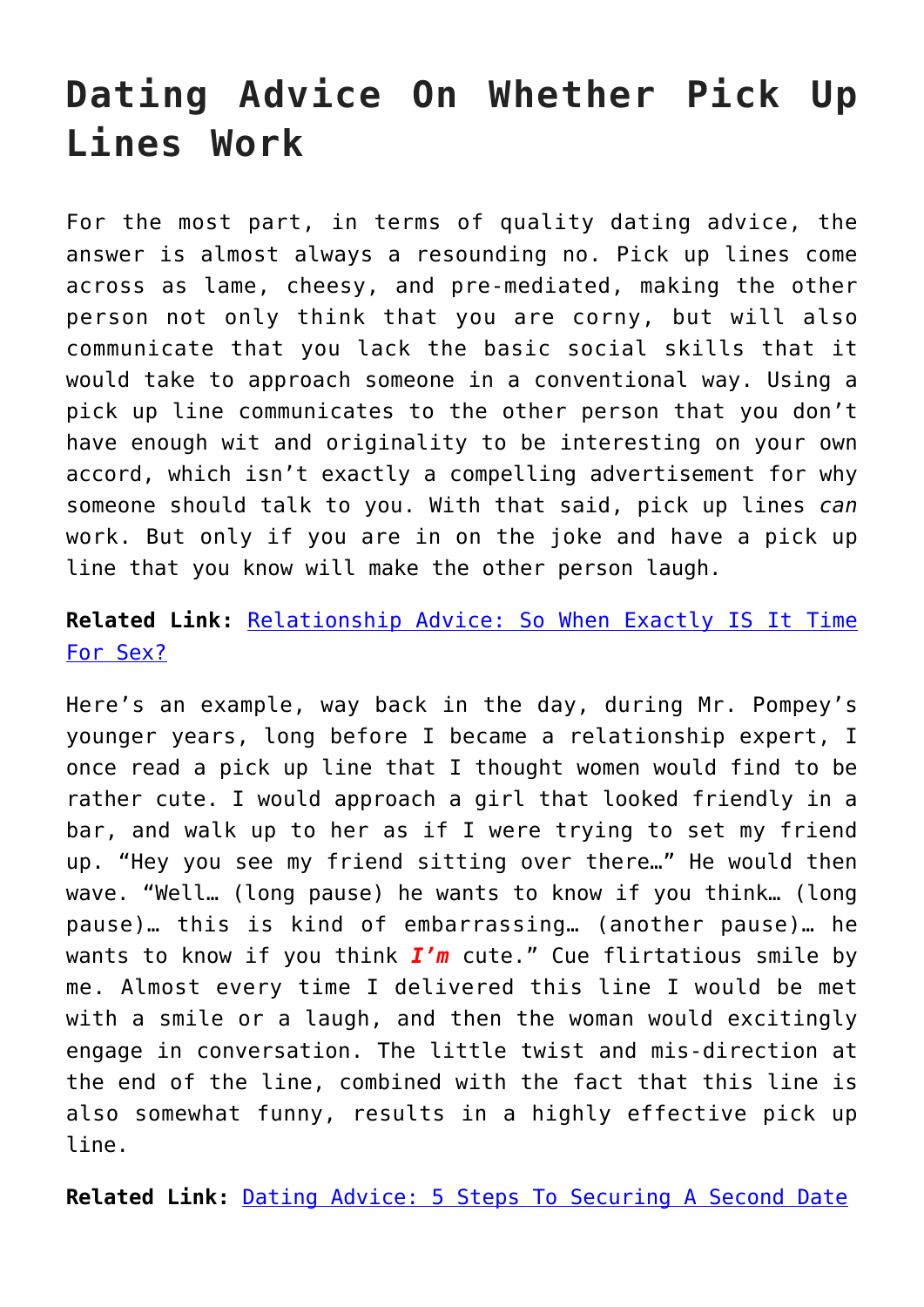# Dating Advice On Whether Pick Up Lines Work

For the most part, in terms of quality dating advice, the answer is almost always a resounding no. Pick up lines come across as lame, cheesy, and pre-mediated, making the other person not only think that you are corny, but will also communicate that you lack the basic social skills that it would take to approach someone in a conventional way. Using a pick up line communicates to the other person that you don't have enough wit and originality to be interesting on your own accord, which isn't exactly a compelling advertisement for why someone should talk to you. With that said, pick up lines *can* work. But only if you are in on the joke and have a pick up line that you know will make the other person laugh.

**Related Link:** [Relationship Advice: So When Exactly IS It Time For Sex?]

Here's an example, way back in the day, during Mr. Pompey's younger years, long before I became a relationship expert, I once read a pick up line that I thought women would find to be rather cute. I would approach a girl that looked friendly in a bar, and walk up to her as if I were trying to set my friend up. "Hey you see my friend sitting over there…" He would then wave. "Well… (long pause) he wants to know if you think… (long pause)… this is kind of embarrassing… (another pause)… he wants to know if you think ***I'm*** cute." Cue flirtatious smile by me. Almost every time I delivered this line I would be met with a smile or a laugh, and then the woman would excitingly engage in conversation. The little twist and mis-direction at the end of the line, combined with the fact that this line is also somewhat funny, results in a highly effective pick up line.

**Related Link:** [Dating Advice: 5 Steps To Securing A Second Date]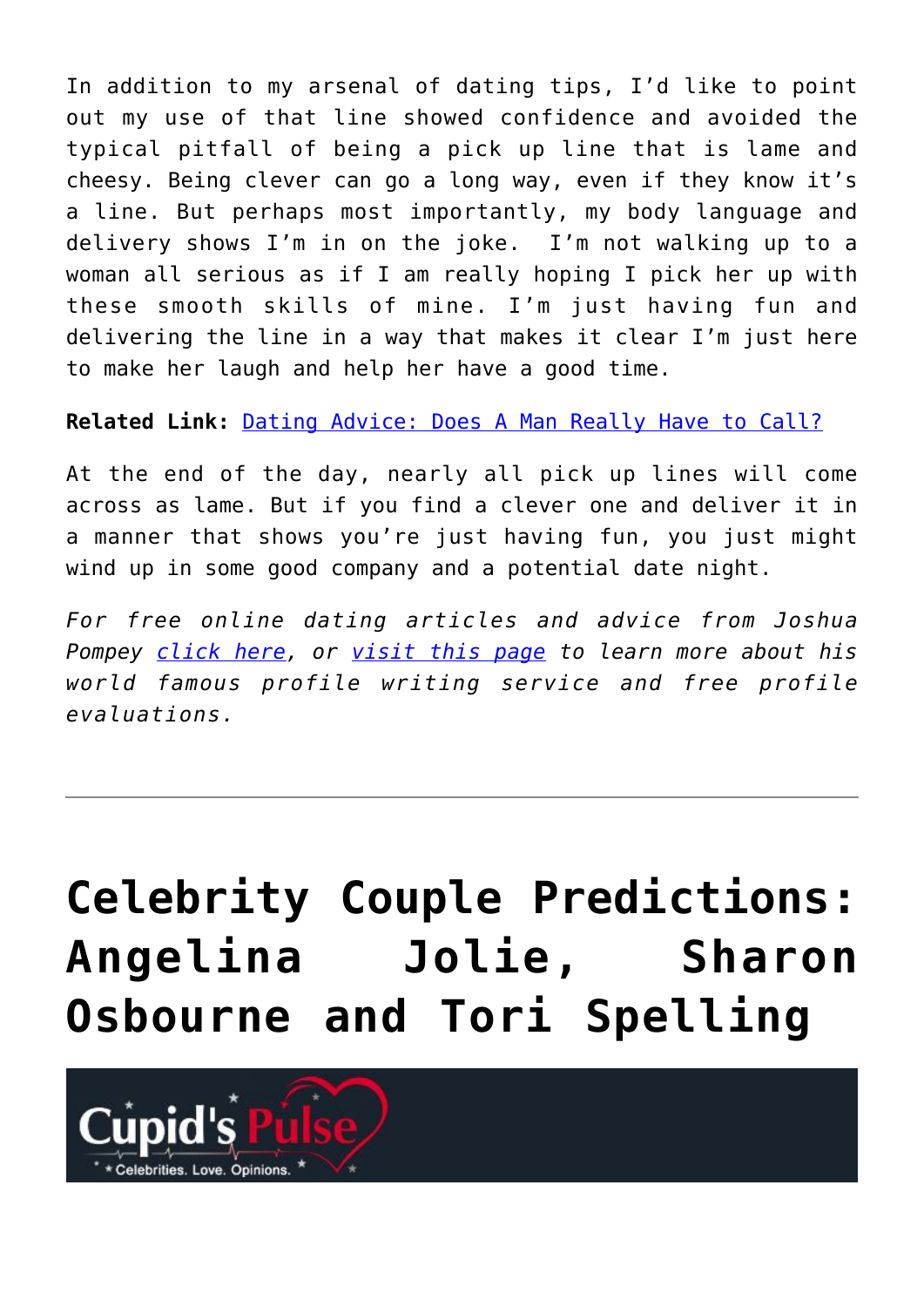In addition to my arsenal of dating tips, I'd like to point out my use of that line showed confidence and avoided the typical pitfall of being a pick up line that is lame and cheesy. Being clever can go a long way, even if they know it's a line. But perhaps most importantly, my body language and delivery shows I'm in on the joke.  I'm not walking up to a woman all serious as if I am really hoping I pick her up with these smooth skills of mine. I'm just having fun and delivering the line in a way that makes it clear I'm just here to make her laugh and help her have a good time.

**Related Link:** Dating Advice: Does A Man Really Have to Call?

At the end of the day, nearly all pick up lines will come across as lame. But if you find a clever one and deliver it in a manner that shows you're just having fun, you just might wind up in some good company and a potential date night.

*For free online dating articles and advice from Joshua Pompey click here, or visit this page to learn more about his world famous profile writing service and free profile evaluations.*

---

# Celebrity Couple Predictions: Angelina Jolie, Sharon Osbourne and Tori Spelling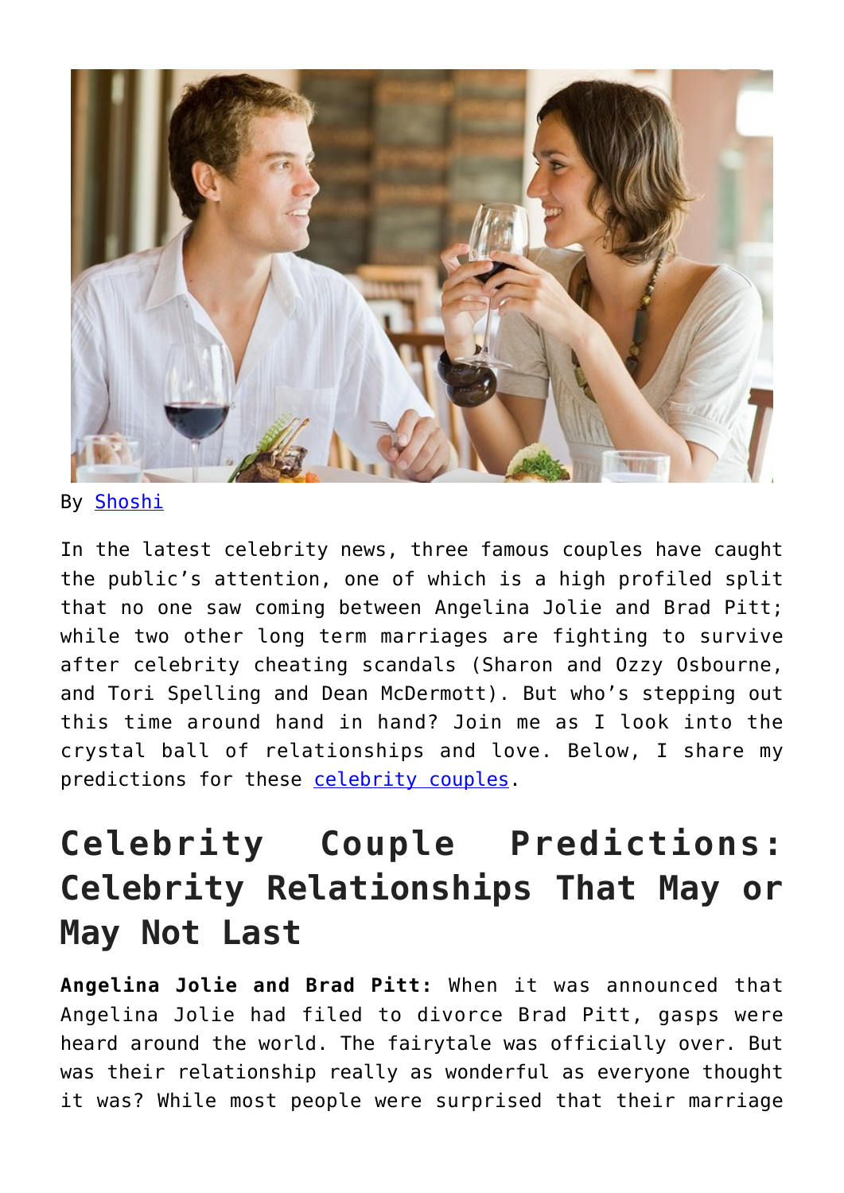By Shoshi

In the latest celebrity news, three famous couples have caught the public's attention, one of which is a high profiled split that no one saw coming between Angelina Jolie and Brad Pitt; while two other long term marriages are fighting to survive after celebrity cheating scandals (Sharon and Ozzy Osbourne, and Tori Spelling and Dean McDermott). But who's stepping out this time around hand in hand? Join me as I look into the crystal ball of relationships and love. Below, I share my predictions for these celebrity couples.

## Celebrity Couple Predictions: Celebrity Relationships That May or May Not Last

**Angelina Jolie and Brad Pitt:** When it was announced that Angelina Jolie had filed to divorce Brad Pitt, gasps were heard around the world. The fairytale was officially over. But was their relationship really as wonderful as everyone thought it was? While most people were surprised that their marriage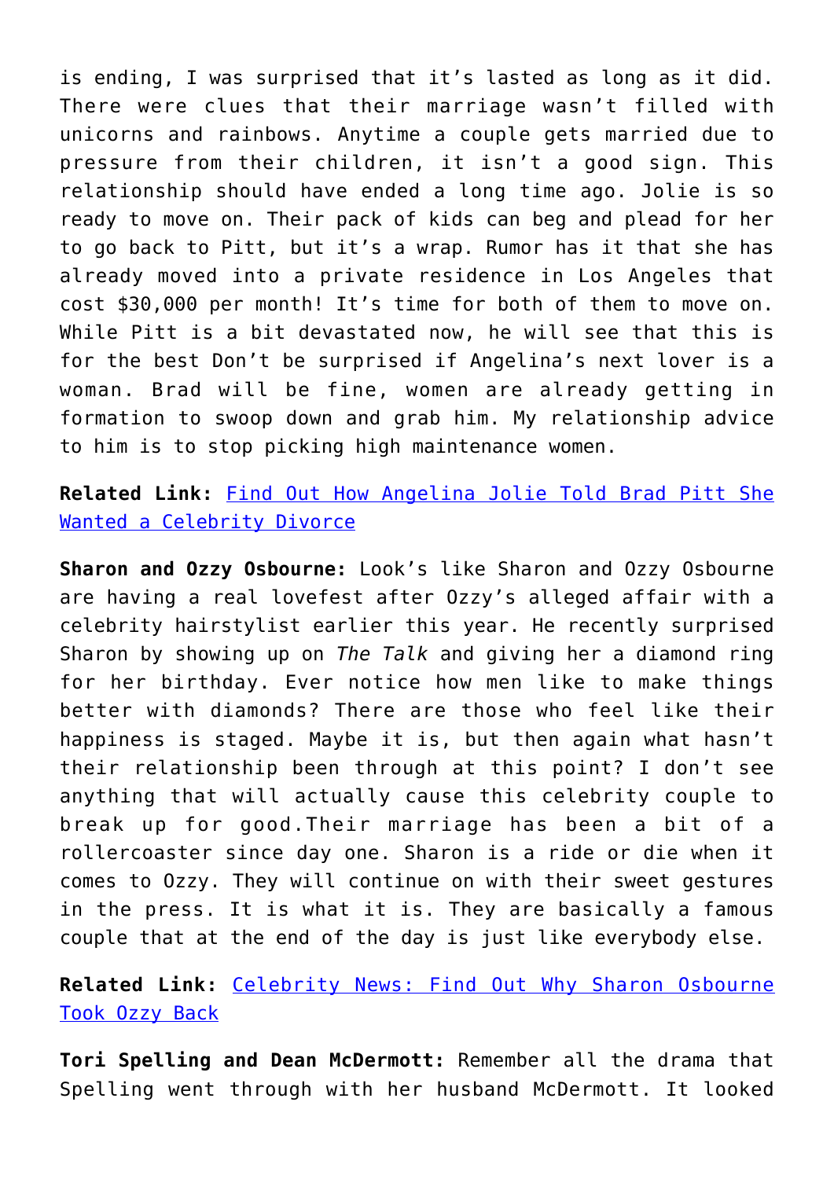is ending, I was surprised that it's lasted as long as it did. There were clues that their marriage wasn't filled with unicorns and rainbows. Anytime a couple gets married due to pressure from their children, it isn't a good sign. This relationship should have ended a long time ago. Jolie is so ready to move on. Their pack of kids can beg and plead for her to go back to Pitt, but it's a wrap. Rumor has it that she has already moved into a private residence in Los Angeles that cost $30,000 per month! It's time for both of them to move on. While Pitt is a bit devastated now, he will see that this is for the best Don't be surprised if Angelina's next lover is a woman. Brad will be fine, women are already getting in formation to swoop down and grab him. My relationship advice to him is to stop picking high maintenance women.

**Related Link:** [Find Out How Angelina Jolie Told Brad Pitt She Wanted a Celebrity Divorce]()

**Sharon and Ozzy Osbourne:** Look's like Sharon and Ozzy Osbourne are having a real lovefest after Ozzy's alleged affair with a celebrity hairstylist earlier this year. He recently surprised Sharon by showing up on *The Talk* and giving her a diamond ring for her birthday. Ever notice how men like to make things better with diamonds? There are those who feel like their happiness is staged. Maybe it is, but then again what hasn't their relationship been through at this point? I don't see anything that will actually cause this celebrity couple to break up for good.Their marriage has been a bit of a rollercoaster since day one. Sharon is a ride or die when it comes to Ozzy. They will continue on with their sweet gestures in the press. It is what it is. They are basically a famous couple that at the end of the day is just like everybody else.

**Related Link:** [Celebrity News: Find Out Why Sharon Osbourne Took Ozzy Back]()

**Tori Spelling and Dean McDermott:** Remember all the drama that Spelling went through with her husband McDermott. It looked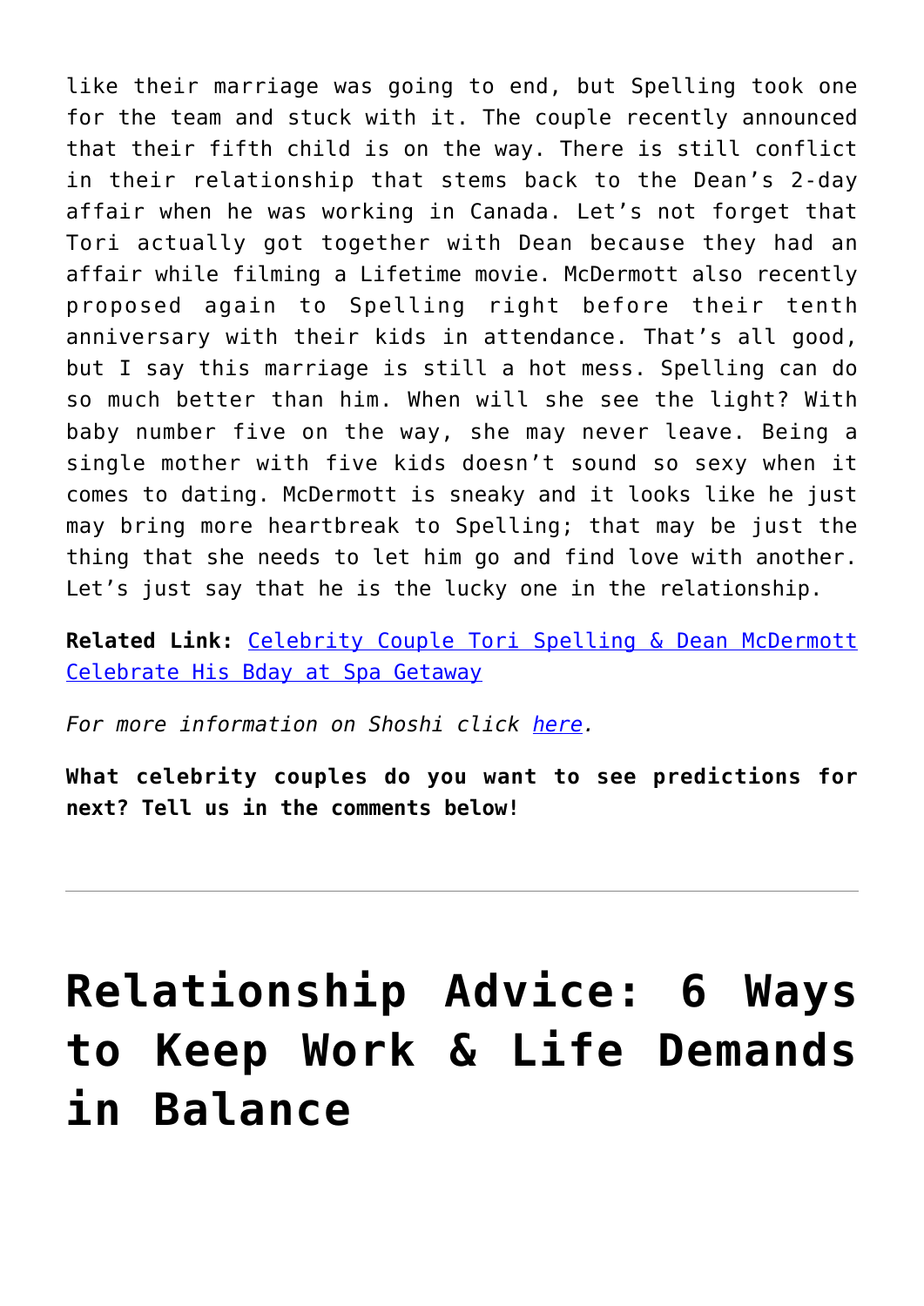like their marriage was going to end, but Spelling took one for the team and stuck with it. The couple recently announced that their fifth child is on the way. There is still conflict in their relationship that stems back to the Dean's 2-day affair when he was working in Canada. Let's not forget that Tori actually got together with Dean because they had an affair while filming a Lifetime movie. McDermott also recently proposed again to Spelling right before their tenth anniversary with their kids in attendance. That's all good, but I say this marriage is still a hot mess. Spelling can do so much better than him. When will she see the light? With baby number five on the way, she may never leave. Being a single mother with five kids doesn't sound so sexy when it comes to dating. McDermott is sneaky and it looks like he just may bring more heartbreak to Spelling; that may be just the thing that she needs to let him go and find love with another. Let's just say that he is the lucky one in the relationship.

**Related Link:** Celebrity Couple Tori Spelling & Dean McDermott Celebrate His Bday at Spa Getaway

*For more information on Shoshi click here.*

**What celebrity couples do you want to see predictions for next? Tell us in the comments below!**

---

# Relationship Advice: 6 Ways to Keep Work & Life Demands in Balance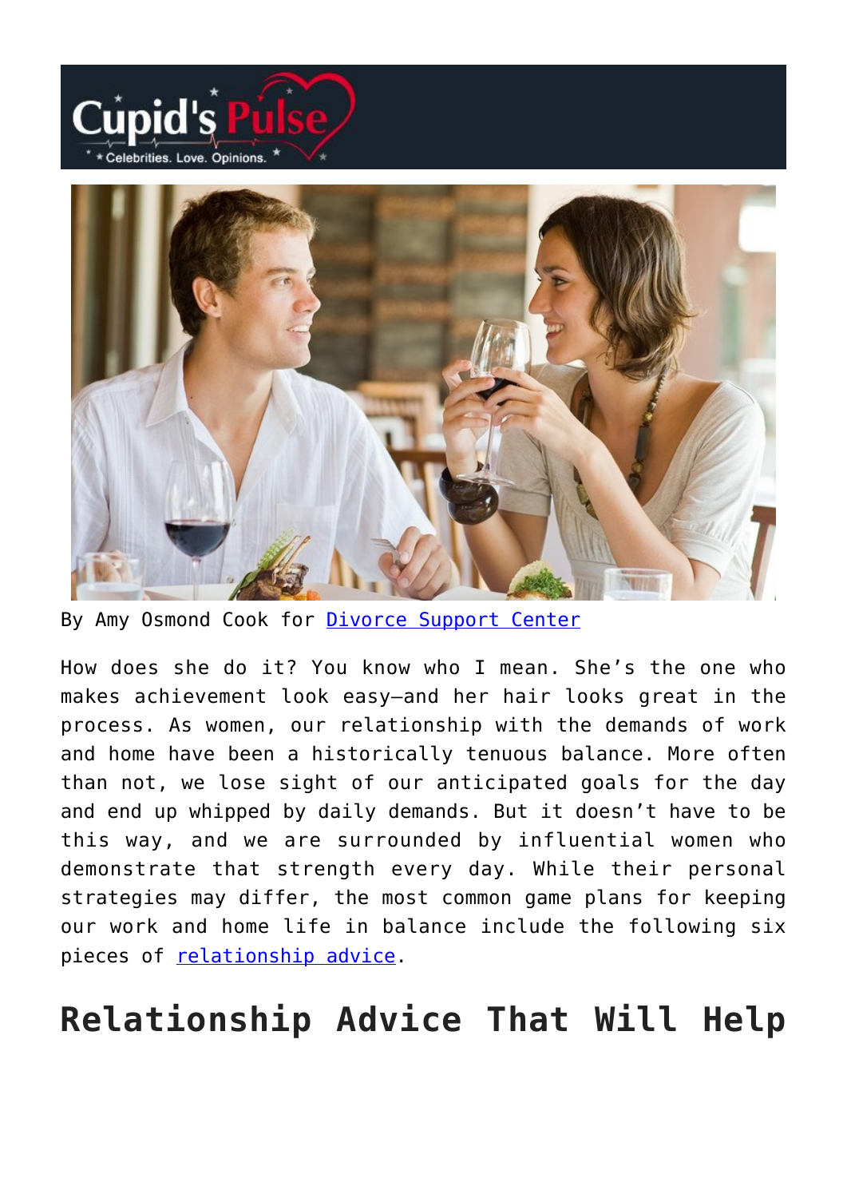By Amy Osmond Cook for Divorce Support Center

How does she do it? You know who I mean. She's the one who makes achievement look easy—and her hair looks great in the process. As women, our relationship with the demands of work and home have been a historically tenuous balance. More often than not, we lose sight of our anticipated goals for the day and end up whipped by daily demands. But it doesn't have to be this way, and we are surrounded by influential women who demonstrate that strength every day. While their personal strategies may differ, the most common game plans for keeping our work and home life in balance include the following six pieces of relationship advice.

## Relationship Advice That Will Help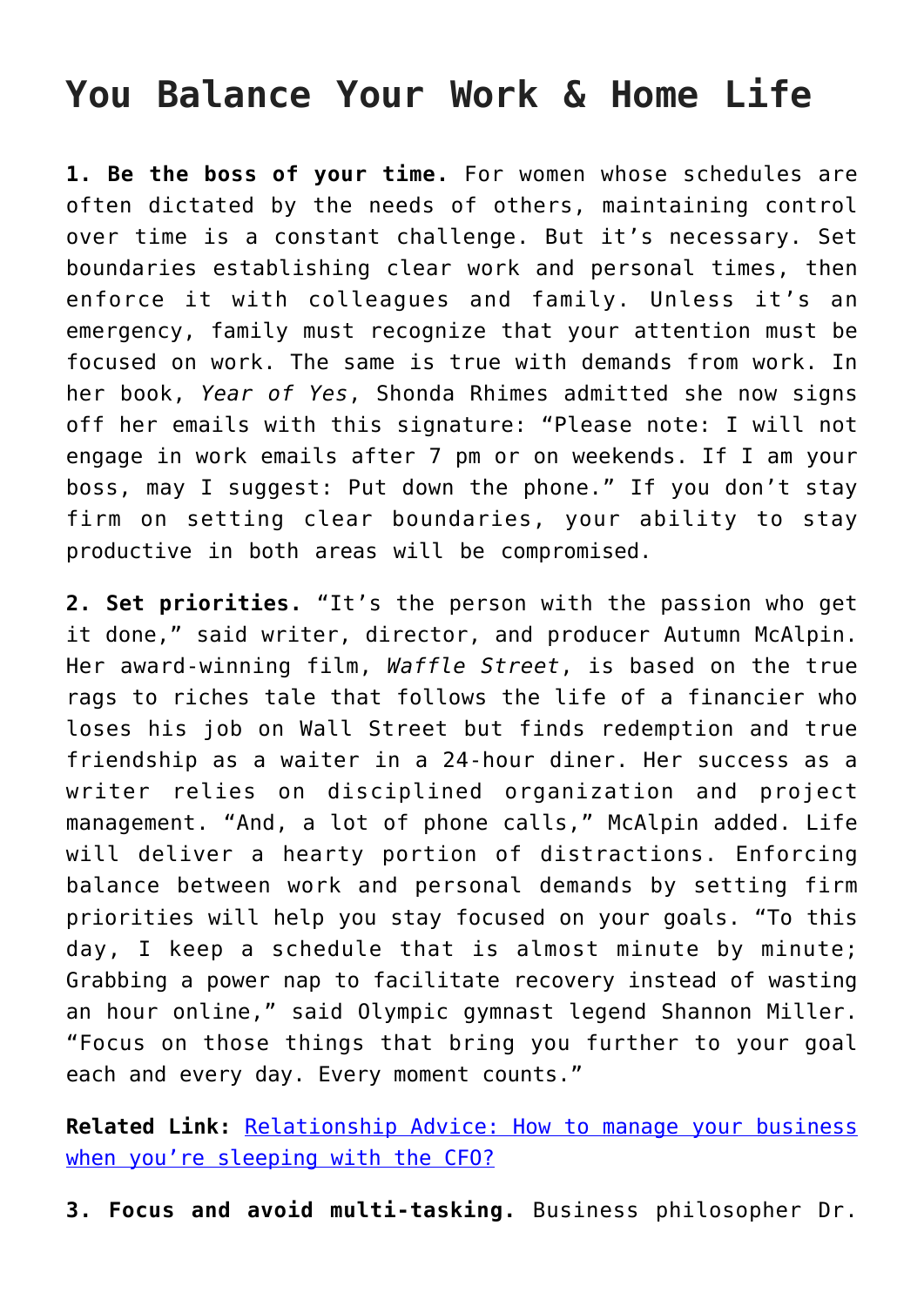# You Balance Your Work & Home Life

**1. Be the boss of your time.** For women whose schedules are often dictated by the needs of others, maintaining control over time is a constant challenge. But it's necessary. Set boundaries establishing clear work and personal times, then enforce it with colleagues and family. Unless it's an emergency, family must recognize that your attention must be focused on work. The same is true with demands from work. In her book, *Year of Yes*, Shonda Rhimes admitted she now signs off her emails with this signature: "Please note: I will not engage in work emails after 7 pm or on weekends. If I am your boss, may I suggest: Put down the phone." If you don't stay firm on setting clear boundaries, your ability to stay productive in both areas will be compromised.

**2. Set priorities.** "It's the person with the passion who get it done," said writer, director, and producer Autumn McAlpin. Her award-winning film, *Waffle Street*, is based on the true rags to riches tale that follows the life of a financier who loses his job on Wall Street but finds redemption and true friendship as a waiter in a 24-hour diner. Her success as a writer relies on disciplined organization and project management. "And, a lot of phone calls," McAlpin added. Life will deliver a hearty portion of distractions. Enforcing balance between work and personal demands by setting firm priorities will help you stay focused on your goals. "To this day, I keep a schedule that is almost minute by minute; Grabbing a power nap to facilitate recovery instead of wasting an hour online," said Olympic gymnast legend Shannon Miller. "Focus on those things that bring you further to your goal each and every day. Every moment counts."

**Related Link:** [Relationship Advice: How to manage your business when you're sleeping with the CFO?]

**3. Focus and avoid multi-tasking.** Business philosopher Dr.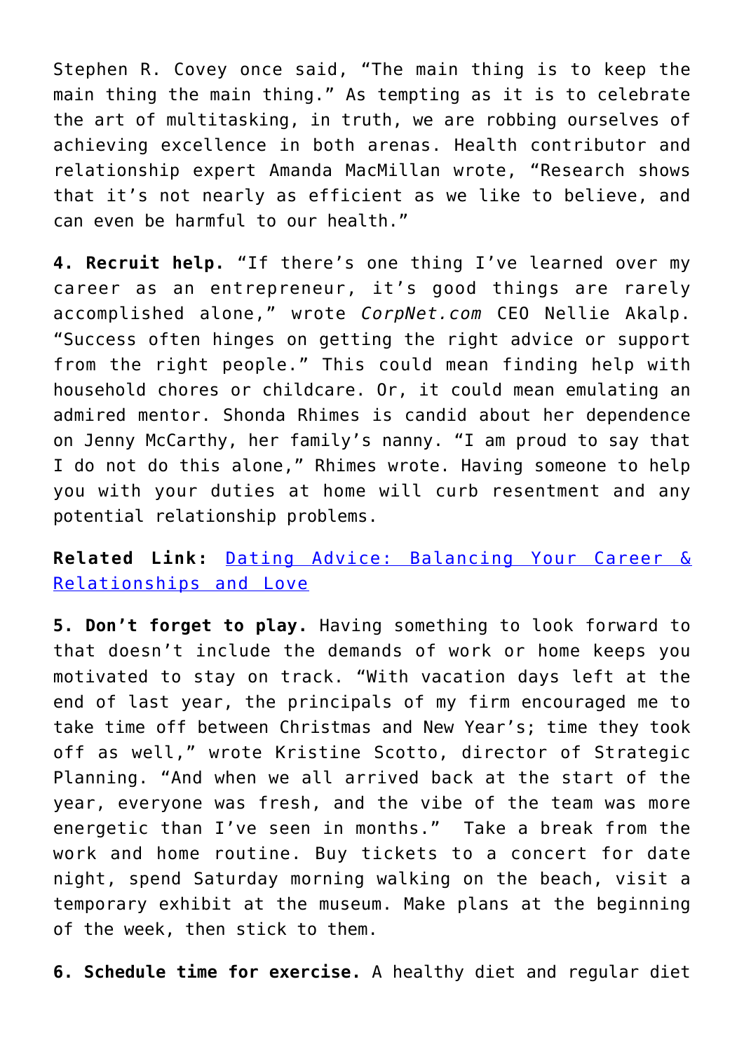Stephen R. Covey once said, “The main thing is to keep the main thing the main thing.” As tempting as it is to celebrate the art of multitasking, in truth, we are robbing ourselves of achieving excellence in both arenas. Health contributor and relationship expert Amanda MacMillan wrote, “Research shows that it’s not nearly as efficient as we like to believe, and can even be harmful to our health.”

**4. Recruit help.** “If there’s one thing I’ve learned over my career as an entrepreneur, it’s good things are rarely accomplished alone,” wrote *CorpNet.com* CEO Nellie Akalp. “Success often hinges on getting the right advice or support from the right people.” This could mean finding help with household chores or childcare. Or, it could mean emulating an admired mentor. Shonda Rhimes is candid about her dependence on Jenny McCarthy, her family’s nanny. “I am proud to say that I do not do this alone,” Rhimes wrote. Having someone to help you with your duties at home will curb resentment and any potential relationship problems.

**Related Link:** Dating Advice: Balancing Your Career & Relationships and Love

**5. Don’t forget to play.** Having something to look forward to that doesn’t include the demands of work or home keeps you motivated to stay on track. “With vacation days left at the end of last year, the principals of my firm encouraged me to take time off between Christmas and New Year’s; time they took off as well,” wrote Kristine Scotto, director of Strategic Planning. “And when we all arrived back at the start of the year, everyone was fresh, and the vibe of the team was more energetic than I’ve seen in months.” Take a break from the work and home routine. Buy tickets to a concert for date night, spend Saturday morning walking on the beach, visit a temporary exhibit at the museum. Make plans at the beginning of the week, then stick to them.

**6. Schedule time for exercise.** A healthy diet and regular diet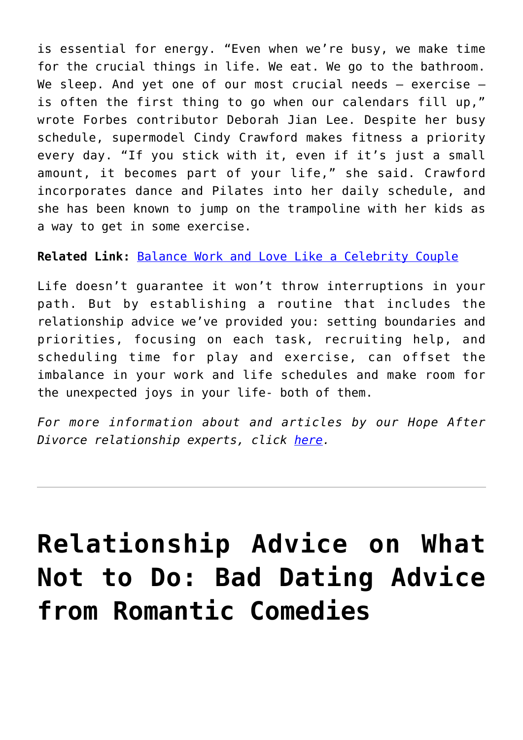is essential for energy. "Even when we're busy, we make time for the crucial things in life. We eat. We go to the bathroom. We sleep. And yet one of our most crucial needs – exercise – is often the first thing to go when our calendars fill up," wrote Forbes contributor Deborah Jian Lee. Despite her busy schedule, supermodel Cindy Crawford makes fitness a priority every day. "If you stick with it, even if it's just a small amount, it becomes part of your life," she said. Crawford incorporates dance and Pilates into her daily schedule, and she has been known to jump on the trampoline with her kids as a way to get in some exercise.

**Related Link:** [Balance Work and Love Like a Celebrity Couple]()

Life doesn't guarantee it won't throw interruptions in your path. But by establishing a routine that includes the relationship advice we've provided you: setting boundaries and priorities, focusing on each task, recruiting help, and scheduling time for play and exercise, can offset the imbalance in your work and life schedules and make room for the unexpected joys in your life- both of them.

*For more information about and articles by our Hope After Divorce relationship experts, click [here]().*

---

# Relationship Advice on What Not to Do: Bad Dating Advice from Romantic Comedies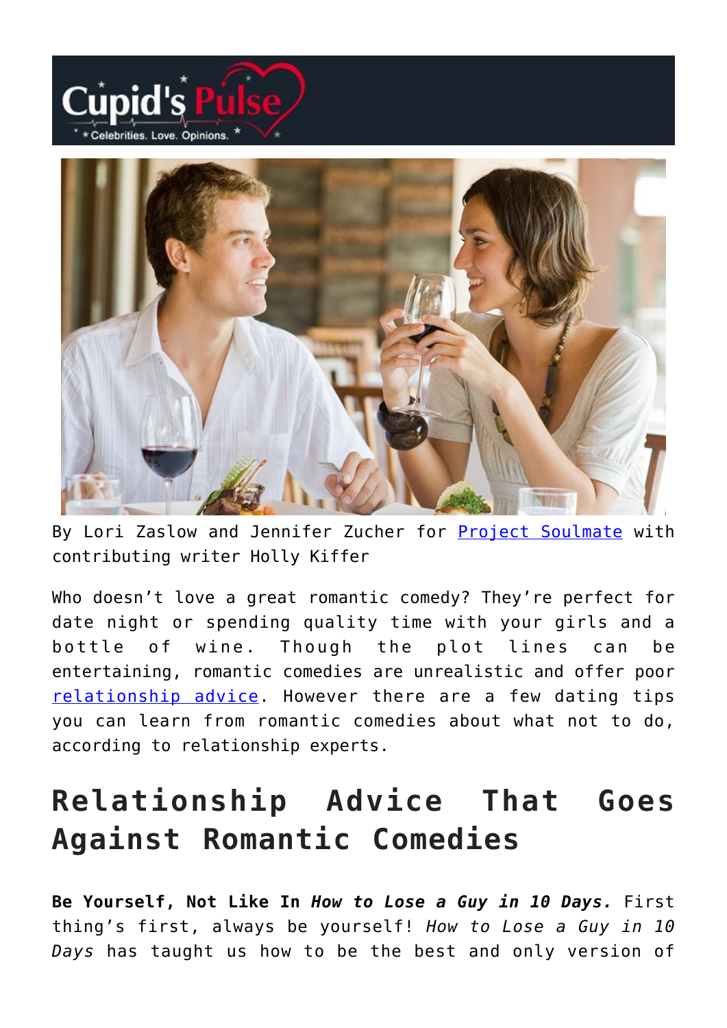By Lori Zaslow and Jennifer Zucher for [Project Soulmate](Project Soulmate) with contributing writer Holly Kiffer

Who doesn't love a great romantic comedy? They're perfect for date night or spending quality time with your girls and a bottle of wine. Though the plot lines can be entertaining, romantic comedies are unrealistic and offer poor relationship advice. However there are a few dating tips you can learn from romantic comedies about what not to do, according to relationship experts.

## Relationship Advice That Goes Against Romantic Comedies

**Be Yourself, Not Like In *How to Lose a Guy in 10 Days.*** First thing's first, always be yourself! *How to Lose a Guy in 10 Days* has taught us how to be the best and only version of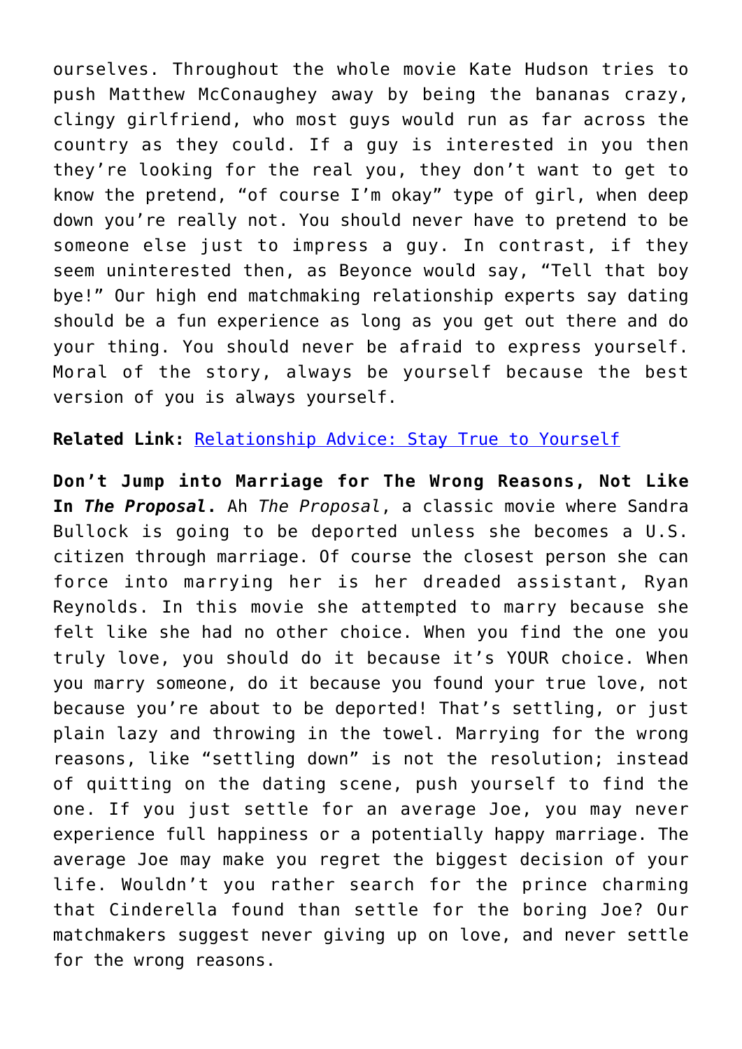ourselves. Throughout the whole movie Kate Hudson tries to push Matthew McConaughey away by being the bananas crazy, clingy girlfriend, who most guys would run as far across the country as they could. If a guy is interested in you then they're looking for the real you, they don't want to get to know the pretend, "of course I'm okay" type of girl, when deep down you're really not. You should never have to pretend to be someone else just to impress a guy. In contrast, if they seem uninterested then, as Beyonce would say, "Tell that boy bye!" Our high end matchmaking relationship experts say dating should be a fun experience as long as you get out there and do your thing. You should never be afraid to express yourself. Moral of the story, always be yourself because the best version of you is always yourself.

**Related Link:** [Relationship Advice: Stay True to Yourself]()

**Don't Jump into Marriage for The Wrong Reasons, Not Like In *The Proposal*.** Ah *The Proposal*, a classic movie where Sandra Bullock is going to be deported unless she becomes a U.S. citizen through marriage. Of course the closest person she can force into marrying her is her dreaded assistant, Ryan Reynolds. In this movie she attempted to marry because she felt like she had no other choice. When you find the one you truly love, you should do it because it's YOUR choice. When you marry someone, do it because you found your true love, not because you're about to be deported! That's settling, or just plain lazy and throwing in the towel. Marrying for the wrong reasons, like "settling down" is not the resolution; instead of quitting on the dating scene, push yourself to find the one. If you just settle for an average Joe, you may never experience full happiness or a potentially happy marriage. The average Joe may make you regret the biggest decision of your life. Wouldn't you rather search for the prince charming that Cinderella found than settle for the boring Joe? Our matchmakers suggest never giving up on love, and never settle for the wrong reasons.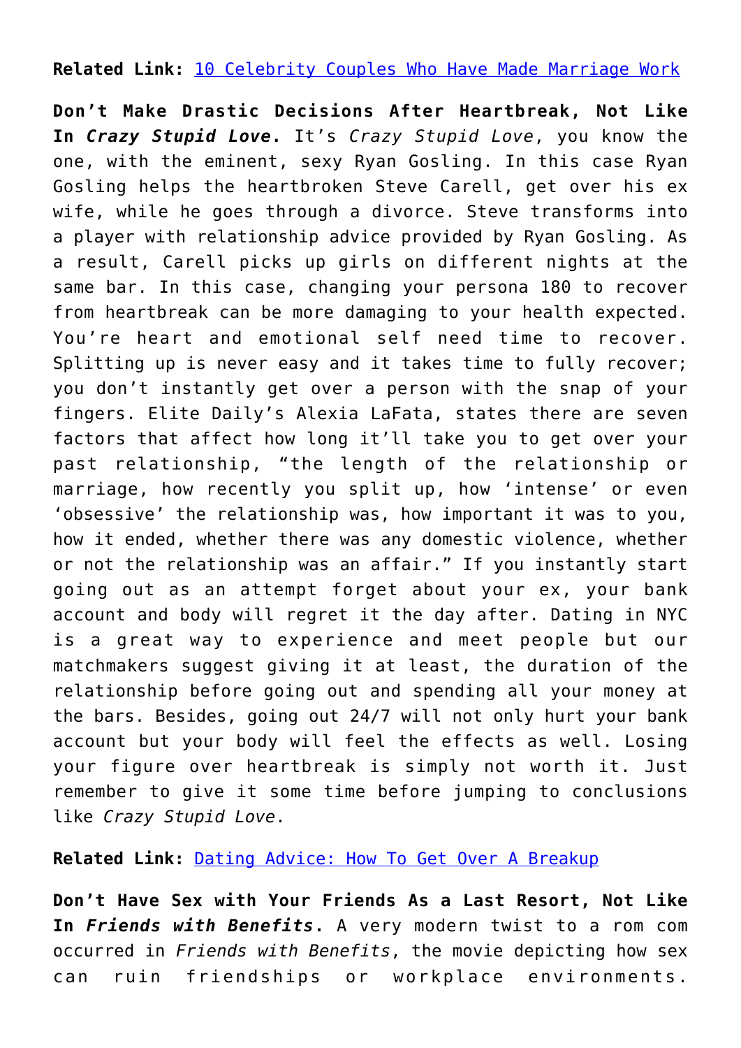**Related Link:** [10 Celebrity Couples Who Have Made Marriage Work]()

**Don't Make Drastic Decisions After Heartbreak, Not Like In *Crazy Stupid Love*.** It's *Crazy Stupid Love*, you know the one, with the eminent, sexy Ryan Gosling. In this case Ryan Gosling helps the heartbroken Steve Carell, get over his ex wife, while he goes through a divorce. Steve transforms into a player with relationship advice provided by Ryan Gosling. As a result, Carell picks up girls on different nights at the same bar. In this case, changing your persona 180 to recover from heartbreak can be more damaging to your health expected. You're heart and emotional self need time to recover. Splitting up is never easy and it takes time to fully recover; you don't instantly get over a person with the snap of your fingers. Elite Daily's Alexia LaFata, states there are seven factors that affect how long it'll take you to get over your past relationship, "the length of the relationship or marriage, how recently you split up, how 'intense' or even 'obsessive' the relationship was, how important it was to you, how it ended, whether there was any domestic violence, whether or not the relationship was an affair." If you instantly start going out as an attempt forget about your ex, your bank account and body will regret it the day after. Dating in NYC is a great way to experience and meet people but our matchmakers suggest giving it at least, the duration of the relationship before going out and spending all your money at the bars. Besides, going out 24/7 will not only hurt your bank account but your body will feel the effects as well. Losing your figure over heartbreak is simply not worth it. Just remember to give it some time before jumping to conclusions like *Crazy Stupid Love*.

**Related Link:** [Dating Advice: How To Get Over A Breakup]()

**Don't Have Sex with Your Friends As a Last Resort, Not Like In *Friends with Benefits*.** A very modern twist to a rom com occurred in *Friends with Benefits*, the movie depicting how sex can ruin friendships or workplace environments.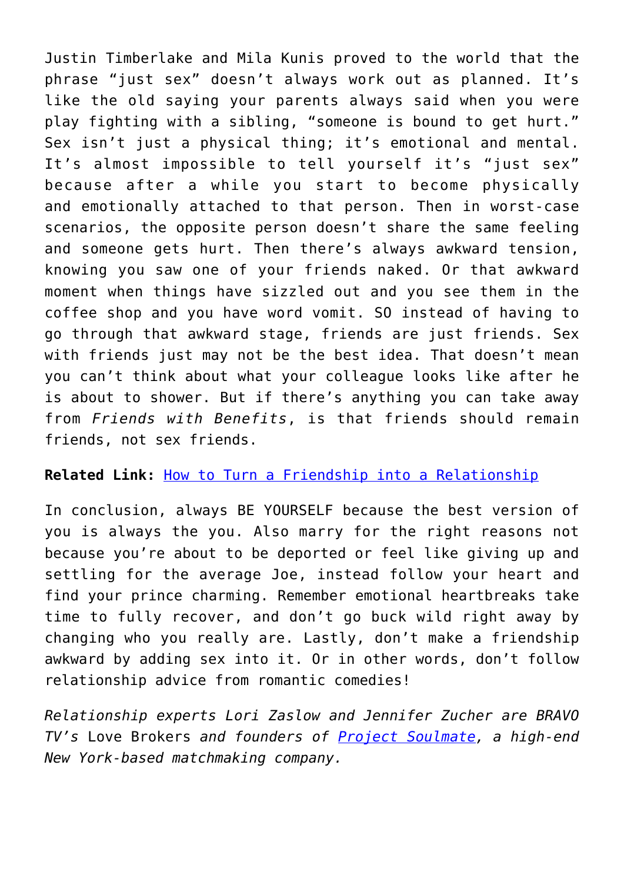Justin Timberlake and Mila Kunis proved to the world that the phrase "just sex" doesn't always work out as planned. It's like the old saying your parents always said when you were play fighting with a sibling, "someone is bound to get hurt." Sex isn't just a physical thing; it's emotional and mental. It's almost impossible to tell yourself it's "just sex" because after a while you start to become physically and emotionally attached to that person. Then in worst-case scenarios, the opposite person doesn't share the same feeling and someone gets hurt. Then there's always awkward tension, knowing you saw one of your friends naked. Or that awkward moment when things have sizzled out and you see them in the coffee shop and you have word vomit. SO instead of having to go through that awkward stage, friends are just friends. Sex with friends just may not be the best idea. That doesn't mean you can't think about what your colleague looks like after he is about to shower. But if there's anything you can take away from *Friends with Benefits*, is that friends should remain friends, not sex friends.

**Related Link:** How to Turn a Friendship into a Relationship

In conclusion, always BE YOURSELF because the best version of you is always the you. Also marry for the right reasons not because you're about to be deported or feel like giving up and settling for the average Joe, instead follow your heart and find your prince charming. Remember emotional heartbreaks take time to fully recover, and don't go buck wild right away by changing who you really are. Lastly, don't make a friendship awkward by adding sex into it. Or in other words, don't follow relationship advice from romantic comedies!

*Relationship experts Lori Zaslow and Jennifer Zucher are BRAVO TV's* Love Brokers *and founders of Project Soulmate, a high-end New York-based matchmaking company.*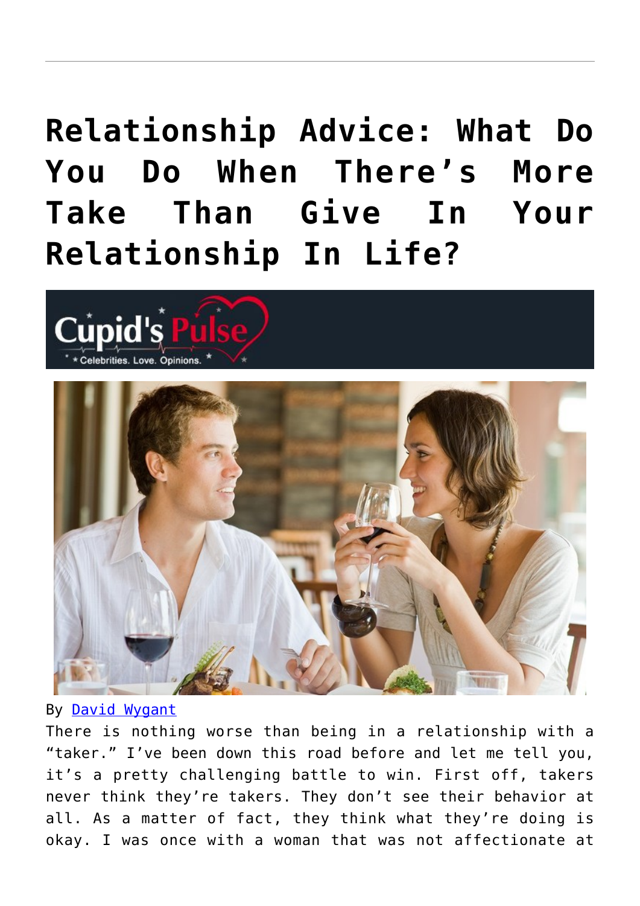# Relationship Advice: What Do You Do When There's More Take Than Give In Your Relationship In Life?

By David Wygant

There is nothing worse than being in a relationship with a "taker." I've been down this road before and let me tell you, it's a pretty challenging battle to win. First off, takers never think they're takers. They don't see their behavior at all. As a matter of fact, they think what they're doing is okay. I was once with a woman that was not affectionate at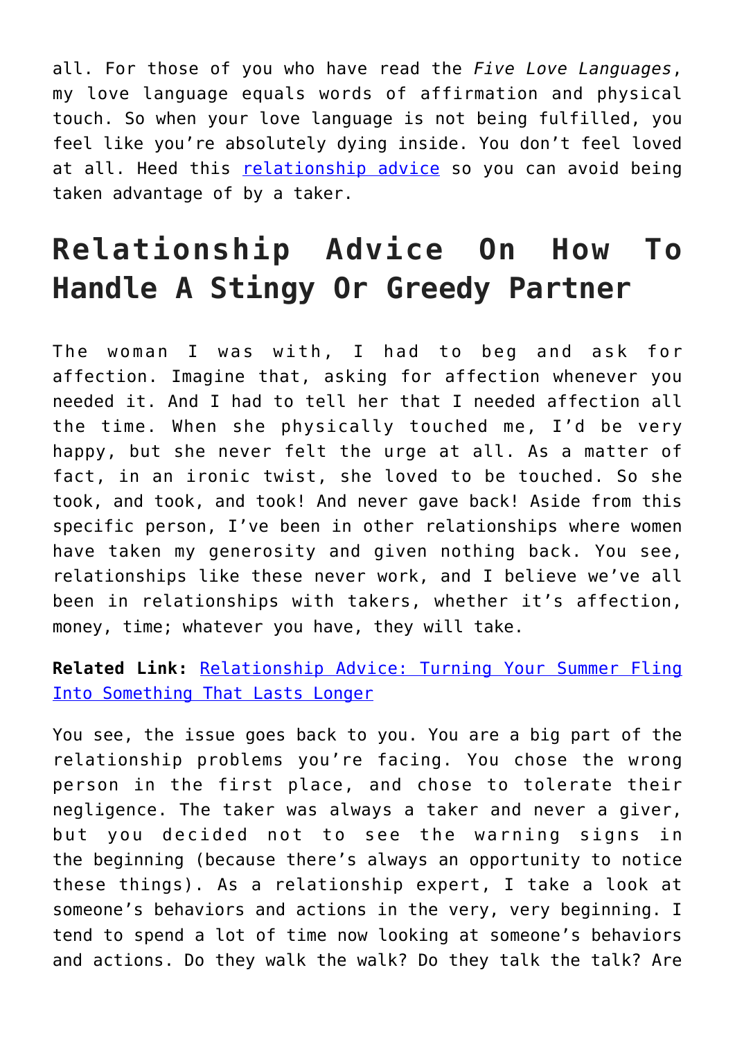all. For those of you who have read the *Five Love Languages*, my love language equals words of affirmation and physical touch. So when your love language is not being fulfilled, you feel like you're absolutely dying inside. You don't feel loved at all. Heed this [relationship advice] so you can avoid being taken advantage of by a taker.

## Relationship Advice On How To Handle A Stingy Or Greedy Partner

The woman I was with, I had to beg and ask for affection. Imagine that, asking for affection whenever you needed it. And I had to tell her that I needed affection all the time. When she physically touched me, I'd be very happy, but she never felt the urge at all. As a matter of fact, in an ironic twist, she loved to be touched. So she took, and took, and took! And never gave back! Aside from this specific person, I've been in other relationships where women have taken my generosity and given nothing back. You see, relationships like these never work, and I believe we've all been in relationships with takers, whether it's affection, money, time; whatever you have, they will take.

**Related Link:** [Relationship Advice: Turning Your Summer Fling Into Something That Lasts Longer]

You see, the issue goes back to you. You are a big part of the relationship problems you're facing. You chose the wrong person in the first place, and chose to tolerate their negligence. The taker was always a taker and never a giver, but you decided not to see the warning signs in the beginning (because there's always an opportunity to notice these things). As a relationship expert, I take a look at someone's behaviors and actions in the very, very beginning. I tend to spend a lot of time now looking at someone's behaviors and actions. Do they walk the walk? Do they talk the talk? Are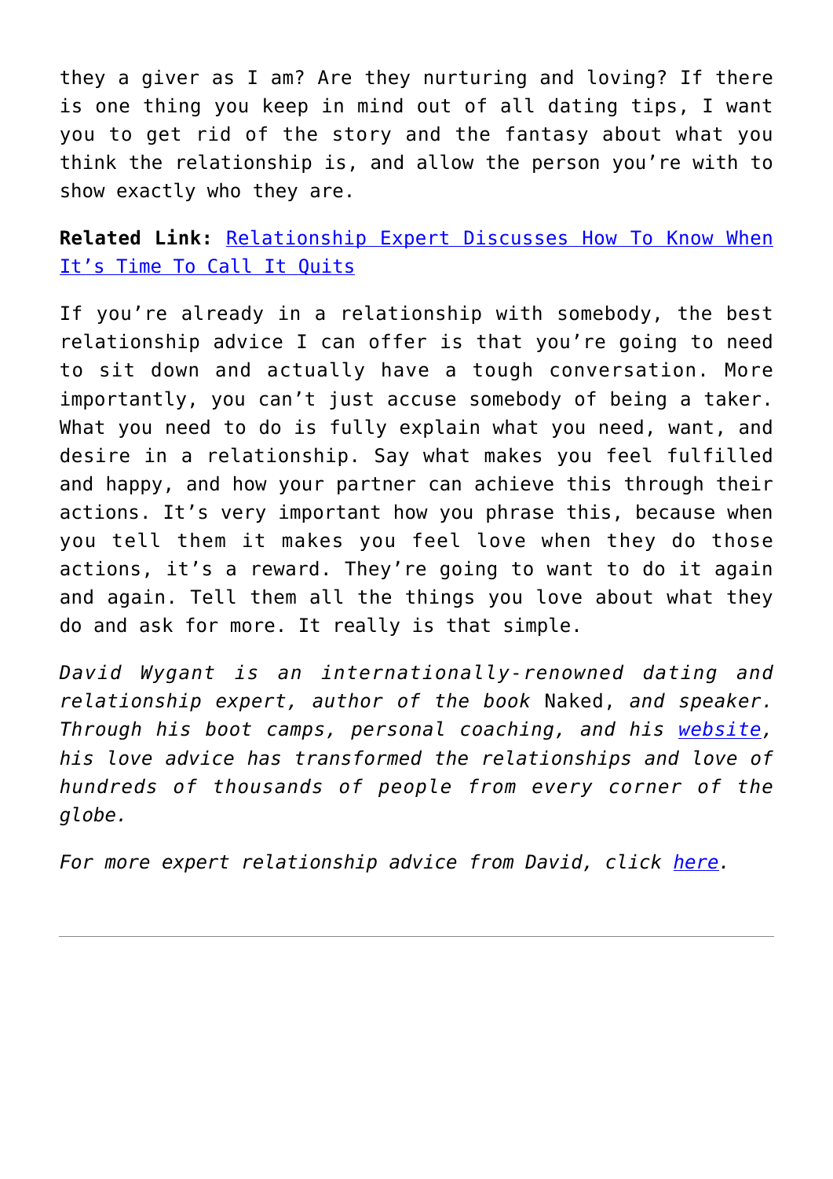they a giver as I am? Are they nurturing and loving? If there is one thing you keep in mind out of all dating tips, I want you to get rid of the story and the fantasy about what you think the relationship is, and allow the person you're with to show exactly who they are.

**Related Link:** Relationship Expert Discusses How To Know When It's Time To Call It Quits

If you're already in a relationship with somebody, the best relationship advice I can offer is that you're going to need to sit down and actually have a tough conversation. More importantly, you can't just accuse somebody of being a taker. What you need to do is fully explain what you need, want, and desire in a relationship. Say what makes you feel fulfilled and happy, and how your partner can achieve this through their actions. It's very important how you phrase this, because when you tell them it makes you feel love when they do those actions, it's a reward. They're going to want to do it again and again. Tell them all the things you love about what they do and ask for more. It really is that simple.

*David Wygant is an internationally-renowned dating and relationship expert, author of the book* Naked, *and speaker. Through his boot camps, personal coaching, and his website, his love advice has transformed the relationships and love of hundreds of thousands of people from every corner of the globe.*

*For more expert relationship advice from David, click here.*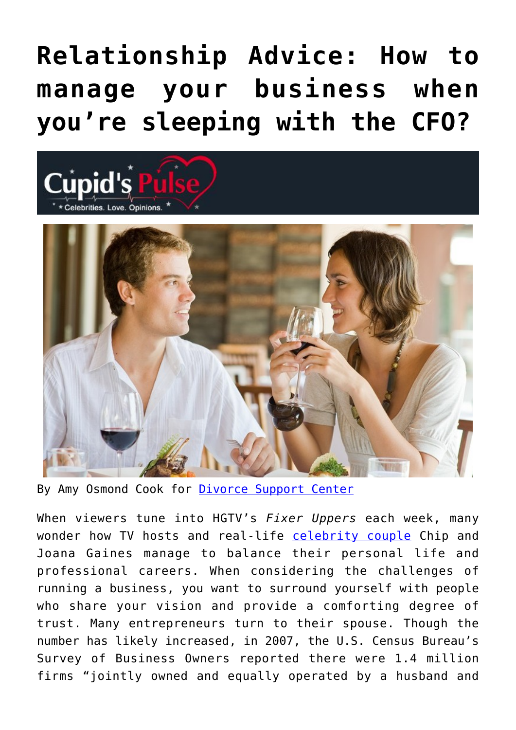# Relationship Advice: How to manage your business when you're sleeping with the CFO?

By Amy Osmond Cook for Divorce Support Center

When viewers tune into HGTV's *Fixer Uppers* each week, many wonder how TV hosts and real-life celebrity couple Chip and Joana Gaines manage to balance their personal life and professional careers. When considering the challenges of running a business, you want to surround yourself with people who share your vision and provide a comforting degree of trust. Many entrepreneurs turn to their spouse. Though the number has likely increased, in 2007, the U.S. Census Bureau's Survey of Business Owners reported there were 1.4 million firms "jointly owned and equally operated by a husband and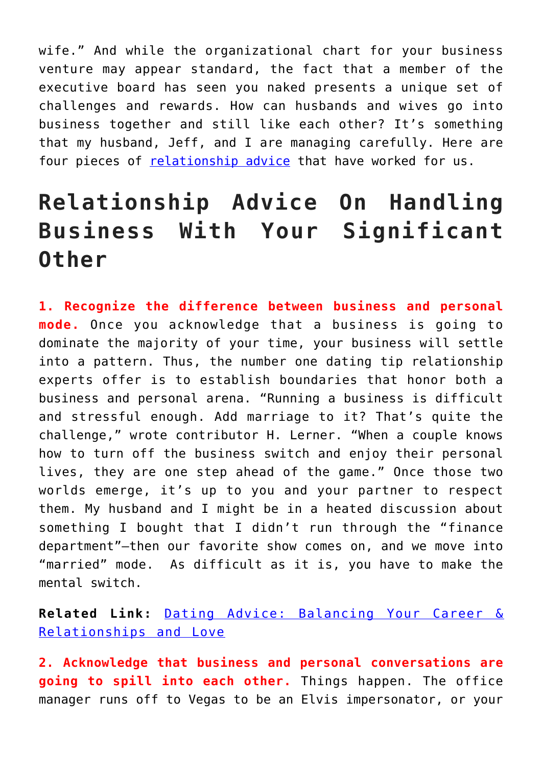wife." And while the organizational chart for your business venture may appear standard, the fact that a member of the executive board has seen you naked presents a unique set of challenges and rewards. How can husbands and wives go into business together and still like each other? It's something that my husband, Jeff, and I are managing carefully. Here are four pieces of [relationship advice](#) that have worked for us.

## Relationship Advice On Handling Business With Your Significant Other

**1. Recognize the difference between business and personal mode.** Once you acknowledge that a business is going to dominate the majority of your time, your business will settle into a pattern. Thus, the number one dating tip relationship experts offer is to establish boundaries that honor both a business and personal arena. "Running a business is difficult and stressful enough. Add marriage to it? That's quite the challenge," wrote contributor H. Lerner. "When a couple knows how to turn off the business switch and enjoy their personal lives, they are one step ahead of the game." Once those two worlds emerge, it's up to you and your partner to respect them. My husband and I might be in a heated discussion about something I bought that I didn't run through the "finance department"—then our favorite show comes on, and we move into "married" mode. As difficult as it is, you have to make the mental switch.

**Related Link:** [Dating Advice: Balancing Your Career & Relationships and Love](#)

**2. Acknowledge that business and personal conversations are going to spill into each other.** Things happen. The office manager runs off to Vegas to be an Elvis impersonator, or your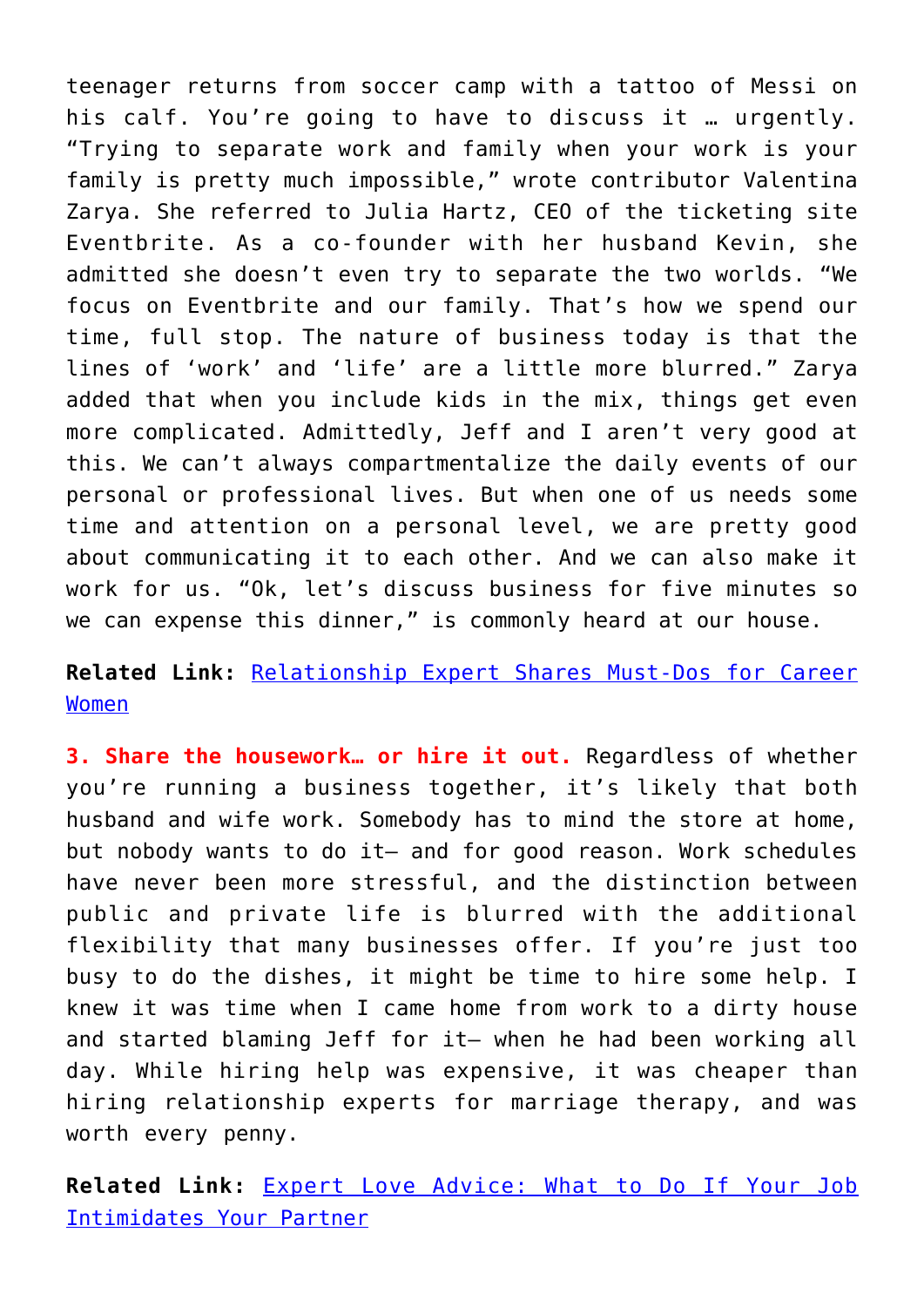teenager returns from soccer camp with a tattoo of Messi on his calf. You're going to have to discuss it … urgently. "Trying to separate work and family when your work is your family is pretty much impossible," wrote contributor Valentina Zarya. She referred to Julia Hartz, CEO of the ticketing site Eventbrite. As a co-founder with her husband Kevin, she admitted she doesn't even try to separate the two worlds. "We focus on Eventbrite and our family. That's how we spend our time, full stop. The nature of business today is that the lines of 'work' and 'life' are a little more blurred." Zarya added that when you include kids in the mix, things get even more complicated. Admittedly, Jeff and I aren't very good at this. We can't always compartmentalize the daily events of our personal or professional lives. But when one of us needs some time and attention on a personal level, we are pretty good about communicating it to each other. And we can also make it work for us. "Ok, let's discuss business for five minutes so we can expense this dinner," is commonly heard at our house.

**Related Link:** Relationship Expert Shares Must-Dos for Career Women

**3. Share the housework… or hire it out.** Regardless of whether you're running a business together, it's likely that both husband and wife work. Somebody has to mind the store at home, but nobody wants to do it— and for good reason. Work schedules have never been more stressful, and the distinction between public and private life is blurred with the additional flexibility that many businesses offer. If you're just too busy to do the dishes, it might be time to hire some help. I knew it was time when I came home from work to a dirty house and started blaming Jeff for it— when he had been working all day. While hiring help was expensive, it was cheaper than hiring relationship experts for marriage therapy, and was worth every penny.

**Related Link:** Expert Love Advice: What to Do If Your Job Intimidates Your Partner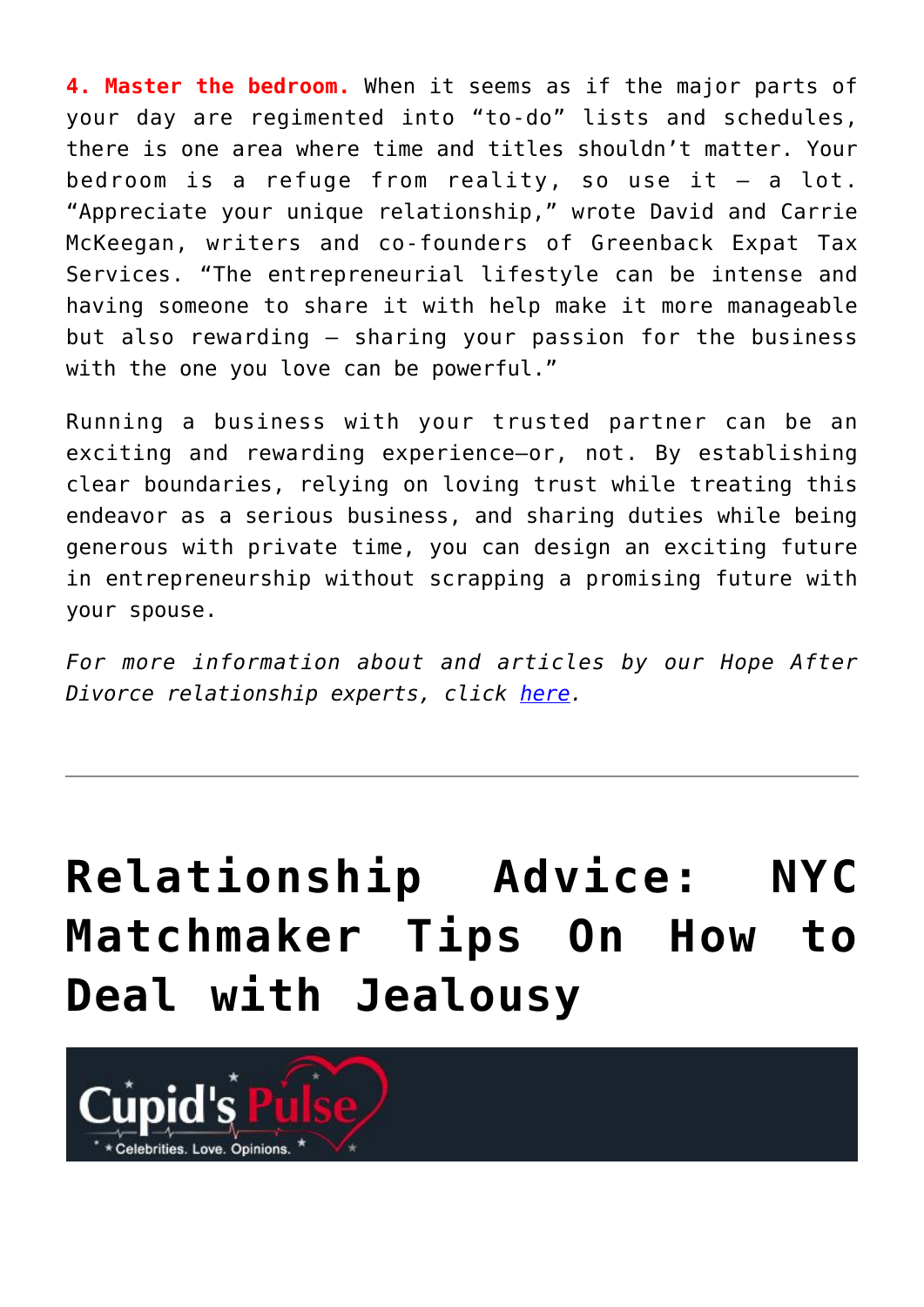**4. Master the bedroom.** When it seems as if the major parts of your day are regimented into "to-do" lists and schedules, there is one area where time and titles shouldn't matter. Your bedroom is a refuge from reality, so use it – a lot. "Appreciate your unique relationship," wrote David and Carrie McKeegan, writers and co-founders of Greenback Expat Tax Services. "The entrepreneurial lifestyle can be intense and having someone to share it with help make it more manageable but also rewarding – sharing your passion for the business with the one you love can be powerful."

Running a business with your trusted partner can be an exciting and rewarding experience—or, not. By establishing clear boundaries, relying on loving trust while treating this endeavor as a serious business, and sharing duties while being generous with private time, you can design an exciting future in entrepreneurship without scrapping a promising future with your spouse.

*For more information about and articles by our Hope After Divorce relationship experts, click here.*

---

# Relationship Advice: NYC Matchmaker Tips On How to Deal with Jealousy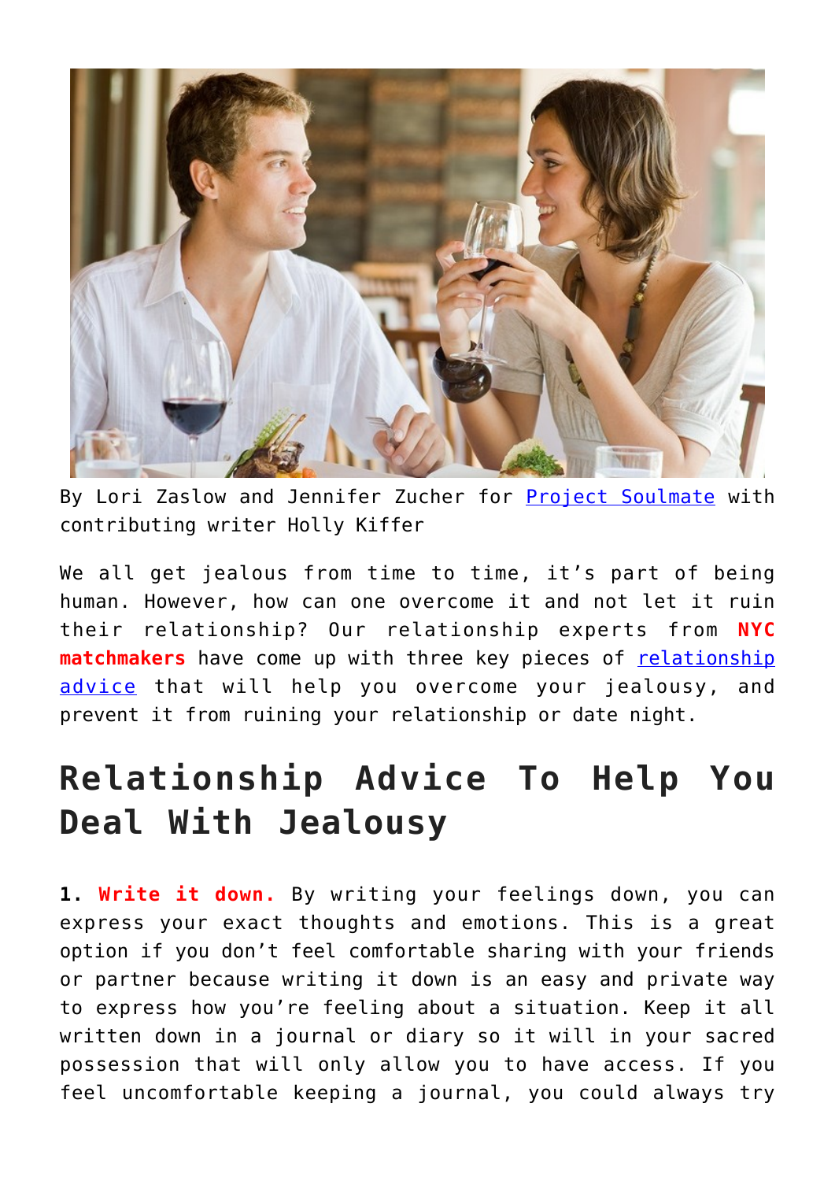By Lori Zaslow and Jennifer Zucher for Project Soulmate with contributing writer Holly Kiffer

We all get jealous from time to time, it's part of being human. However, how can one overcome it and not let it ruin their relationship? Our relationship experts from **NYC matchmakers** have come up with three key pieces of relationship advice that will help you overcome your jealousy, and prevent it from ruining your relationship or date night.

## Relationship Advice To Help You Deal With Jealousy

**1. Write it down.** By writing your feelings down, you can express your exact thoughts and emotions. This is a great option if you don't feel comfortable sharing with your friends or partner because writing it down is an easy and private way to express how you're feeling about a situation. Keep it all written down in a journal or diary so it will in your sacred possession that will only allow you to have access. If you feel uncomfortable keeping a journal, you could always try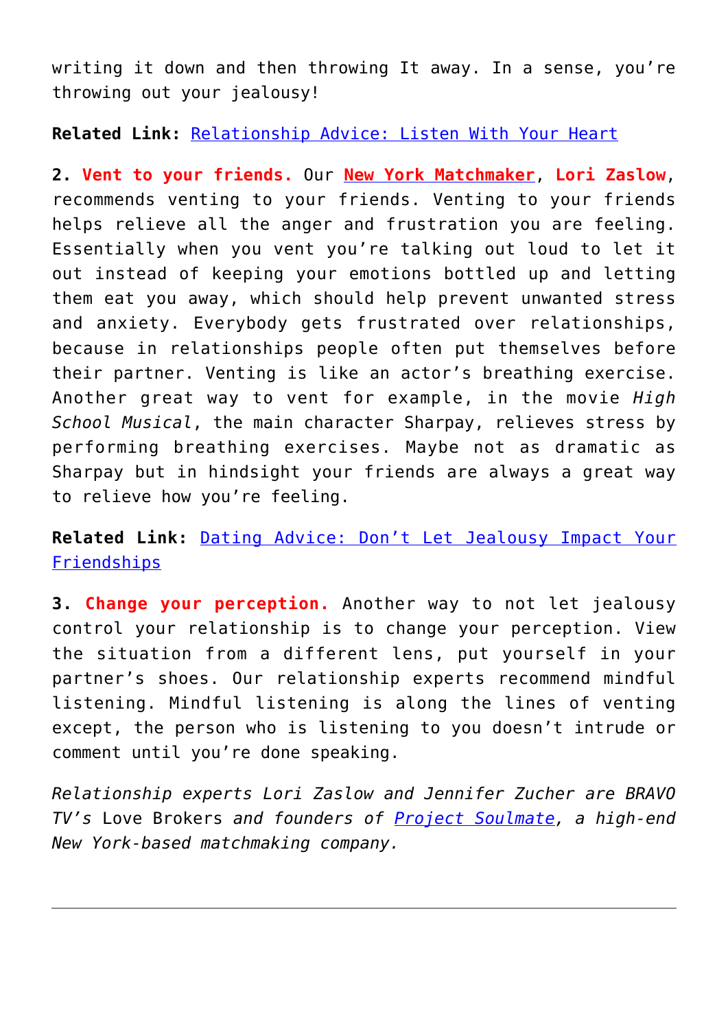writing it down and then throwing It away. In a sense, you're throwing out your jealousy!

**Related Link:** [Relationship Advice: Listen With Your Heart]()

**2. Vent to your friends.** Our **[New York Matchmaker]()**, **Lori Zaslow**, recommends venting to your friends. Venting to your friends helps relieve all the anger and frustration you are feeling. Essentially when you vent you're talking out loud to let it out instead of keeping your emotions bottled up and letting them eat you away, which should help prevent unwanted stress and anxiety. Everybody gets frustrated over relationships, because in relationships people often put themselves before their partner. Venting is like an actor's breathing exercise. Another great way to vent for example, in the movie *High School Musical*, the main character Sharpay, relieves stress by performing breathing exercises. Maybe not as dramatic as Sharpay but in hindsight your friends are always a great way to relieve how you're feeling.

**Related Link:** [Dating Advice: Don't Let Jealousy Impact Your Friendships]()

**3. Change your perception.** Another way to not let jealousy control your relationship is to change your perception. View the situation from a different lens, put yourself in your partner's shoes. Our relationship experts recommend mindful listening. Mindful listening is along the lines of venting except, the person who is listening to you doesn't intrude or comment until you're done speaking.

*Relationship experts Lori Zaslow and Jennifer Zucher are BRAVO TV's* Love Brokers *and founders of [Project Soulmate](), a high-end New York-based matchmaking company.*

---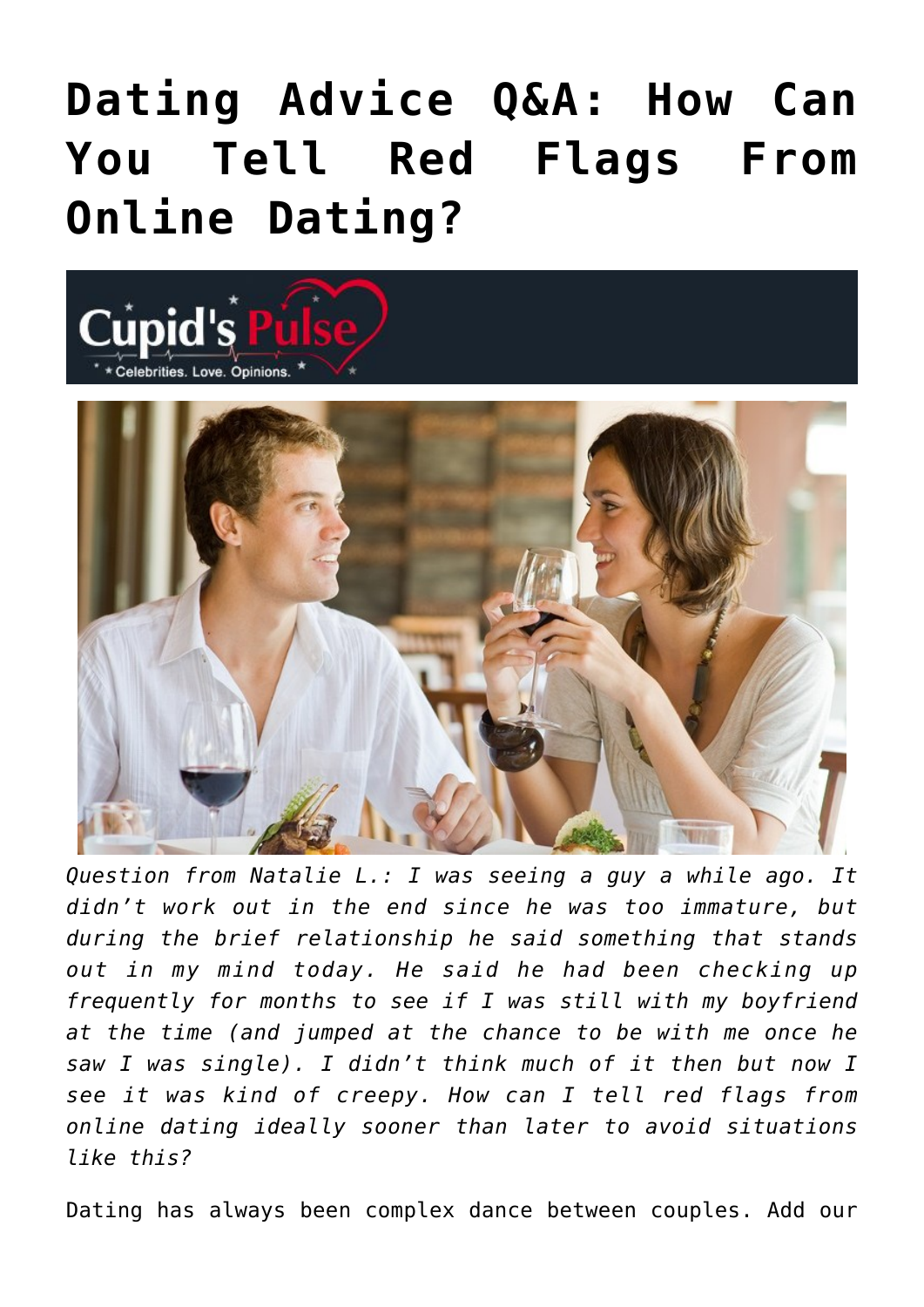# Dating Advice Q&A: How Can You Tell Red Flags From Online Dating?

*Question from Natalie L.: I was seeing a guy a while ago. It didn't work out in the end since he was too immature, but during the brief relationship he said something that stands out in my mind today. He said he had been checking up frequently for months to see if I was still with my boyfriend at the time (and jumped at the chance to be with me once he saw I was single). I didn't think much of it then but now I see it was kind of creepy. How can I tell red flags from online dating ideally sooner than later to avoid situations like this?*

Dating has always been complex dance between couples. Add our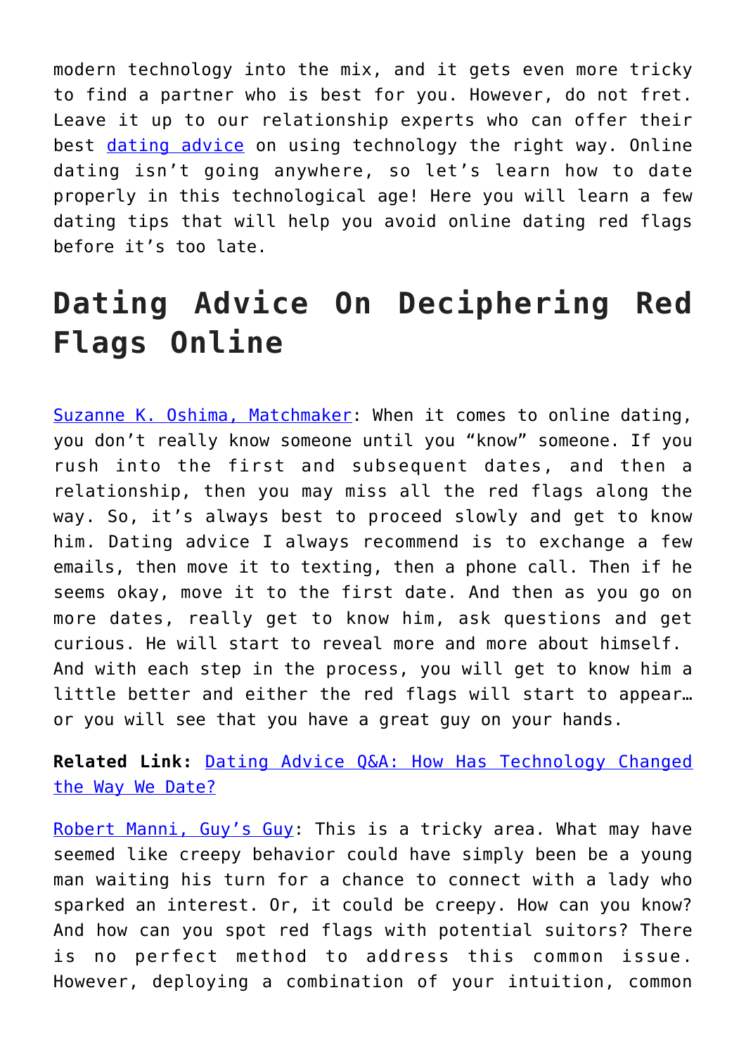modern technology into the mix, and it gets even more tricky to find a partner who is best for you. However, do not fret. Leave it up to our relationship experts who can offer their best dating advice on using technology the right way. Online dating isn't going anywhere, so let's learn how to date properly in this technological age! Here you will learn a few dating tips that will help you avoid online dating red flags before it's too late.

## Dating Advice On Deciphering Red Flags Online

Suzanne K. Oshima, Matchmaker: When it comes to online dating, you don't really know someone until you "know" someone. If you rush into the first and subsequent dates, and then a relationship, then you may miss all the red flags along the way. So, it's always best to proceed slowly and get to know him. Dating advice I always recommend is to exchange a few emails, then move it to texting, then a phone call. Then if he seems okay, move it to the first date. And then as you go on more dates, really get to know him, ask questions and get curious. He will start to reveal more and more about himself. And with each step in the process, you will get to know him a little better and either the red flags will start to appear… or you will see that you have a great guy on your hands.

**Related Link:** Dating Advice Q&A: How Has Technology Changed the Way We Date?

Robert Manni, Guy's Guy: This is a tricky area. What may have seemed like creepy behavior could have simply been be a young man waiting his turn for a chance to connect with a lady who sparked an interest. Or, it could be creepy. How can you know? And how can you spot red flags with potential suitors? There is no perfect method to address this common issue. However, deploying a combination of your intuition, common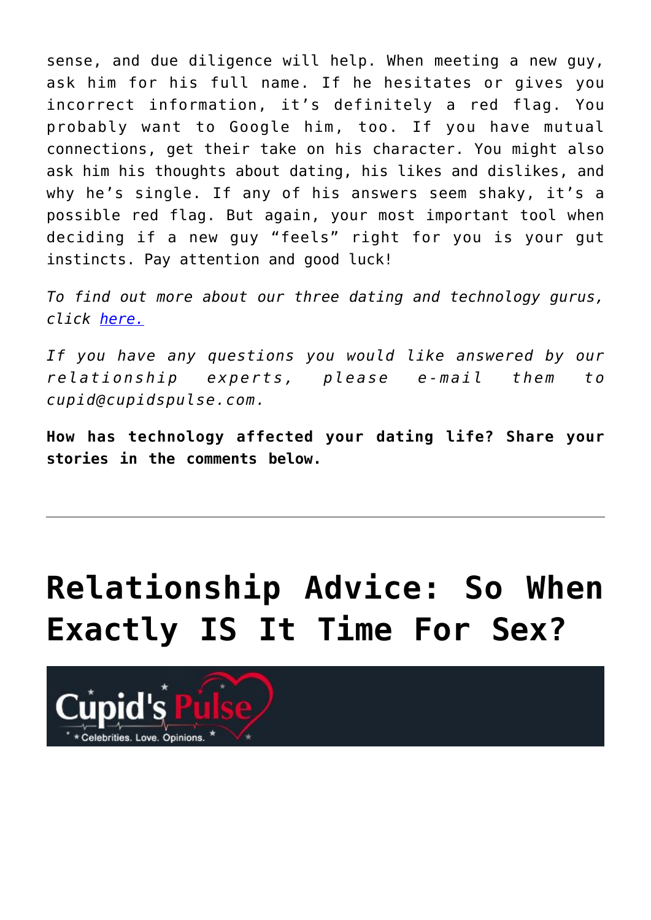sense, and due diligence will help. When meeting a new guy, ask him for his full name. If he hesitates or gives you incorrect information, it's definitely a red flag. You probably want to Google him, too. If you have mutual connections, get their take on his character. You might also ask him his thoughts about dating, his likes and dislikes, and why he's single. If any of his answers seem shaky, it's a possible red flag. But again, your most important tool when deciding if a new guy "feels" right for you is your gut instincts. Pay attention and good luck!

*To find out more about our three dating and technology gurus, click [here.]()*

*If you have any questions you would like answered by our relationship experts, please e-mail them to cupid@cupidspulse.com.*

**How has technology affected your dating life? Share your stories in the comments below.**

---

# Relationship Advice: So When Exactly IS It Time For Sex?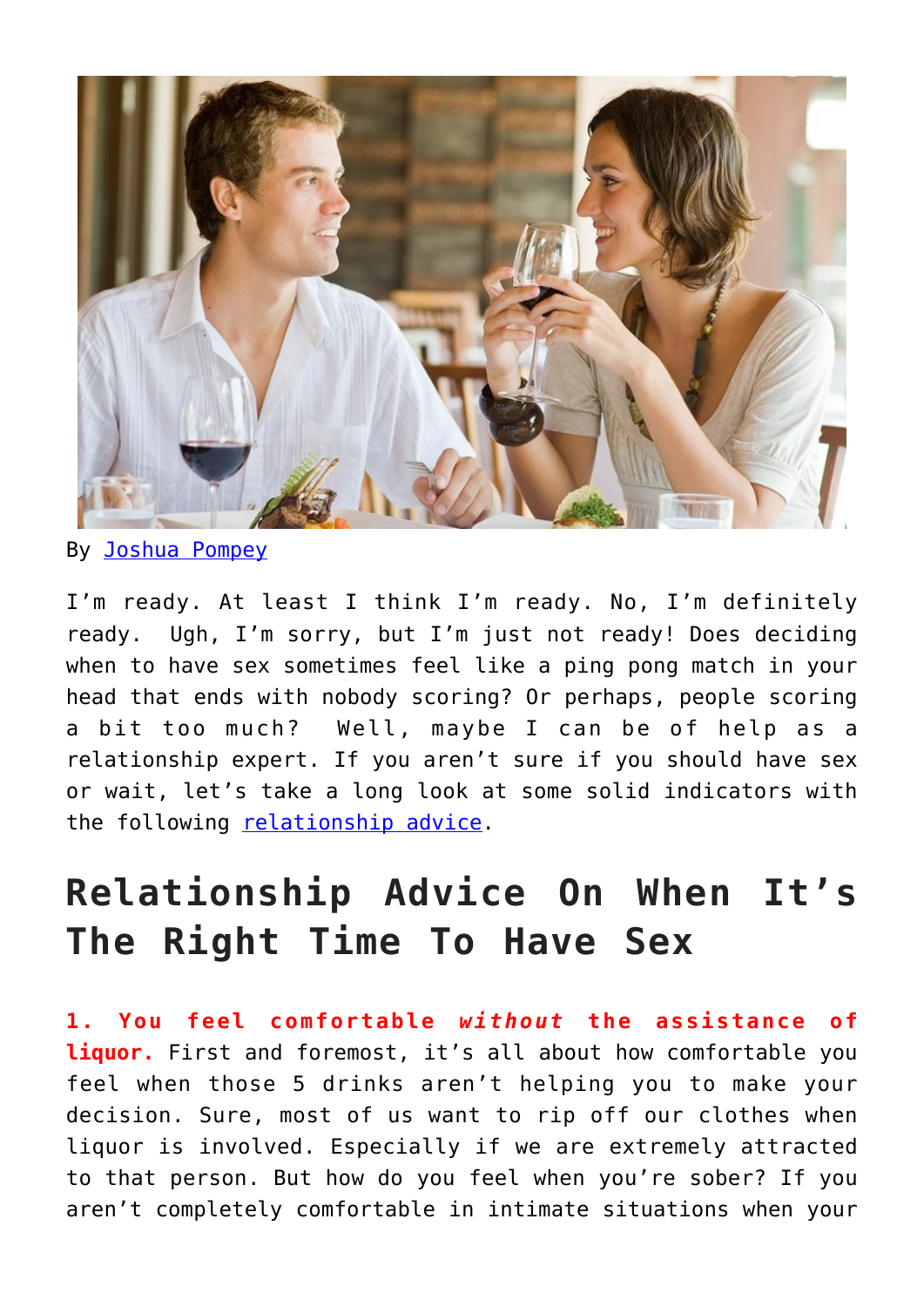By Joshua Pompey

I'm ready. At least I think I'm ready. No, I'm definitely ready. Ugh, I'm sorry, but I'm just not ready! Does deciding when to have sex sometimes feel like a ping pong match in your head that ends with nobody scoring? Or perhaps, people scoring a bit too much? Well, maybe I can be of help as a relationship expert. If you aren't sure if you should have sex or wait, let's take a long look at some solid indicators with the following relationship advice.

## Relationship Advice On When It's The Right Time To Have Sex

**1. You feel comfortable *without* the assistance of liquor.** First and foremost, it's all about how comfortable you feel when those 5 drinks aren't helping you to make your decision. Sure, most of us want to rip off our clothes when liquor is involved. Especially if we are extremely attracted to that person. But how do you feel when you're sober? If you aren't completely comfortable in intimate situations when your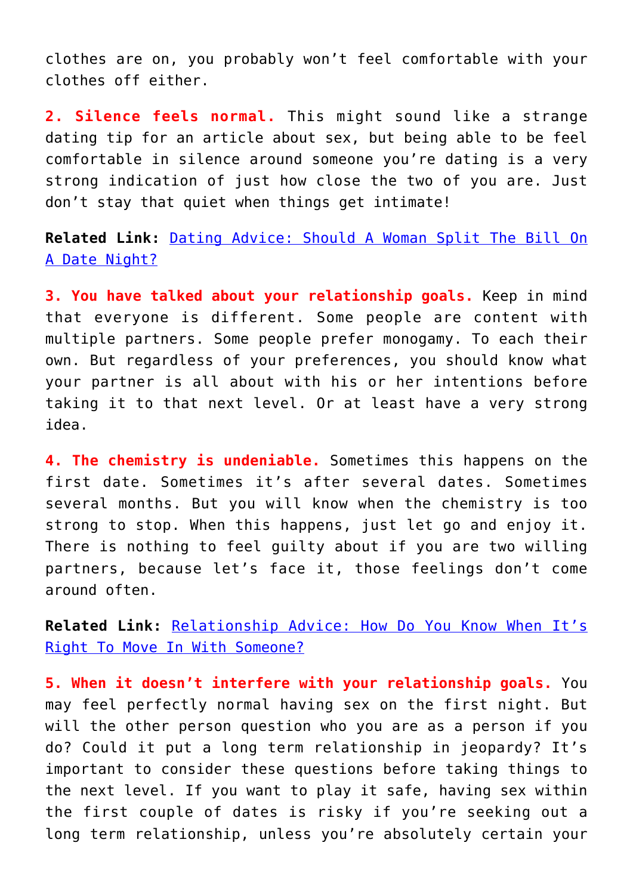clothes are on, you probably won't feel comfortable with your clothes off either.

**2. Silence feels normal.** This might sound like a strange dating tip for an article about sex, but being able to be feel comfortable in silence around someone you're dating is a very strong indication of just how close the two of you are. Just don't stay that quiet when things get intimate!

**Related Link:** [Dating Advice: Should A Woman Split The Bill On A Date Night?]()

**3. You have talked about your relationship goals.** Keep in mind that everyone is different. Some people are content with multiple partners. Some people prefer monogamy. To each their own. But regardless of your preferences, you should know what your partner is all about with his or her intentions before taking it to that next level. Or at least have a very strong idea.

**4. The chemistry is undeniable.** Sometimes this happens on the first date. Sometimes it's after several dates. Sometimes several months. But you will know when the chemistry is too strong to stop. When this happens, just let go and enjoy it. There is nothing to feel guilty about if you are two willing partners, because let's face it, those feelings don't come around often.

**Related Link:** [Relationship Advice: How Do You Know When It's Right To Move In With Someone?]()

**5. When it doesn't interfere with your relationship goals.** You may feel perfectly normal having sex on the first night. But will the other person question who you are as a person if you do? Could it put a long term relationship in jeopardy? It's important to consider these questions before taking things to the next level. If you want to play it safe, having sex within the first couple of dates is risky if you're seeking out a long term relationship, unless you're absolutely certain your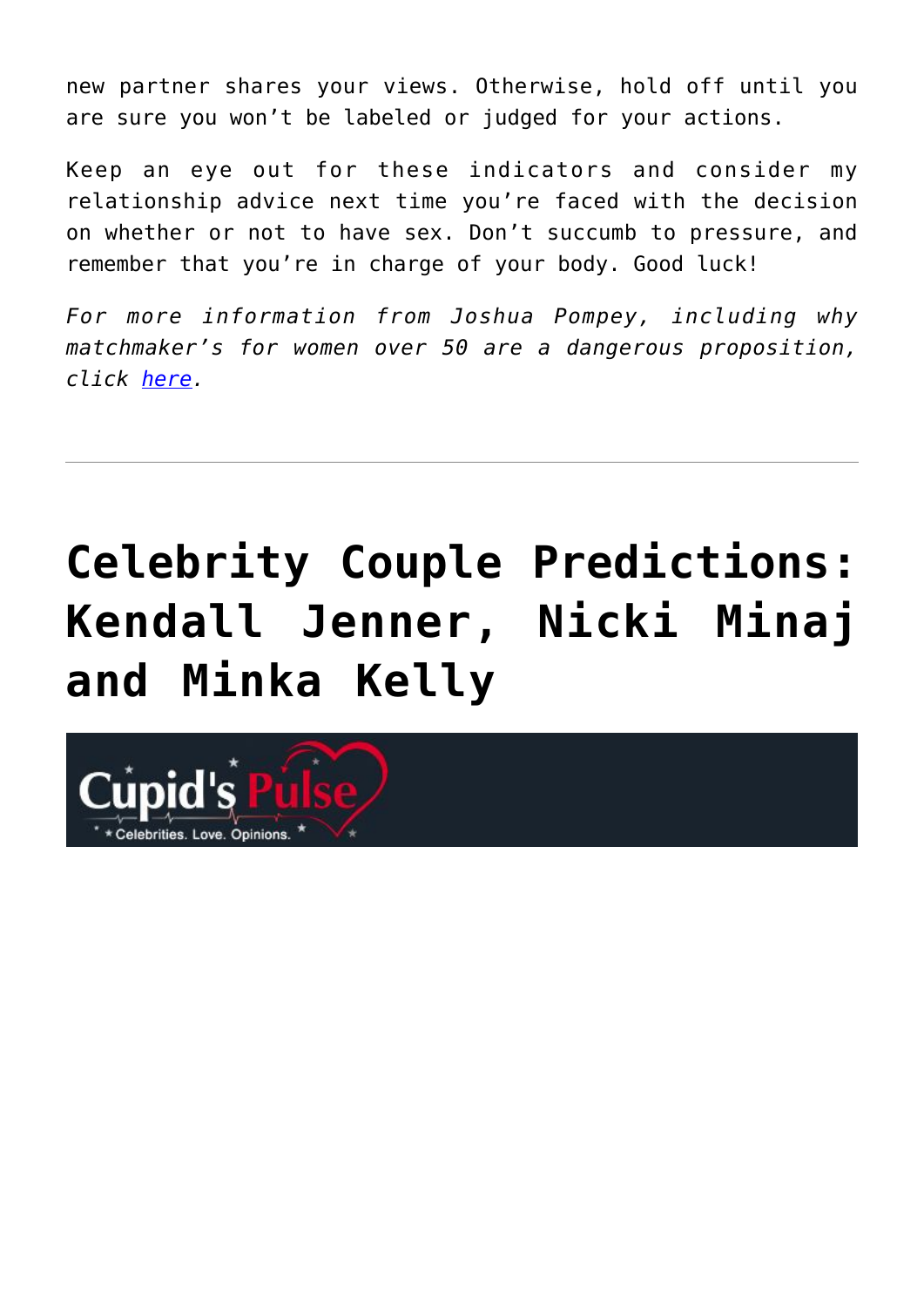new partner shares your views. Otherwise, hold off until you are sure you won't be labeled or judged for your actions.

Keep an eye out for these indicators and consider my relationship advice next time you're faced with the decision on whether or not to have sex. Don't succumb to pressure, and remember that you're in charge of your body. Good luck!

*For more information from Joshua Pompey, including why matchmaker's for women over 50 are a dangerous proposition, click [here](#).*

---

# Celebrity Couple Predictions: Kendall Jenner, Nicki Minaj and Minka Kelly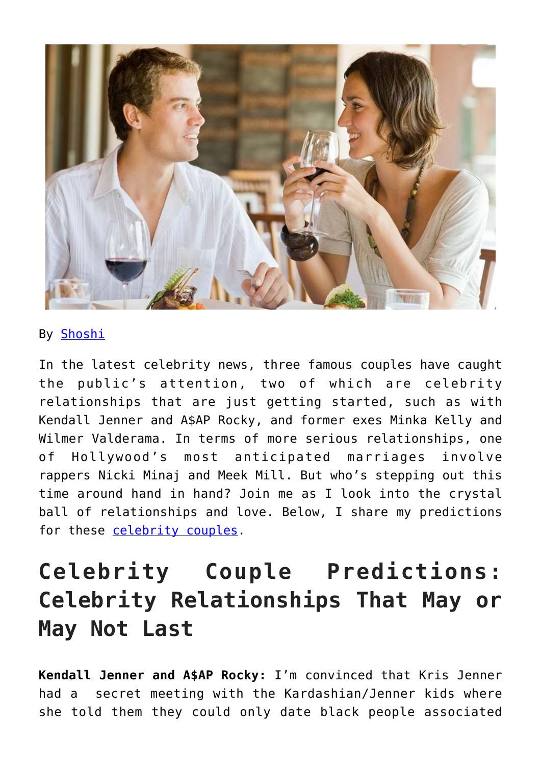By Shoshi

In the latest celebrity news, three famous couples have caught the public's attention, two of which are celebrity relationships that are just getting started, such as with Kendall Jenner and A$AP Rocky, and former exes Minka Kelly and Wilmer Valderama. In terms of more serious relationships, one of Hollywood's most anticipated marriages involve rappers Nicki Minaj and Meek Mill. But who's stepping out this time around hand in hand? Join me as I look into the crystal ball of relationships and love. Below, I share my predictions for these celebrity couples.

# Celebrity Couple Predictions: Celebrity Relationships That May or May Not Last

**Kendall Jenner and A$AP Rocky:** I'm convinced that Kris Jenner had a secret meeting with the Kardashian/Jenner kids where she told them they could only date black people associated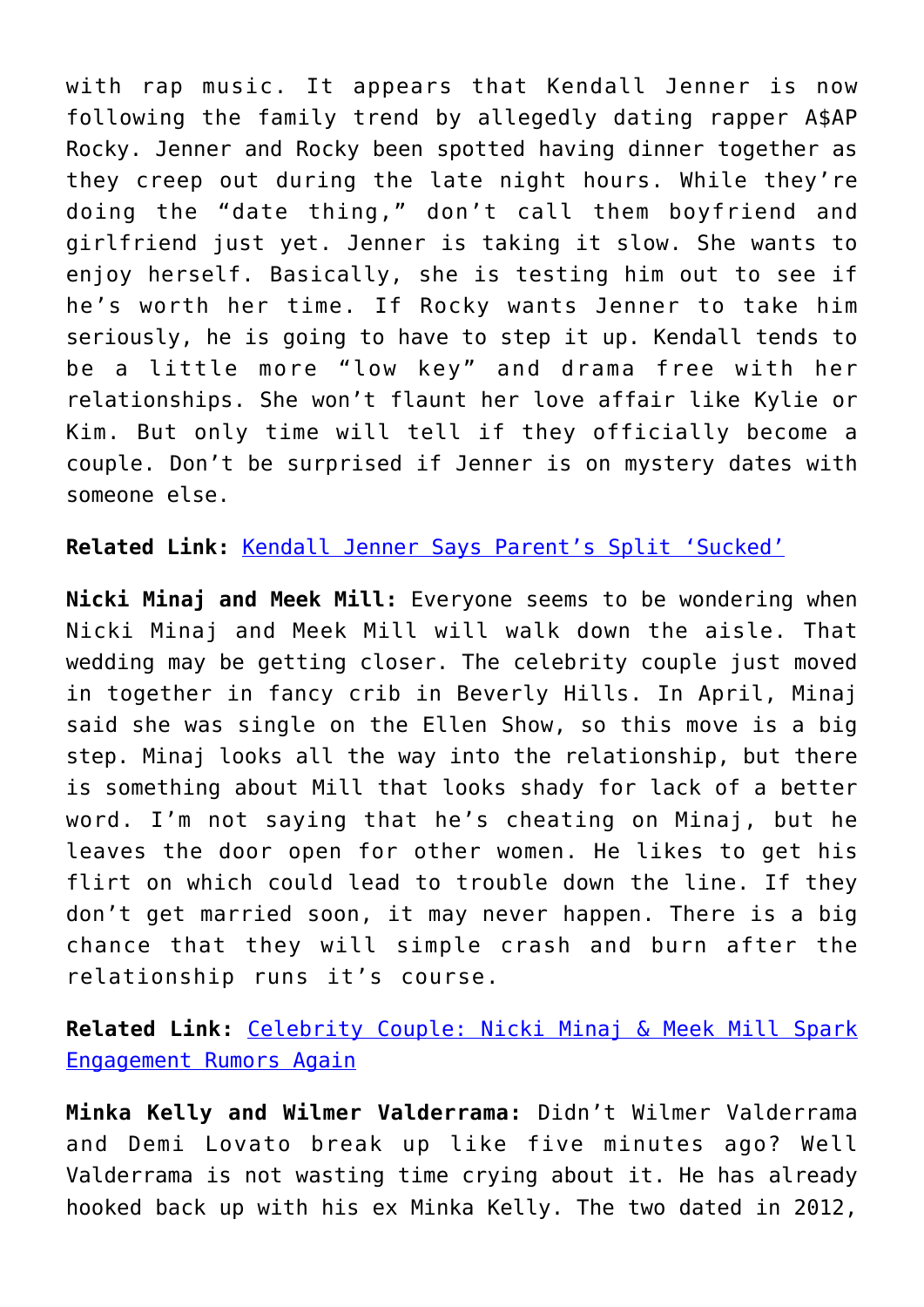with rap music. It appears that Kendall Jenner is now following the family trend by allegedly dating rapper A$AP Rocky. Jenner and Rocky been spotted having dinner together as they creep out during the late night hours. While they're doing the "date thing," don't call them boyfriend and girlfriend just yet. Jenner is taking it slow. She wants to enjoy herself. Basically, she is testing him out to see if he's worth her time. If Rocky wants Jenner to take him seriously, he is going to have to step it up. Kendall tends to be a little more "low key" and drama free with her relationships. She won't flaunt her love affair like Kylie or Kim. But only time will tell if they officially become a couple. Don't be surprised if Jenner is on mystery dates with someone else.

**Related Link:** Kendall Jenner Says Parent's Split 'Sucked'

**Nicki Minaj and Meek Mill:** Everyone seems to be wondering when Nicki Minaj and Meek Mill will walk down the aisle. That wedding may be getting closer. The celebrity couple just moved in together in fancy crib in Beverly Hills. In April, Minaj said she was single on the Ellen Show, so this move is a big step. Minaj looks all the way into the relationship, but there is something about Mill that looks shady for lack of a better word. I'm not saying that he's cheating on Minaj, but he leaves the door open for other women. He likes to get his flirt on which could lead to trouble down the line. If they don't get married soon, it may never happen. There is a big chance that they will simple crash and burn after the relationship runs it's course.

**Related Link:** Celebrity Couple: Nicki Minaj & Meek Mill Spark Engagement Rumors Again

**Minka Kelly and Wilmer Valderrama:** Didn't Wilmer Valderrama and Demi Lovato break up like five minutes ago? Well Valderrama is not wasting time crying about it. He has already hooked back up with his ex Minka Kelly. The two dated in 2012,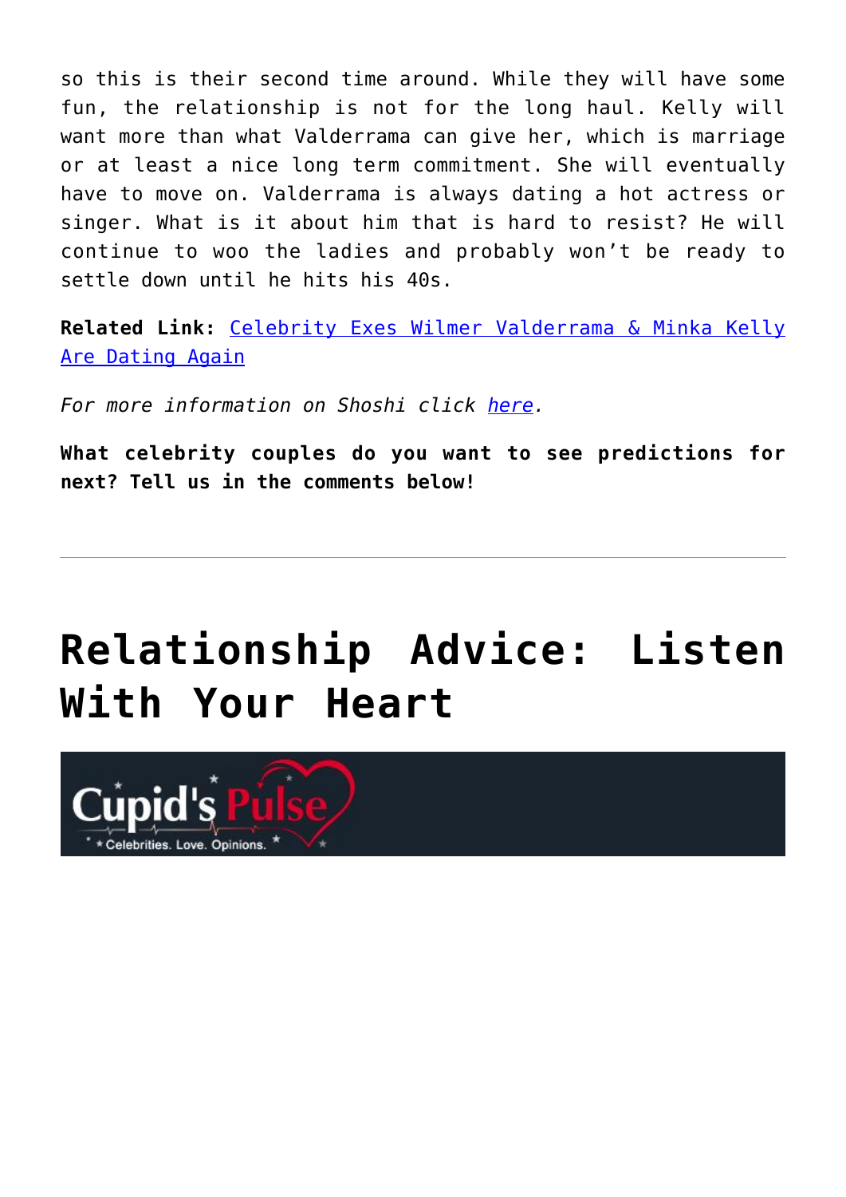so this is their second time around. While they will have some fun, the relationship is not for the long haul. Kelly will want more than what Valderrama can give her, which is marriage or at least a nice long term commitment. She will eventually have to move on. Valderrama is always dating a hot actress or singer. What is it about him that is hard to resist? He will continue to woo the ladies and probably won't be ready to settle down until he hits his 40s.

**Related Link:** Celebrity Exes Wilmer Valderrama & Minka Kelly Are Dating Again

*For more information on Shoshi click here.*

**What celebrity couples do you want to see predictions for next? Tell us in the comments below!**

---

# Relationship Advice: Listen With Your Heart

Cupid's Pulse
Celebrities. Love. Opinions.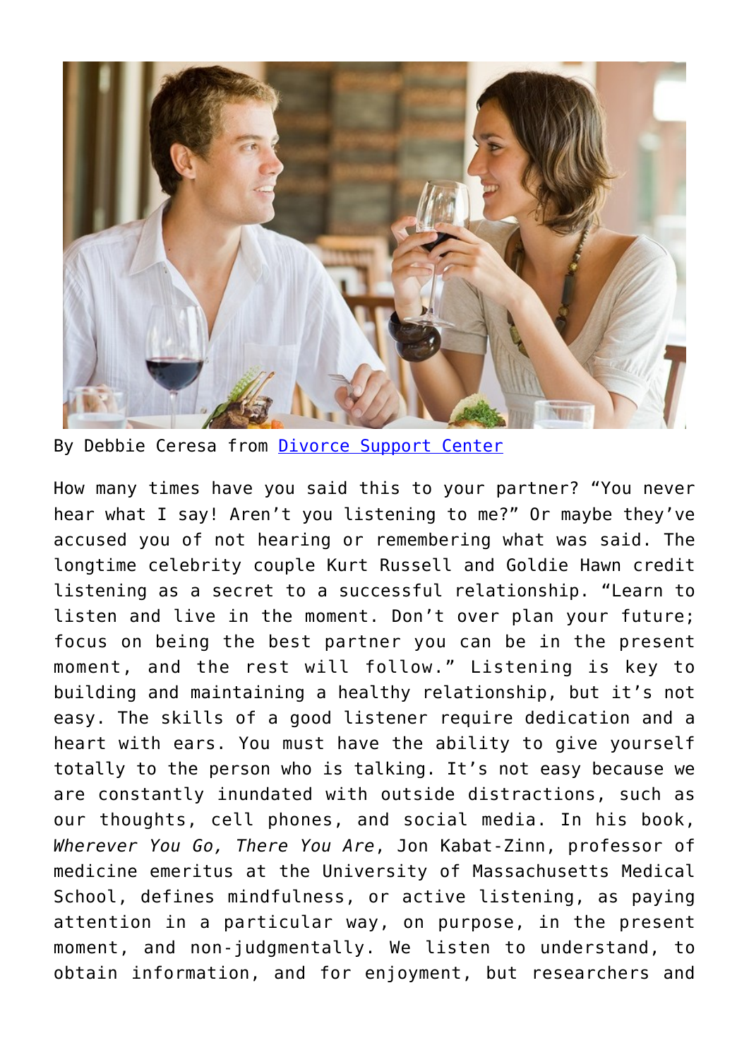By Debbie Ceresa from [Divorce Support Center]

How many times have you said this to your partner? “You never hear what I say! Aren’t you listening to me?” Or maybe they’ve accused you of not hearing or remembering what was said. The longtime celebrity couple Kurt Russell and Goldie Hawn credit listening as a secret to a successful relationship. “Learn to listen and live in the moment. Don’t over plan your future; focus on being the best partner you can be in the present moment, and the rest will follow.” Listening is key to building and maintaining a healthy relationship, but it’s not easy. The skills of a good listener require dedication and a heart with ears. You must have the ability to give yourself totally to the person who is talking. It’s not easy because we are constantly inundated with outside distractions, such as our thoughts, cell phones, and social media. In his book, *Wherever You Go, There You Are*, Jon Kabat-Zinn, professor of medicine emeritus at the University of Massachusetts Medical School, defines mindfulness, or active listening, as paying attention in a particular way, on purpose, in the present moment, and non-judgmentally. We listen to understand, to obtain information, and for enjoyment, but researchers and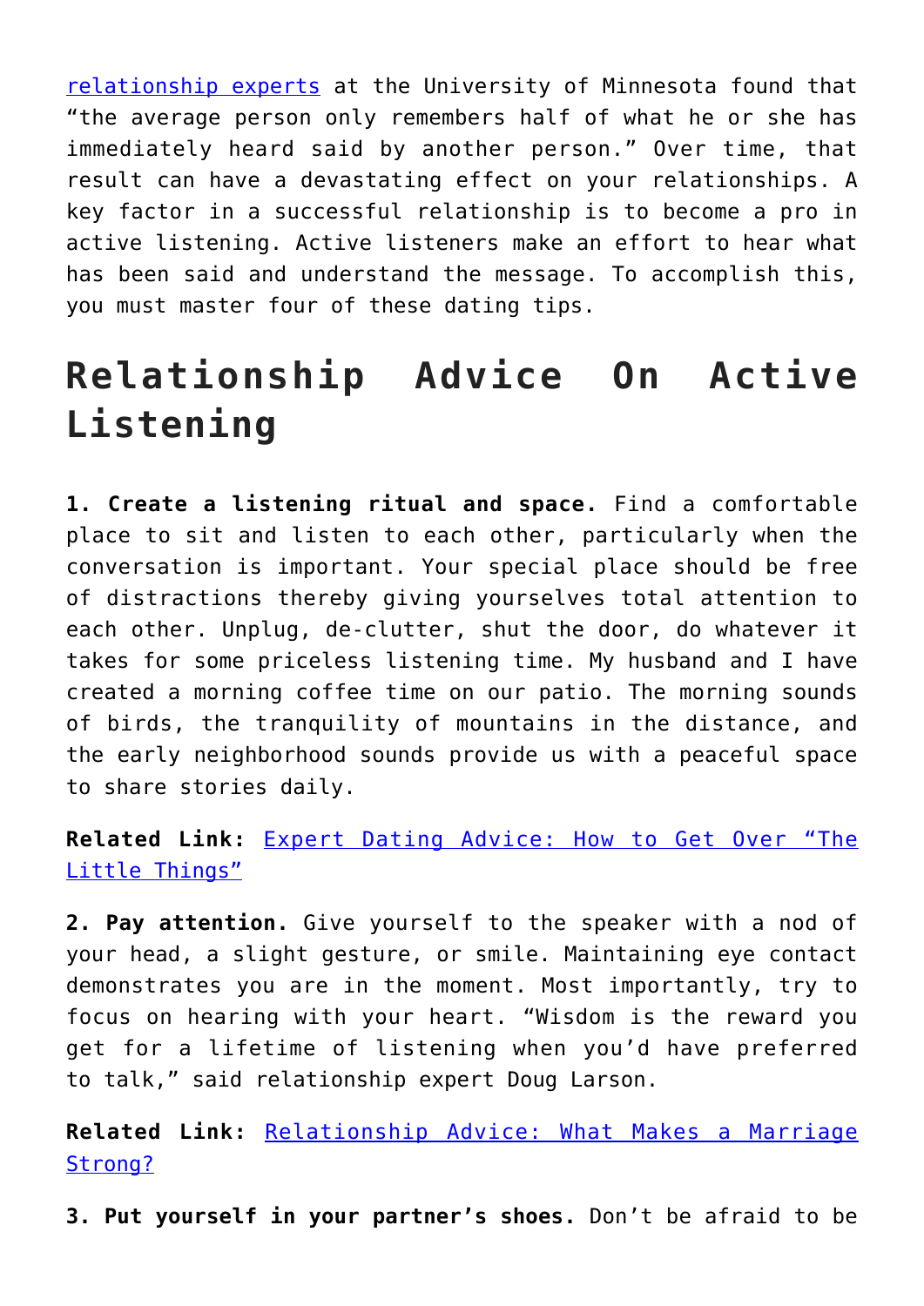relationship experts at the University of Minnesota found that "the average person only remembers half of what he or she has immediately heard said by another person." Over time, that result can have a devastating effect on your relationships. A key factor in a successful relationship is to become a pro in active listening. Active listeners make an effort to hear what has been said and understand the message. To accomplish this, you must master four of these dating tips.

## Relationship Advice On Active Listening

**1. Create a listening ritual and space.** Find a comfortable place to sit and listen to each other, particularly when the conversation is important. Your special place should be free of distractions thereby giving yourselves total attention to each other. Unplug, de-clutter, shut the door, do whatever it takes for some priceless listening time. My husband and I have created a morning coffee time on our patio. The morning sounds of birds, the tranquility of mountains in the distance, and the early neighborhood sounds provide us with a peaceful space to share stories daily.

**Related Link:** Expert Dating Advice: How to Get Over "The Little Things"

**2. Pay attention.** Give yourself to the speaker with a nod of your head, a slight gesture, or smile. Maintaining eye contact demonstrates you are in the moment. Most importantly, try to focus on hearing with your heart. "Wisdom is the reward you get for a lifetime of listening when you'd have preferred to talk," said relationship expert Doug Larson.

**Related Link:** Relationship Advice: What Makes a Marriage Strong?

**3. Put yourself in your partner's shoes.** Don't be afraid to be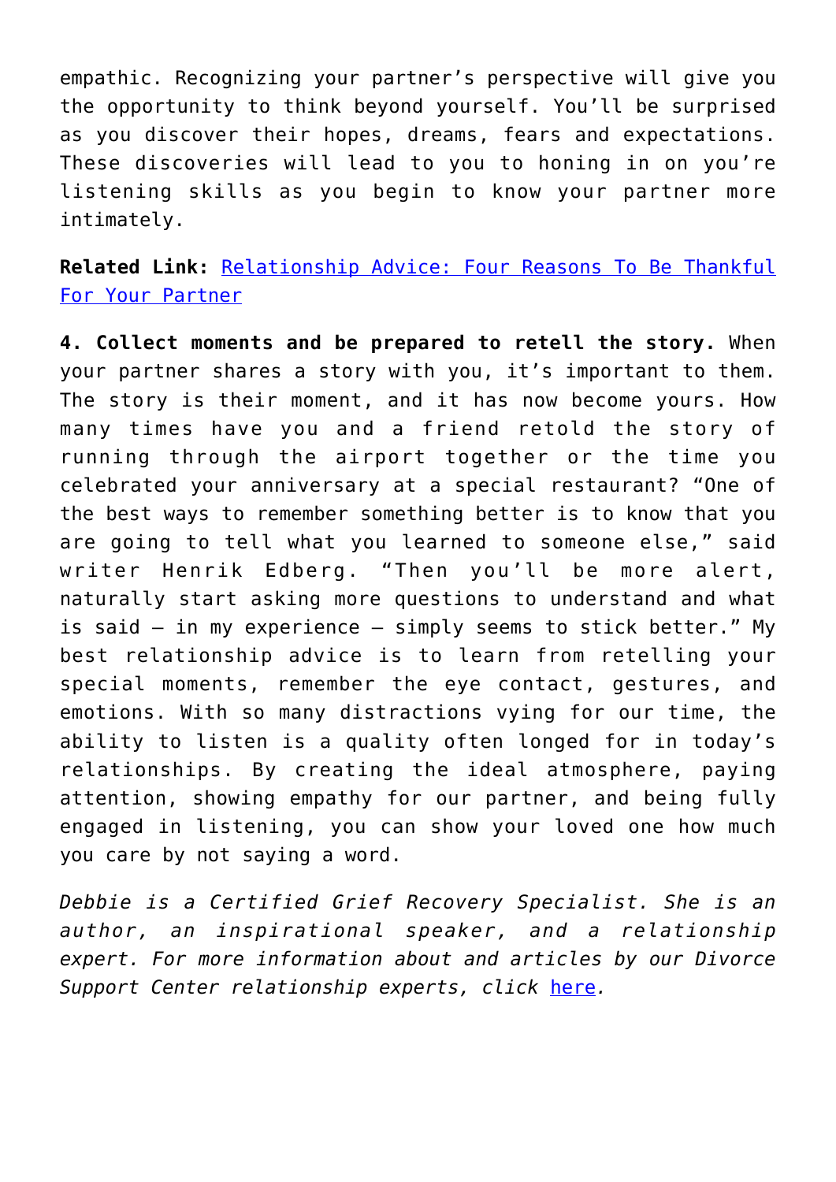empathic. Recognizing your partner's perspective will give you the opportunity to think beyond yourself. You'll be surprised as you discover their hopes, dreams, fears and expectations. These discoveries will lead to you to honing in on you're listening skills as you begin to know your partner more intimately.

**Related Link:** [Relationship Advice: Four Reasons To Be Thankful For Your Partner]()

**4. Collect moments and be prepared to retell the story.** When your partner shares a story with you, it's important to them. The story is their moment, and it has now become yours. How many times have you and a friend retold the story of running through the airport together or the time you celebrated your anniversary at a special restaurant? "One of the best ways to remember something better is to know that you are going to tell what you learned to someone else," said writer Henrik Edberg. "Then you'll be more alert, naturally start asking more questions to understand and what is said – in my experience – simply seems to stick better." My best relationship advice is to learn from retelling your special moments, remember the eye contact, gestures, and emotions. With so many distractions vying for our time, the ability to listen is a quality often longed for in today's relationships. By creating the ideal atmosphere, paying attention, showing empathy for our partner, and being fully engaged in listening, you can show your loved one how much you care by not saying a word.

*Debbie is a Certified Grief Recovery Specialist. She is an author, an inspirational speaker, and a relationship expert. For more information about and articles by our Divorce Support Center relationship experts, click [here]().*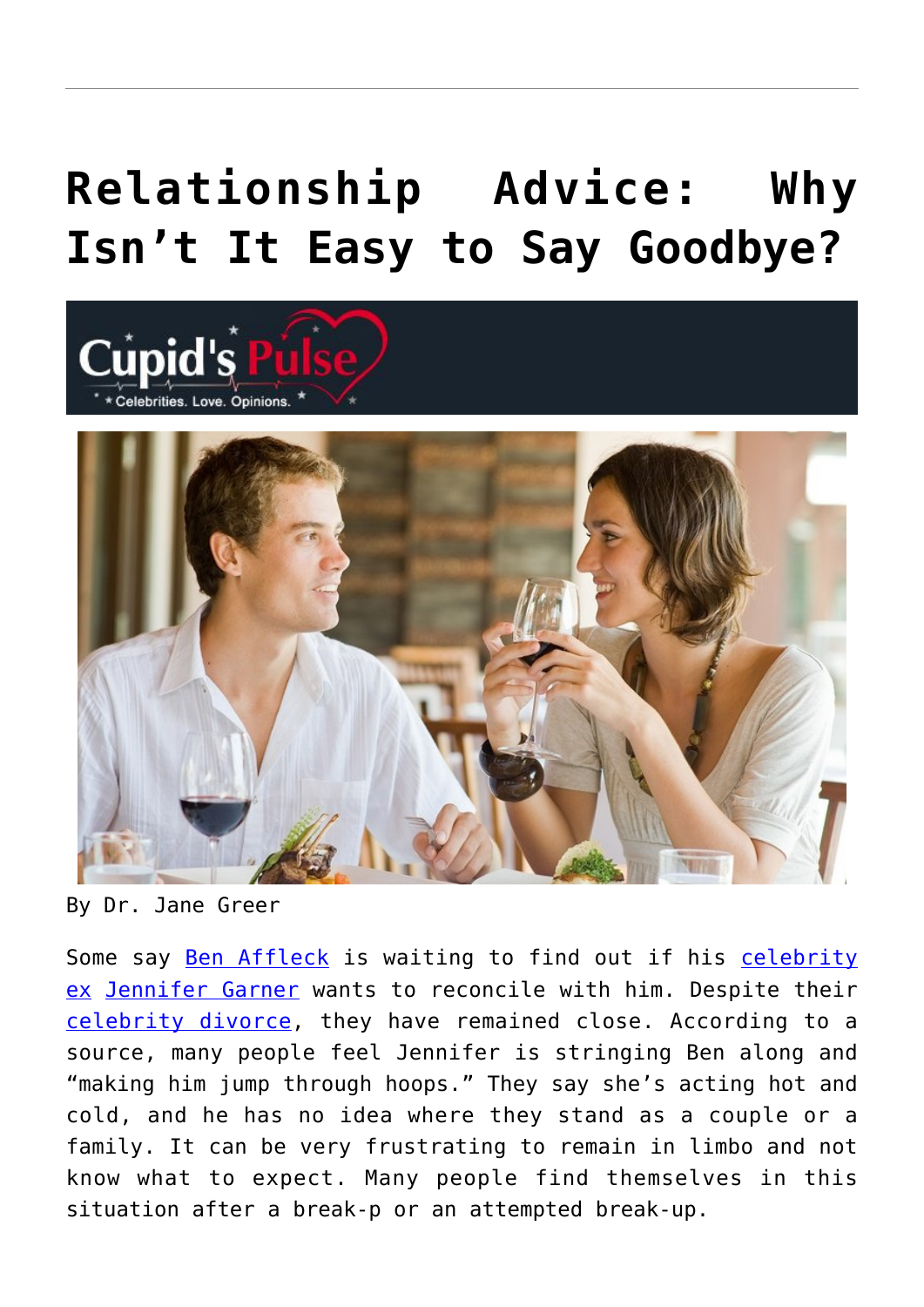# Relationship Advice: Why Isn't It Easy to Say Goodbye?

By Dr. Jane Greer

Some say Ben Affleck is waiting to find out if his celebrity ex Jennifer Garner wants to reconcile with him. Despite their celebrity divorce, they have remained close. According to a source, many people feel Jennifer is stringing Ben along and "making him jump through hoops." They say she's acting hot and cold, and he has no idea where they stand as a couple or a family. It can be very frustrating to remain in limbo and not know what to expect. Many people find themselves in this situation after a break-p or an attempted break-up.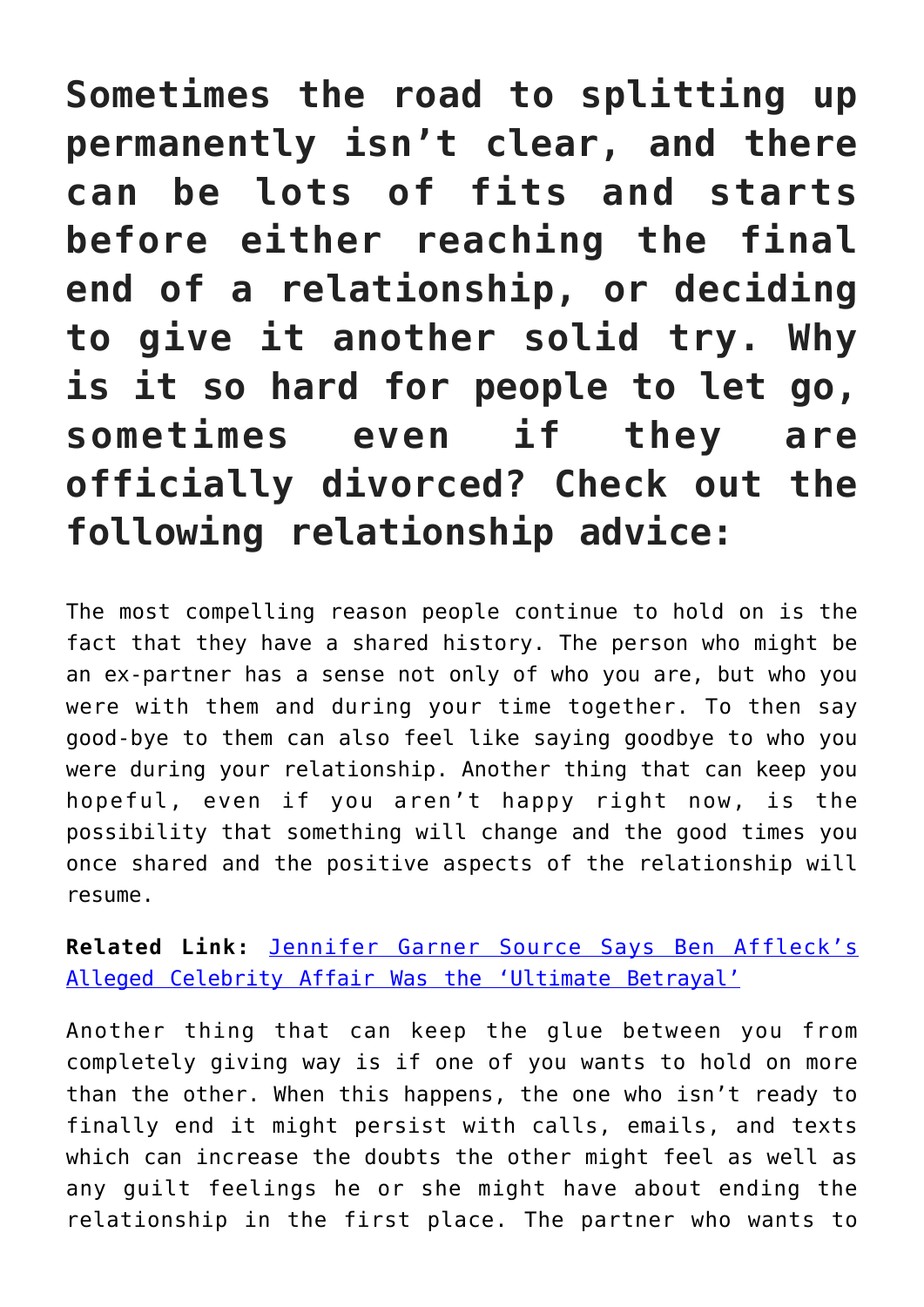**Sometimes the road to splitting up permanently isn't clear, and there can be lots of fits and starts before either reaching the final end of a relationship, or deciding to give it another solid try. Why is it so hard for people to let go, sometimes even if they are officially divorced? Check out the following relationship advice:**

The most compelling reason people continue to hold on is the fact that they have a shared history. The person who might be an ex-partner has a sense not only of who you are, but who you were with them and during your time together. To then say good-bye to them can also feel like saying goodbye to who you were during your relationship. Another thing that can keep you hopeful, even if you aren't happy right now, is the possibility that something will change and the good times you once shared and the positive aspects of the relationship will resume.

**Related Link:** Jennifer Garner Source Says Ben Affleck's Alleged Celebrity Affair Was the 'Ultimate Betrayal'

Another thing that can keep the glue between you from completely giving way is if one of you wants to hold on more than the other. When this happens, the one who isn't ready to finally end it might persist with calls, emails, and texts which can increase the doubts the other might feel as well as any guilt feelings he or she might have about ending the relationship in the first place. The partner who wants to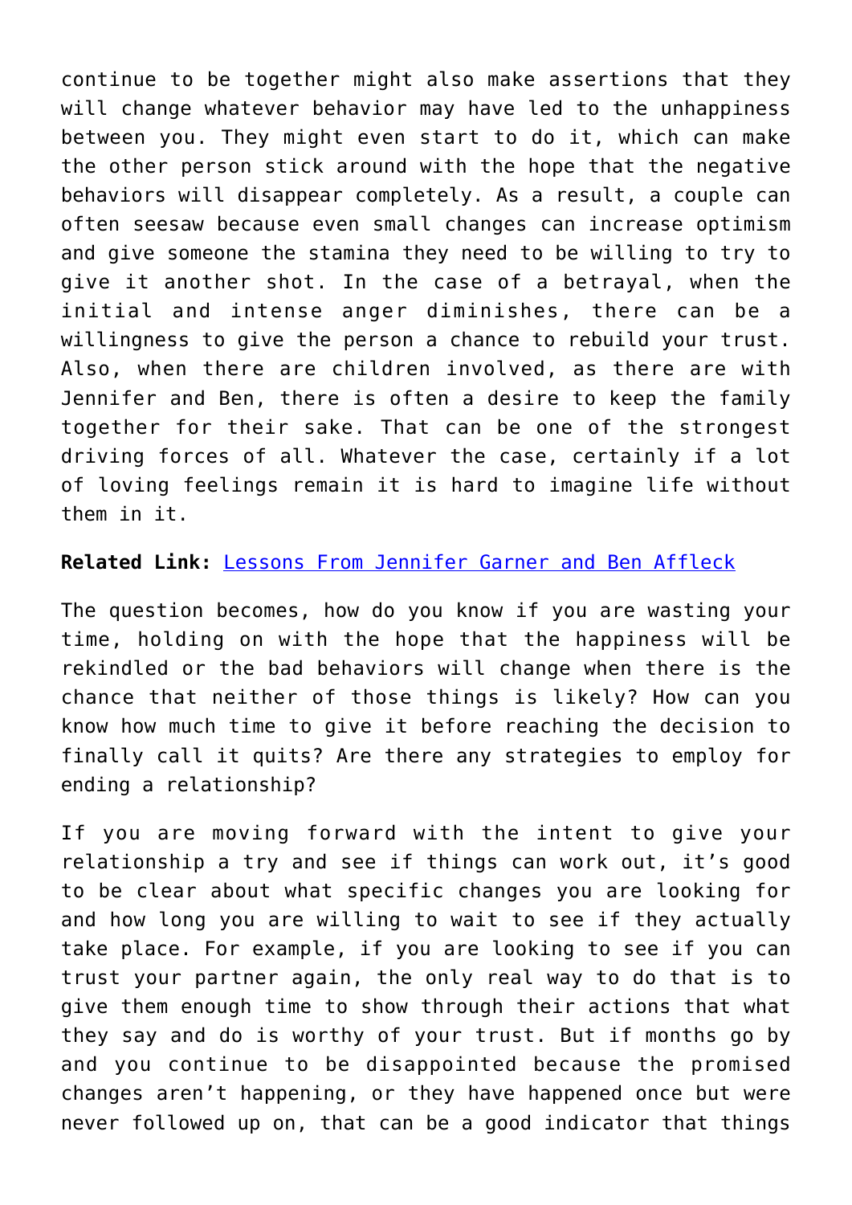continue to be together might also make assertions that they will change whatever behavior may have led to the unhappiness between you. They might even start to do it, which can make the other person stick around with the hope that the negative behaviors will disappear completely. As a result, a couple can often seesaw because even small changes can increase optimism and give someone the stamina they need to be willing to try to give it another shot. In the case of a betrayal, when the initial and intense anger diminishes, there can be a willingness to give the person a chance to rebuild your trust. Also, when there are children involved, as there are with Jennifer and Ben, there is often a desire to keep the family together for their sake. That can be one of the strongest driving forces of all. Whatever the case, certainly if a lot of loving feelings remain it is hard to imagine life without them in it.

**Related Link:** Lessons From Jennifer Garner and Ben Affleck

The question becomes, how do you know if you are wasting your time, holding on with the hope that the happiness will be rekindled or the bad behaviors will change when there is the chance that neither of those things is likely? How can you know how much time to give it before reaching the decision to finally call it quits? Are there any strategies to employ for ending a relationship?

If you are moving forward with the intent to give your relationship a try and see if things can work out, it's good to be clear about what specific changes you are looking for and how long you are willing to wait to see if they actually take place. For example, if you are looking to see if you can trust your partner again, the only real way to do that is to give them enough time to show through their actions that what they say and do is worthy of your trust. But if months go by and you continue to be disappointed because the promised changes aren't happening, or they have happened once but were never followed up on, that can be a good indicator that things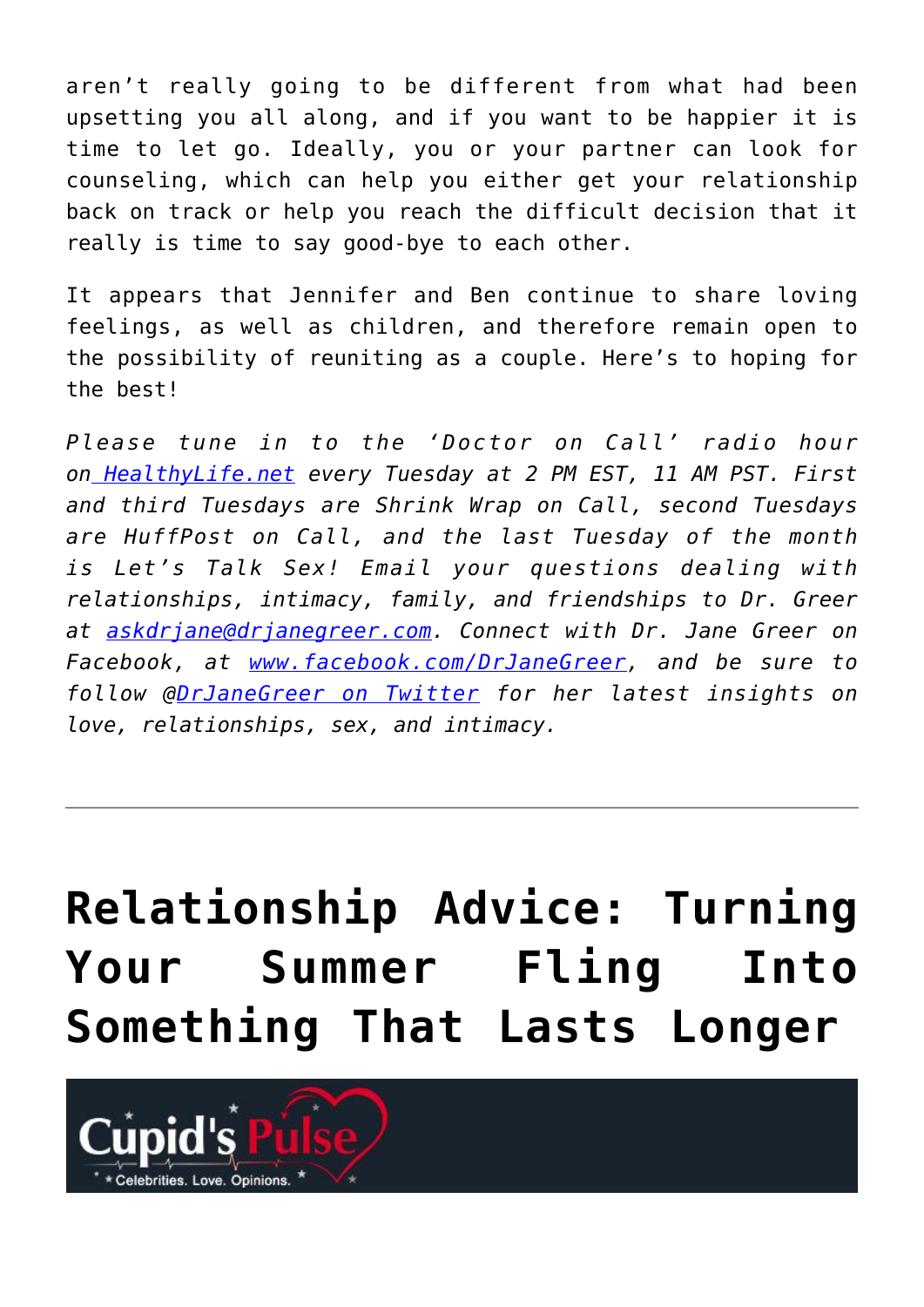aren't really going to be different from what had been upsetting you all along, and if you want to be happier it is time to let go. Ideally, you or your partner can look for counseling, which can help you either get your relationship back on track or help you reach the difficult decision that it really is time to say good-bye to each other.

It appears that Jennifer and Ben continue to share loving feelings, as well as children, and therefore remain open to the possibility of reuniting as a couple. Here's to hoping for the best!

*Please tune in to the 'Doctor on Call' radio hour on HealthyLife.net every Tuesday at 2 PM EST, 11 AM PST. First and third Tuesdays are Shrink Wrap on Call, second Tuesdays are HuffPost on Call, and the last Tuesday of the month is Let's Talk Sex! Email your questions dealing with relationships, intimacy, family, and friendships to Dr. Greer at askdrjane@drjanegreer.com. Connect with Dr. Jane Greer on Facebook, at www.facebook.com/DrJaneGreer, and be sure to follow @DrJaneGreer on Twitter for her latest insights on love, relationships, sex, and intimacy.*

---

# Relationship Advice: Turning Your Summer Fling Into Something That Lasts Longer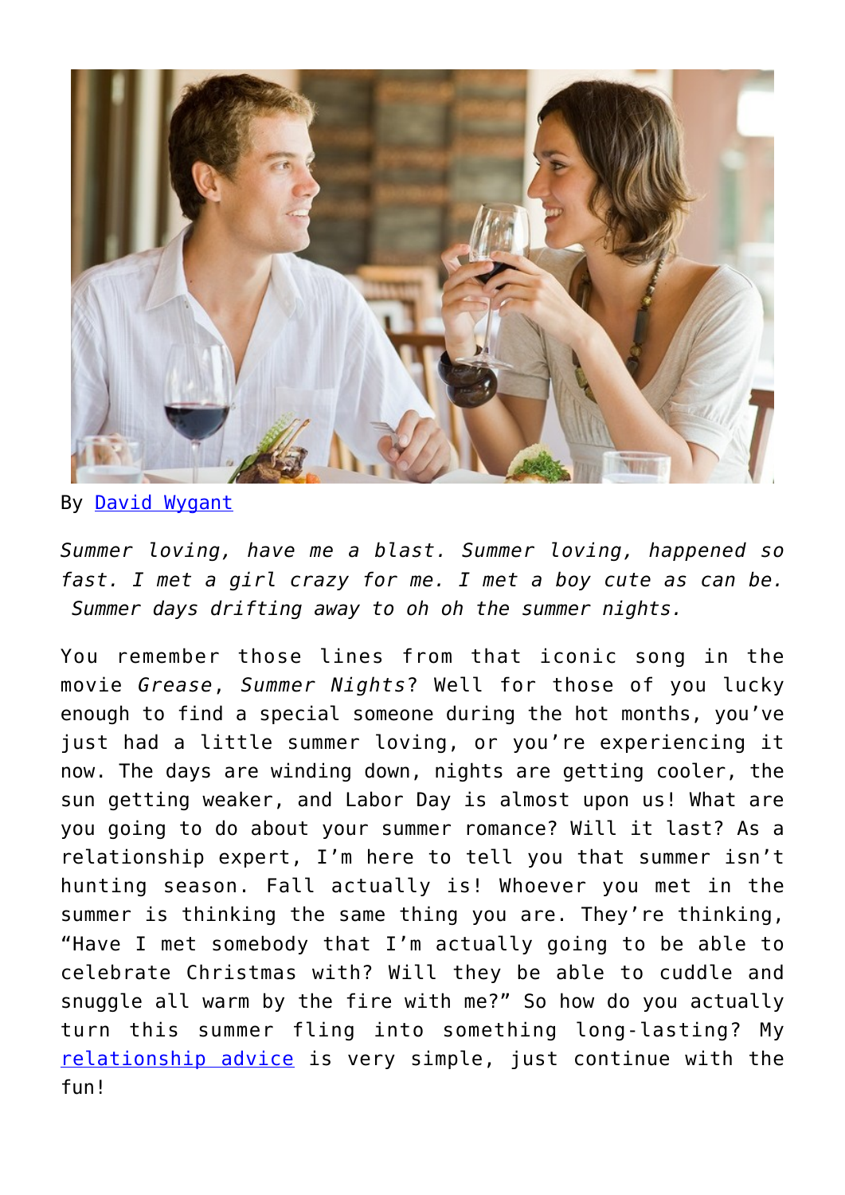By David Wygant

*Summer loving, have me a blast. Summer loving, happened so fast. I met a girl crazy for me. I met a boy cute as can be. Summer days drifting away to oh oh the summer nights.*

You remember those lines from that iconic song in the movie *Grease*, *Summer Nights*? Well for those of you lucky enough to find a special someone during the hot months, you've just had a little summer loving, or you're experiencing it now. The days are winding down, nights are getting cooler, the sun getting weaker, and Labor Day is almost upon us! What are you going to do about your summer romance? Will it last? As a relationship expert, I'm here to tell you that summer isn't hunting season. Fall actually is! Whoever you met in the summer is thinking the same thing you are. They're thinking, "Have I met somebody that I'm actually going to be able to celebrate Christmas with? Will they be able to cuddle and snuggle all warm by the fire with me?" So how do you actually turn this summer fling into something long-lasting? My relationship advice is very simple, just continue with the fun!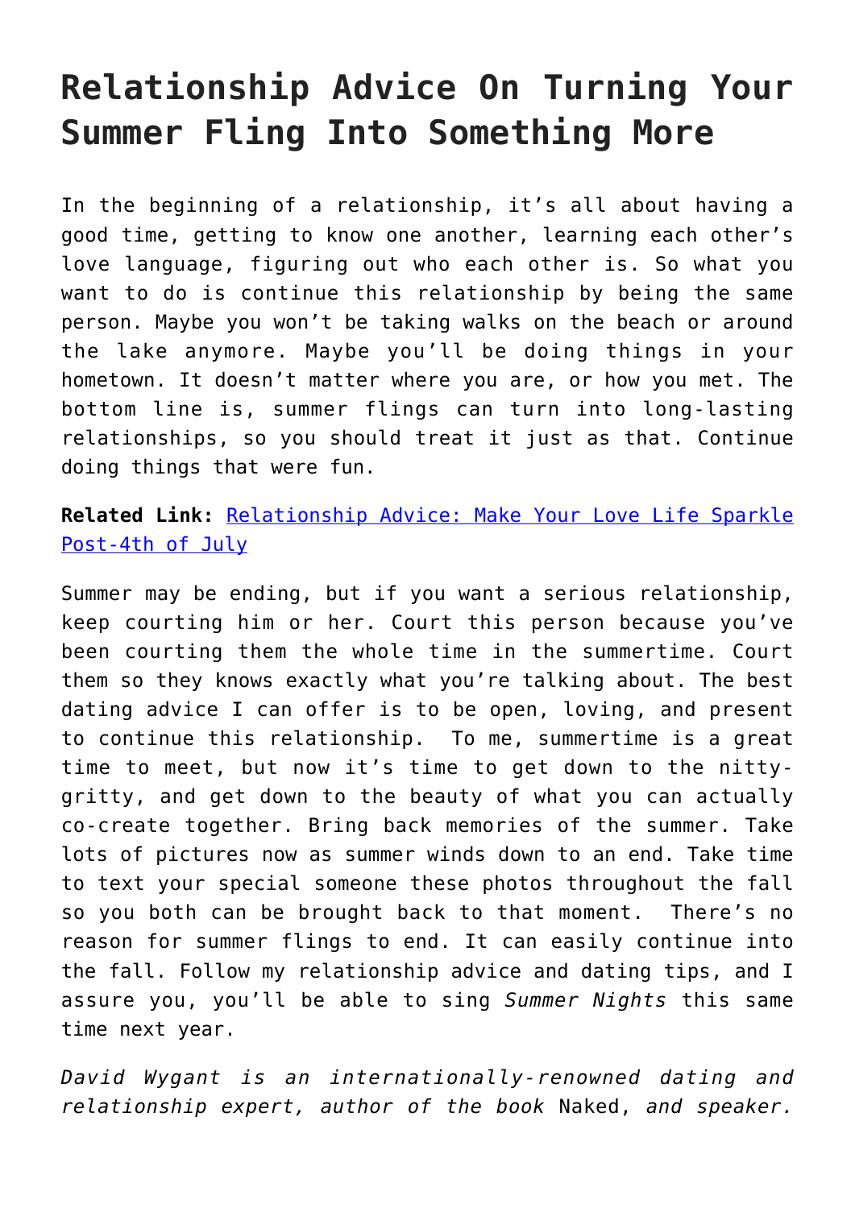# Relationship Advice On Turning Your Summer Fling Into Something More

In the beginning of a relationship, it's all about having a good time, getting to know one another, learning each other's love language, figuring out who each other is. So what you want to do is continue this relationship by being the same person. Maybe you won't be taking walks on the beach or around the lake anymore. Maybe you'll be doing things in your hometown. It doesn't matter where you are, or how you met. The bottom line is, summer flings can turn into long-lasting relationships, so you should treat it just as that. Continue doing things that were fun.

**Related Link:** [Relationship Advice: Make Your Love Life Sparkle Post-4th of July]

Summer may be ending, but if you want a serious relationship, keep courting him or her. Court this person because you've been courting them the whole time in the summertime. Court them so they knows exactly what you're talking about. The best dating advice I can offer is to be open, loving, and present to continue this relationship. To me, summertime is a great time to meet, but now it's time to get down to the nitty-gritty, and get down to the beauty of what you can actually co-create together. Bring back memories of the summer. Take lots of pictures now as summer winds down to an end. Take time to text your special someone these photos throughout the fall so you both can be brought back to that moment. There's no reason for summer flings to end. It can easily continue into the fall. Follow my relationship advice and dating tips, and I assure you, you'll be able to sing *Summer Nights* this same time next year.

*David Wygant is an internationally-renowned dating and relationship expert, author of the book* Naked, *and speaker.*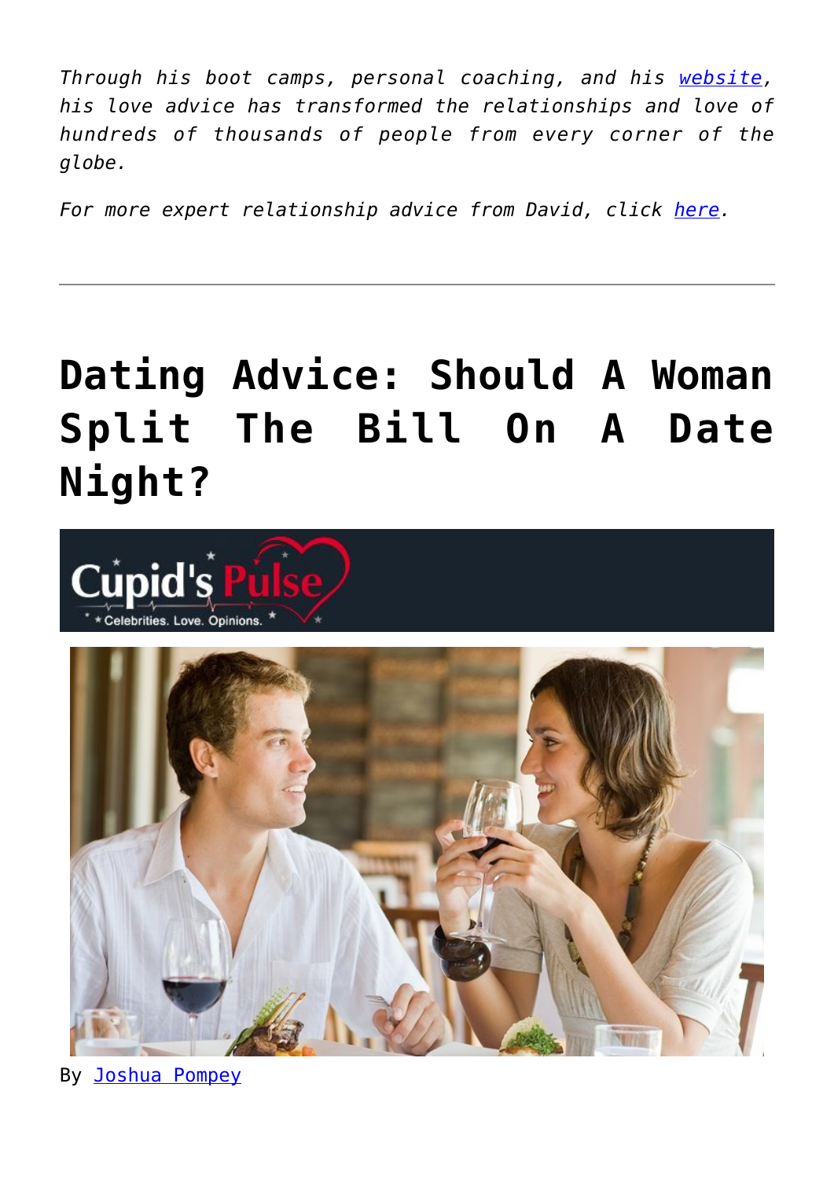*Through his boot camps, personal coaching, and his website, his love advice has transformed the relationships and love of hundreds of thousands of people from every corner of the globe.*

*For more expert relationship advice from David, click here.*

---

# Dating Advice: Should A Woman Split The Bill On A Date Night?

By Joshua Pompey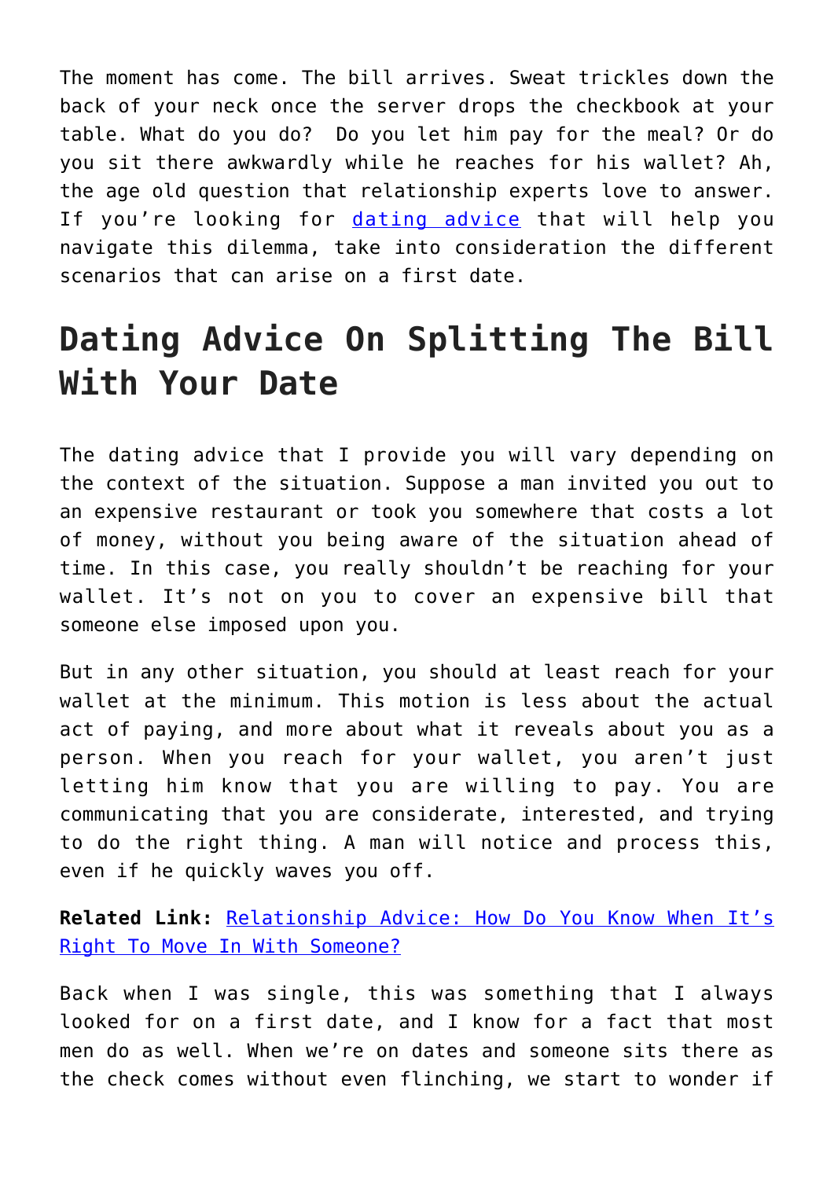The moment has come. The bill arrives. Sweat trickles down the back of your neck once the server drops the checkbook at your table. What do you do? Do you let him pay for the meal? Or do you sit there awkwardly while he reaches for his wallet? Ah, the age old question that relationship experts love to answer. If you're looking for dating advice that will help you navigate this dilemma, take into consideration the different scenarios that can arise on a first date.

## Dating Advice On Splitting The Bill With Your Date

The dating advice that I provide you will vary depending on the context of the situation. Suppose a man invited you out to an expensive restaurant or took you somewhere that costs a lot of money, without you being aware of the situation ahead of time. In this case, you really shouldn't be reaching for your wallet. It's not on you to cover an expensive bill that someone else imposed upon you.

But in any other situation, you should at least reach for your wallet at the minimum. This motion is less about the actual act of paying, and more about what it reveals about you as a person. When you reach for your wallet, you aren't just letting him know that you are willing to pay. You are communicating that you are considerate, interested, and trying to do the right thing. A man will notice and process this, even if he quickly waves you off.

**Related Link:** Relationship Advice: How Do You Know When It's Right To Move In With Someone?

Back when I was single, this was something that I always looked for on a first date, and I know for a fact that most men do as well. When we're on dates and someone sits there as the check comes without even flinching, we start to wonder if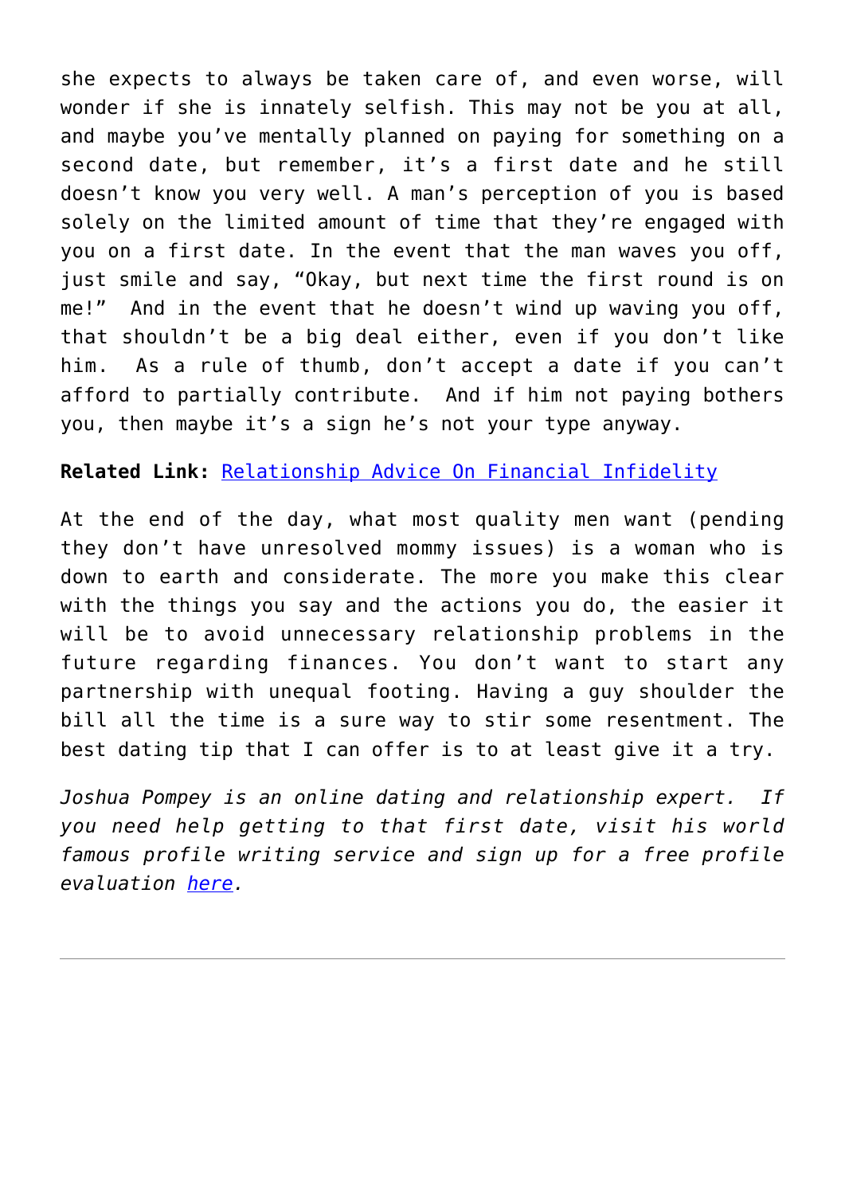she expects to always be taken care of, and even worse, will wonder if she is innately selfish. This may not be you at all, and maybe you've mentally planned on paying for something on a second date, but remember, it's a first date and he still doesn't know you very well. A man's perception of you is based solely on the limited amount of time that they're engaged with you on a first date. In the event that the man waves you off, just smile and say, "Okay, but next time the first round is on me!" And in the event that he doesn't wind up waving you off, that shouldn't be a big deal either, even if you don't like him. As a rule of thumb, don't accept a date if you can't afford to partially contribute. And if him not paying bothers you, then maybe it's a sign he's not your type anyway.

**Related Link:** Relationship Advice On Financial Infidelity

At the end of the day, what most quality men want (pending they don't have unresolved mommy issues) is a woman who is down to earth and considerate. The more you make this clear with the things you say and the actions you do, the easier it will be to avoid unnecessary relationship problems in the future regarding finances. You don't want to start any partnership with unequal footing. Having a guy shoulder the bill all the time is a sure way to stir some resentment. The best dating tip that I can offer is to at least give it a try.

*Joshua Pompey is an online dating and relationship expert. If you need help getting to that first date, visit his world famous profile writing service and sign up for a free profile evaluation here.*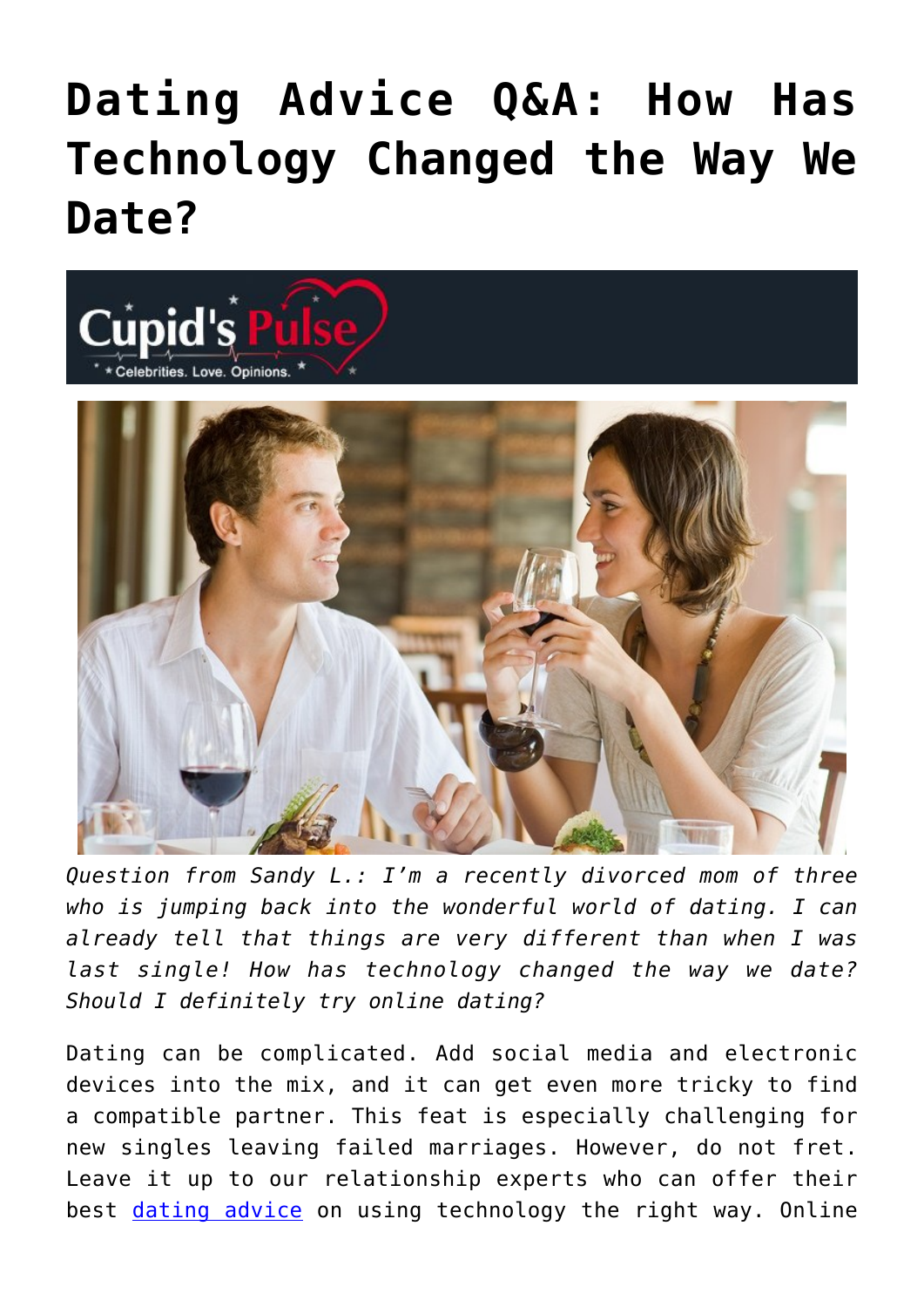# Dating Advice Q&A: How Has Technology Changed the Way We Date?

*Question from Sandy L.: I'm a recently divorced mom of three who is jumping back into the wonderful world of dating. I can already tell that things are very different than when I was last single! How has technology changed the way we date? Should I definitely try online dating?*

Dating can be complicated. Add social media and electronic devices into the mix, and it can get even more tricky to find a compatible partner. This feat is especially challenging for new singles leaving failed marriages. However, do not fret. Leave it up to our relationship experts who can offer their best dating advice on using technology the right way. Online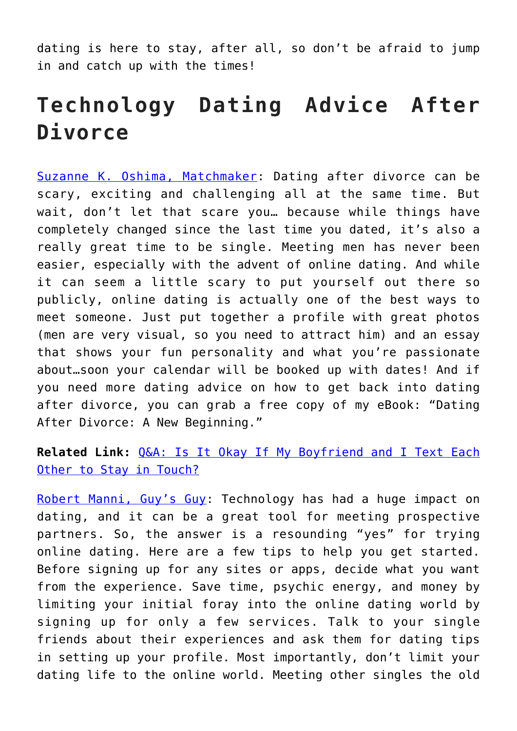dating is here to stay, after all, so don't be afraid to jump in and catch up with the times!

## Technology Dating Advice After Divorce

[Suzanne K. Oshima, Matchmaker](): Dating after divorce can be scary, exciting and challenging all at the same time. But wait, don't let that scare you… because while things have completely changed since the last time you dated, it's also a really great time to be single. Meeting men has never been easier, especially with the advent of online dating. And while it can seem a little scary to put yourself out there so publicly, online dating is actually one of the best ways to meet someone. Just put together a profile with great photos (men are very visual, so you need to attract him) and an essay that shows your fun personality and what you're passionate about…soon your calendar will be booked up with dates! And if you need more dating advice on how to get back into dating after divorce, you can grab a free copy of my eBook: "Dating After Divorce: A New Beginning."

**Related Link:** [Q&A: Is It Okay If My Boyfriend and I Text Each Other to Stay in Touch?]()

[Robert Manni, Guy's Guy](): Technology has had a huge impact on dating, and it can be a great tool for meeting prospective partners. So, the answer is a resounding "yes" for trying online dating. Here are a few tips to help you get started. Before signing up for any sites or apps, decide what you want from the experience. Save time, psychic energy, and money by limiting your initial foray into the online dating world by signing up for only a few services. Talk to your single friends about their experiences and ask them for dating tips in setting up your profile. Most importantly, don't limit your dating life to the online world. Meeting other singles the old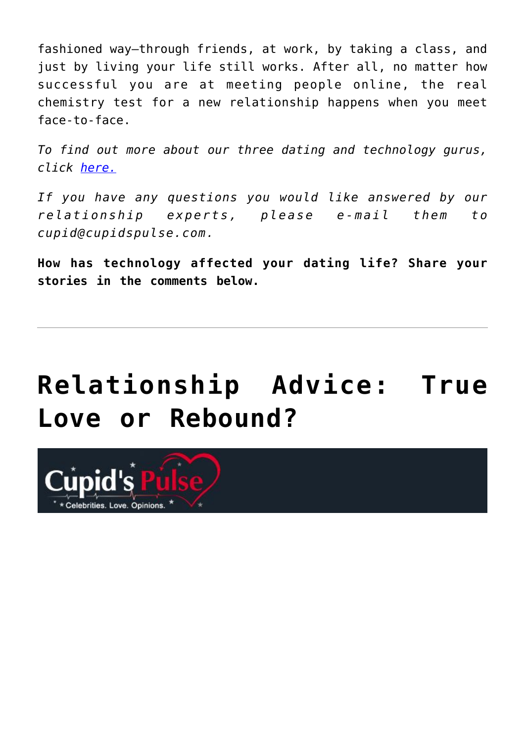fashioned way—through friends, at work, by taking a class, and just by living your life still works. After all, no matter how successful you are at meeting people online, the real chemistry test for a new relationship happens when you meet face-to-face.

*To find out more about our three dating and technology gurus, click [here.]()*

*If you have any questions you would like answered by our relationship experts, please e-mail them to cupid@cupidspulse.com.*

**How has technology affected your dating life? Share your stories in the comments below.**

---

# Relationship Advice: True Love or Rebound?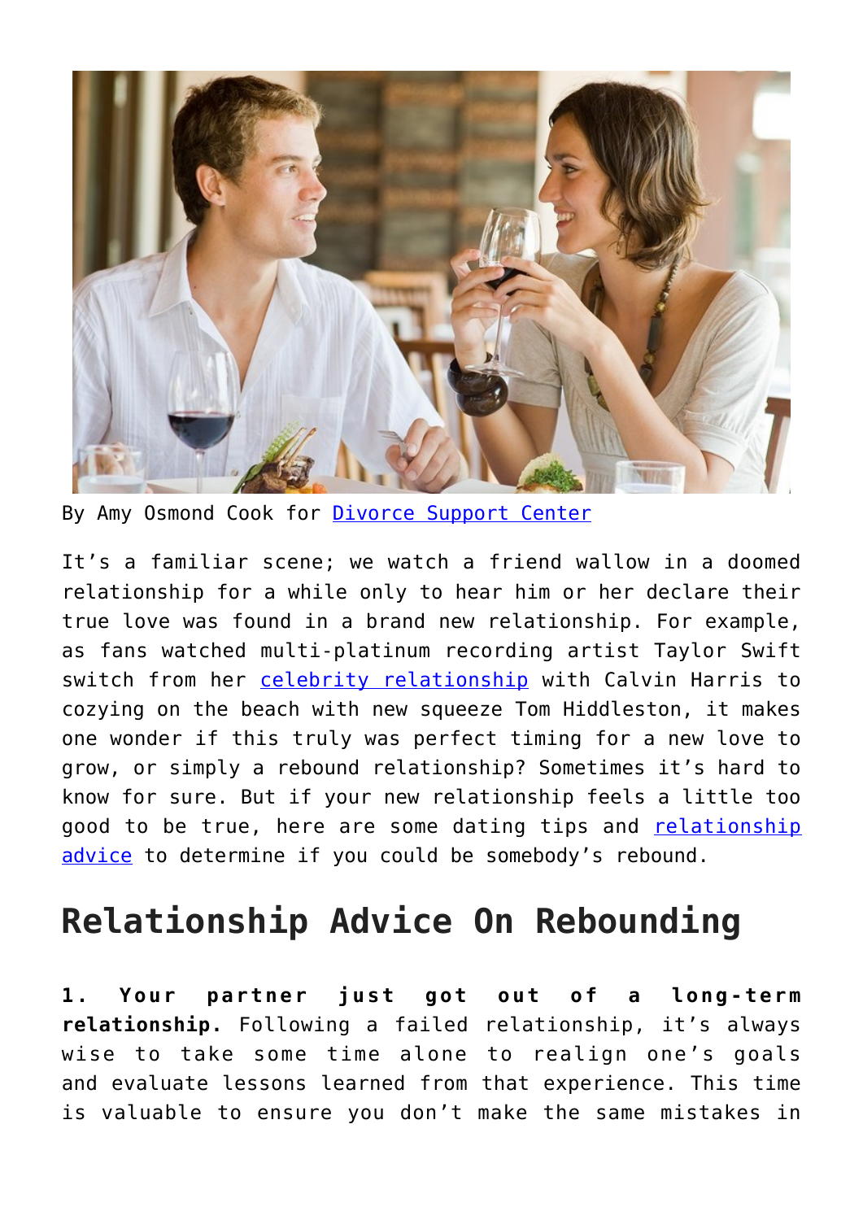By Amy Osmond Cook for Divorce Support Center

It's a familiar scene; we watch a friend wallow in a doomed relationship for a while only to hear him or her declare their true love was found in a brand new relationship. For example, as fans watched multi-platinum recording artist Taylor Swift switch from her celebrity relationship with Calvin Harris to cozying on the beach with new squeeze Tom Hiddleston, it makes one wonder if this truly was perfect timing for a new love to grow, or simply a rebound relationship? Sometimes it's hard to know for sure. But if your new relationship feels a little too good to be true, here are some dating tips and relationship advice to determine if you could be somebody's rebound.

## Relationship Advice On Rebounding

**1. Your partner just got out of a long-term relationship.** Following a failed relationship, it's always wise to take some time alone to realign one's goals and evaluate lessons learned from that experience. This time is valuable to ensure you don't make the same mistakes in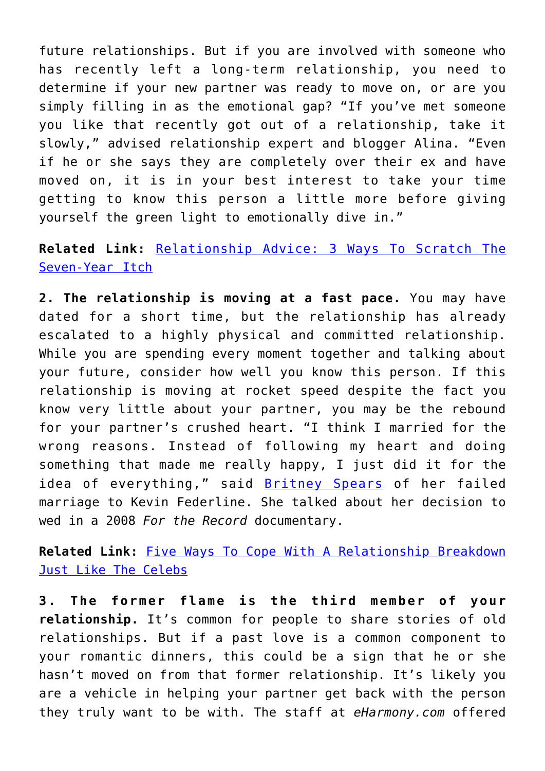future relationships. But if you are involved with someone who has recently left a long-term relationship, you need to determine if your new partner was ready to move on, or are you simply filling in as the emotional gap? "If you've met someone you like that recently got out of a relationship, take it slowly," advised relationship expert and blogger Alina. "Even if he or she says they are completely over their ex and have moved on, it is in your best interest to take your time getting to know this person a little more before giving yourself the green light to emotionally dive in."

**Related Link:** Relationship Advice: 3 Ways To Scratch The Seven-Year Itch

**2. The relationship is moving at a fast pace.** You may have dated for a short time, but the relationship has already escalated to a highly physical and committed relationship. While you are spending every moment together and talking about your future, consider how well you know this person. If this relationship is moving at rocket speed despite the fact you know very little about your partner, you may be the rebound for your partner's crushed heart. "I think I married for the wrong reasons. Instead of following my heart and doing something that made me really happy, I just did it for the idea of everything," said Britney Spears of her failed marriage to Kevin Federline. She talked about her decision to wed in a 2008 *For the Record* documentary.

**Related Link:** Five Ways To Cope With A Relationship Breakdown Just Like The Celebs

**3. The former flame is the third member of your relationship.** It's common for people to share stories of old relationships. But if a past love is a common component to your romantic dinners, this could be a sign that he or she hasn't moved on from that former relationship. It's likely you are a vehicle in helping your partner get back with the person they truly want to be with. The staff at *eHarmony.com* offered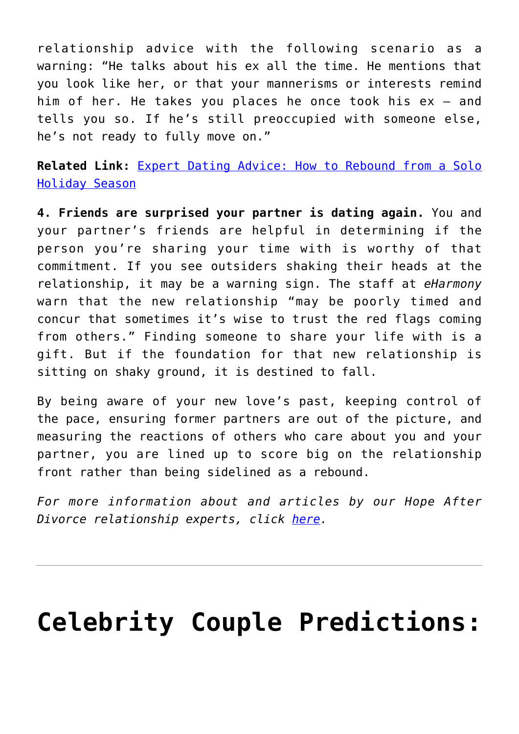relationship advice with the following scenario as a warning: "He talks about his ex all the time. He mentions that you look like her, or that your mannerisms or interests remind him of her. He takes you places he once took his ex — and tells you so. If he's still preoccupied with someone else, he's not ready to fully move on."

**Related Link:** [Expert Dating Advice: How to Rebound from a Solo Holiday Season]()

**4. Friends are surprised your partner is dating again.** You and your partner's friends are helpful in determining if the person you're sharing your time with is worthy of that commitment. If you see outsiders shaking their heads at the relationship, it may be a warning sign. The staff at *eHarmony* warn that the new relationship "may be poorly timed and concur that sometimes it's wise to trust the red flags coming from others." Finding someone to share your life with is a gift. But if the foundation for that new relationship is sitting on shaky ground, it is destined to fall.

By being aware of your new love's past, keeping control of the pace, ensuring former partners are out of the picture, and measuring the reactions of others who care about you and your partner, you are lined up to score big on the relationship front rather than being sidelined as a rebound.

*For more information about and articles by our Hope After Divorce relationship experts, click [here]().*

---

# Celebrity Couple Predictions: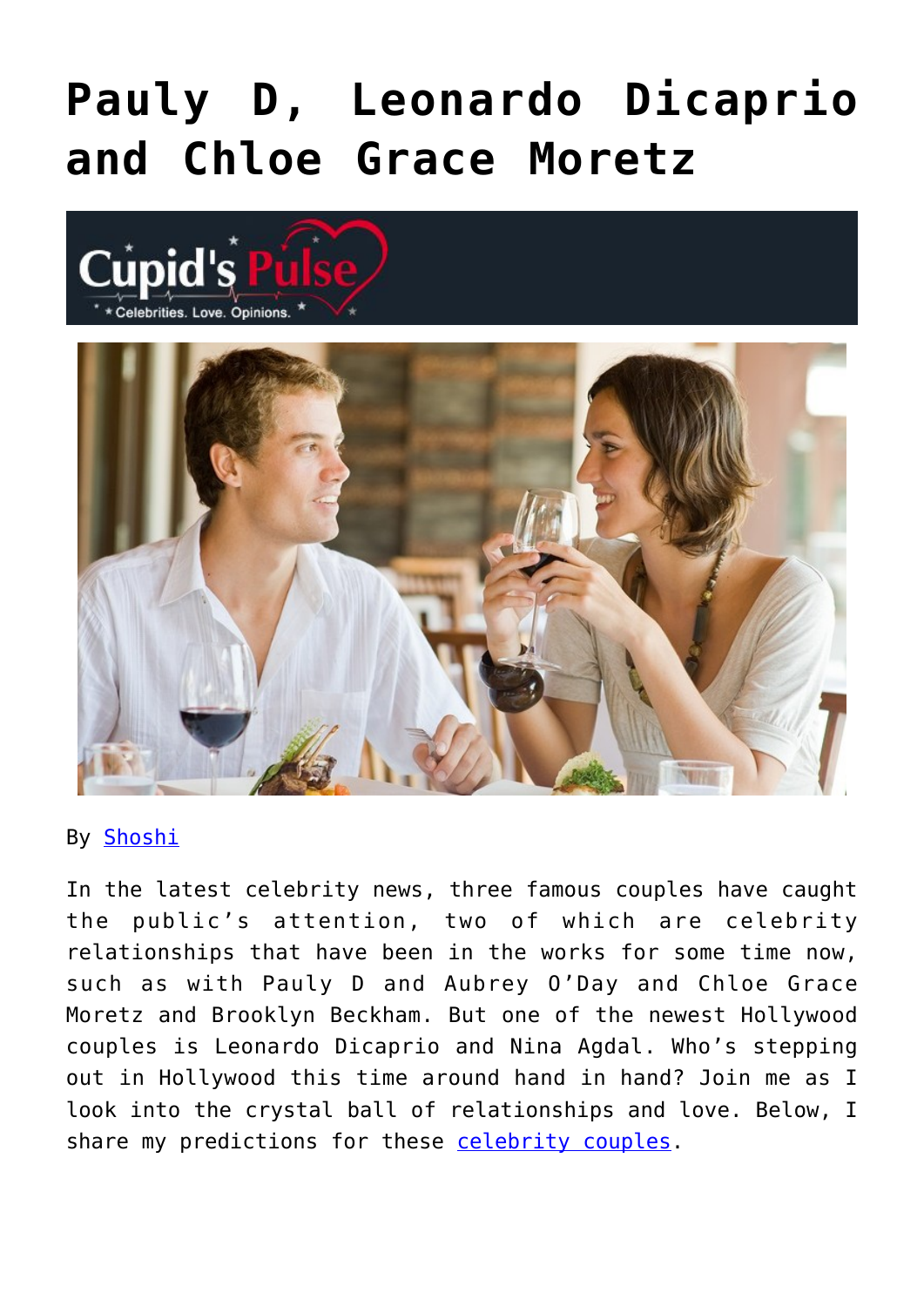# Pauly D, Leonardo Dicaprio and Chloe Grace Moretz

By Shoshi

In the latest celebrity news, three famous couples have caught the public's attention, two of which are celebrity relationships that have been in the works for some time now, such as with Pauly D and Aubrey O'Day and Chloe Grace Moretz and Brooklyn Beckham. But one of the newest Hollywood couples is Leonardo Dicaprio and Nina Agdal. Who's stepping out in Hollywood this time around hand in hand? Join me as I look into the crystal ball of relationships and love. Below, I share my predictions for these celebrity couples.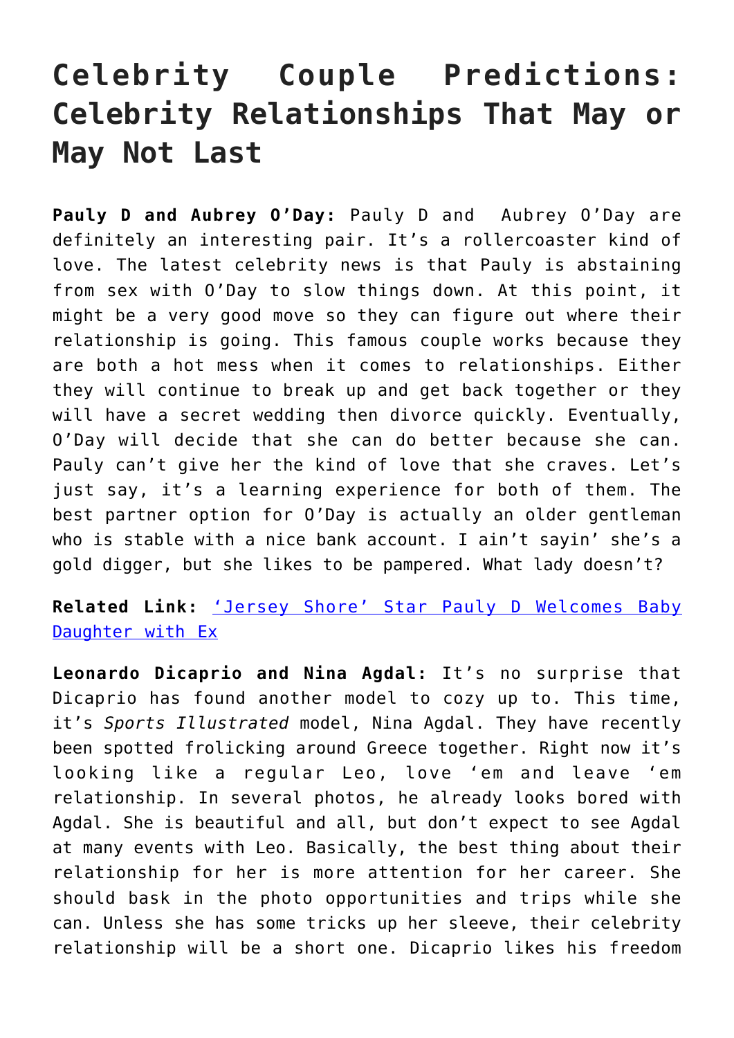# Celebrity Couple Predictions: Celebrity Relationships That May or May Not Last

**Pauly D and Aubrey O'Day:** Pauly D and Aubrey O'Day are definitely an interesting pair. It's a rollercoaster kind of love. The latest celebrity news is that Pauly is abstaining from sex with O'Day to slow things down. At this point, it might be a very good move so they can figure out where their relationship is going. This famous couple works because they are both a hot mess when it comes to relationships. Either they will continue to break up and get back together or they will have a secret wedding then divorce quickly. Eventually, O'Day will decide that she can do better because she can. Pauly can't give her the kind of love that she craves. Let's just say, it's a learning experience for both of them. The best partner option for O'Day is actually an older gentleman who is stable with a nice bank account. I ain't sayin' she's a gold digger, but she likes to be pampered. What lady doesn't?

**Related Link:** ['Jersey Shore' Star Pauly D Welcomes Baby Daughter with Ex]()

**Leonardo Dicaprio and Nina Agdal:** It's no surprise that Dicaprio has found another model to cozy up to. This time, it's *Sports Illustrated* model, Nina Agdal. They have recently been spotted frolicking around Greece together. Right now it's looking like a regular Leo, love 'em and leave 'em relationship. In several photos, he already looks bored with Agdal. She is beautiful and all, but don't expect to see Agdal at many events with Leo. Basically, the best thing about their relationship for her is more attention for her career. She should bask in the photo opportunities and trips while she can. Unless she has some tricks up her sleeve, their celebrity relationship will be a short one. Dicaprio likes his freedom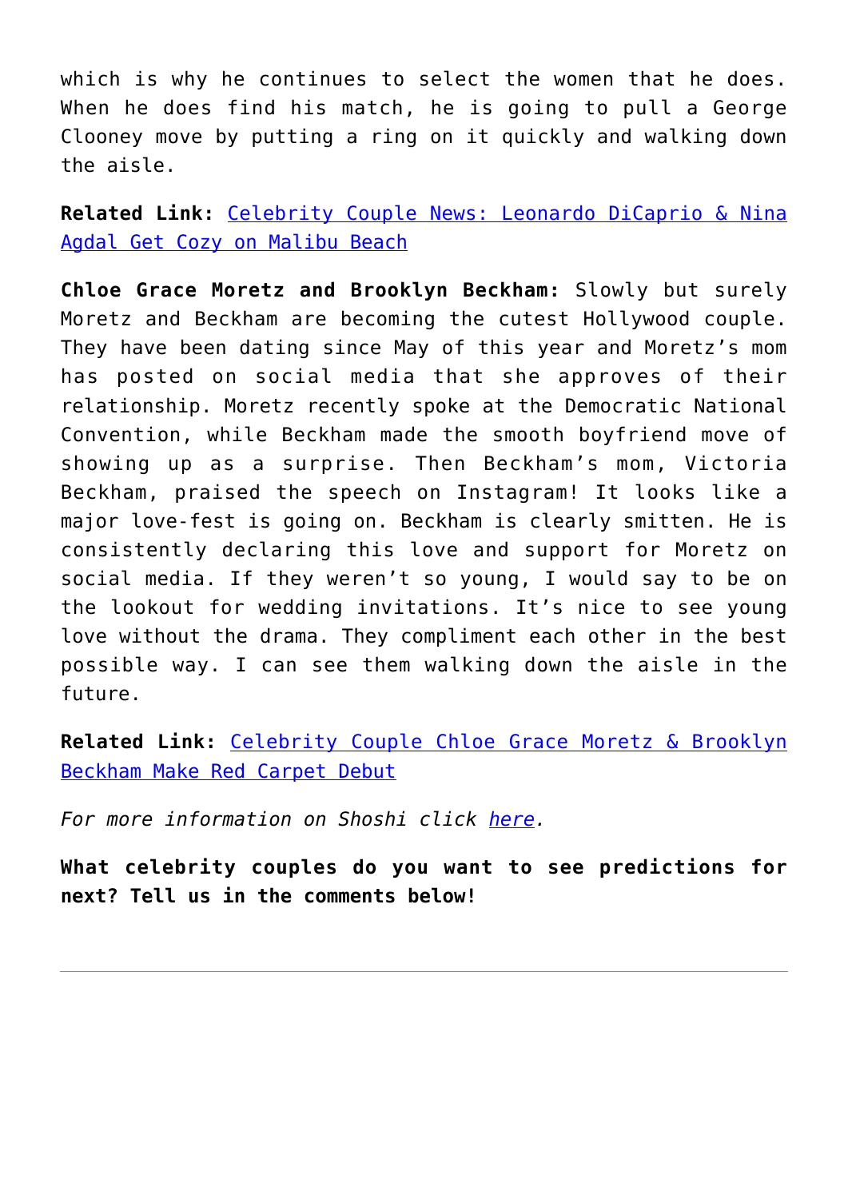which is why he continues to select the women that he does. When he does find his match, he is going to pull a George Clooney move by putting a ring on it quickly and walking down the aisle.

**Related Link:** [Celebrity Couple News: Leonardo DiCaprio & Nina Agdal Get Cozy on Malibu Beach]()

**Chloe Grace Moretz and Brooklyn Beckham:** Slowly but surely Moretz and Beckham are becoming the cutest Hollywood couple. They have been dating since May of this year and Moretz's mom has posted on social media that she approves of their relationship. Moretz recently spoke at the Democratic National Convention, while Beckham made the smooth boyfriend move of showing up as a surprise. Then Beckham's mom, Victoria Beckham, praised the speech on Instagram! It looks like a major love-fest is going on. Beckham is clearly smitten. He is consistently declaring this love and support for Moretz on social media. If they weren't so young, I would say to be on the lookout for wedding invitations. It's nice to see young love without the drama. They compliment each other in the best possible way. I can see them walking down the aisle in the future.

**Related Link:** [Celebrity Couple Chloe Grace Moretz & Brooklyn Beckham Make Red Carpet Debut]()

*For more information on Shoshi click [here]().*

**What celebrity couples do you want to see predictions for next? Tell us in the comments below!**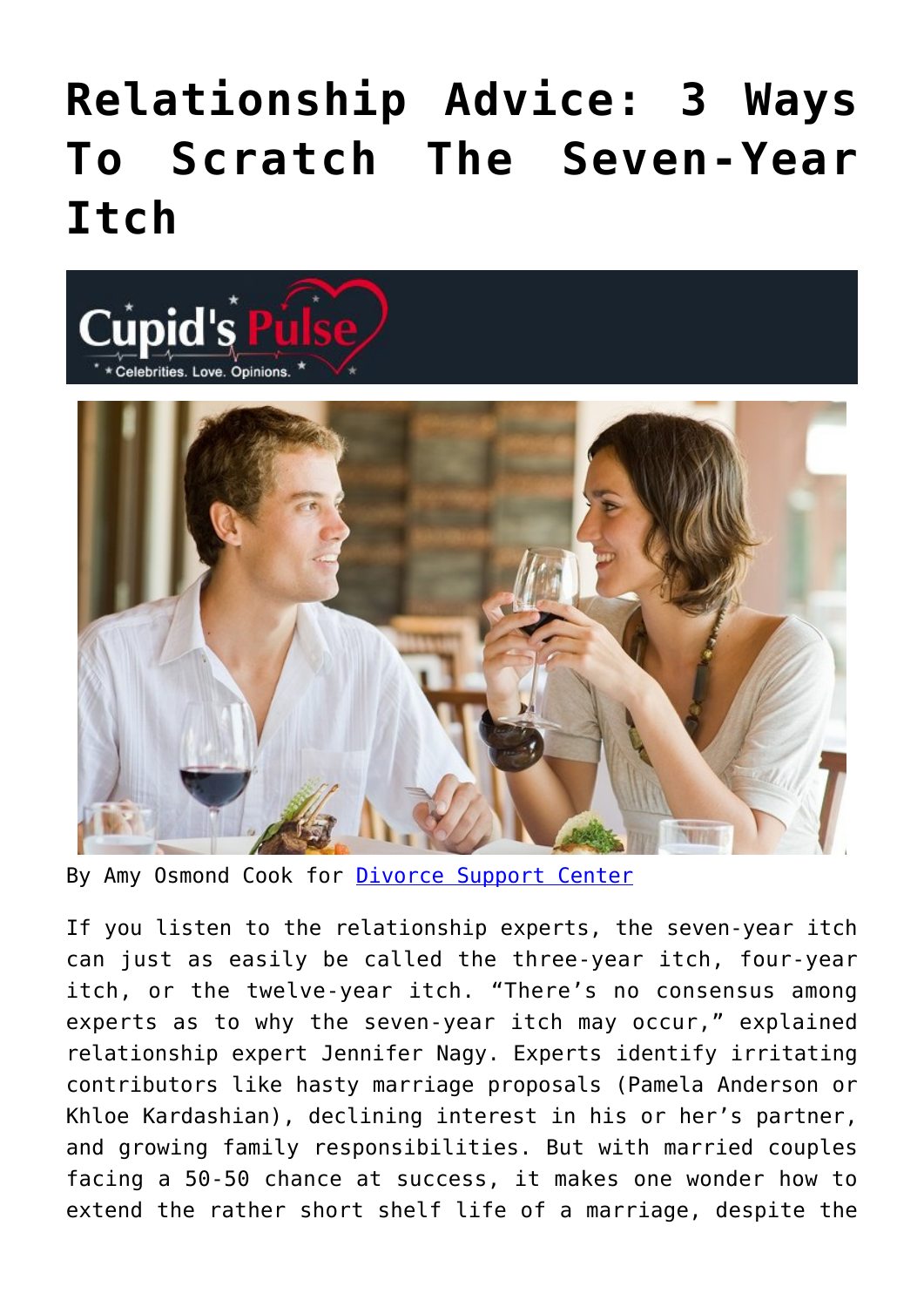# Relationship Advice: 3 Ways To Scratch The Seven-Year Itch

By Amy Osmond Cook for Divorce Support Center

If you listen to the relationship experts, the seven-year itch can just as easily be called the three-year itch, four-year itch, or the twelve-year itch. "There's no consensus among experts as to why the seven-year itch may occur," explained relationship expert Jennifer Nagy. Experts identify irritating contributors like hasty marriage proposals (Pamela Anderson or Khloe Kardashian), declining interest in his or her's partner, and growing family responsibilities. But with married couples facing a 50-50 chance at success, it makes one wonder how to extend the rather short shelf life of a marriage, despite the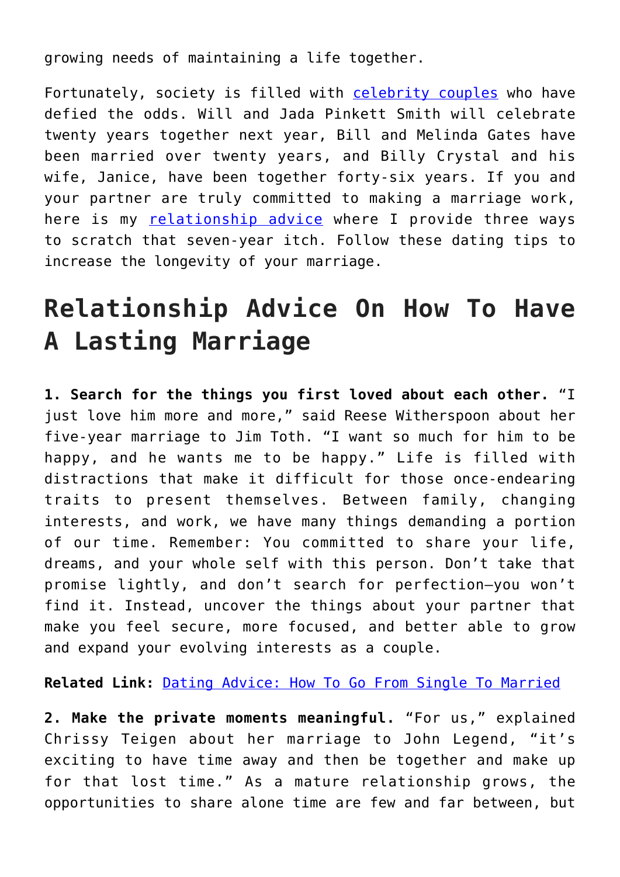growing needs of maintaining a life together.

Fortunately, society is filled with [celebrity couples](#) who have defied the odds. Will and Jada Pinkett Smith will celebrate twenty years together next year, Bill and Melinda Gates have been married over twenty years, and Billy Crystal and his wife, Janice, have been together forty-six years. If you and your partner are truly committed to making a marriage work, here is my [relationship advice](#) where I provide three ways to scratch that seven-year itch. Follow these dating tips to increase the longevity of your marriage.

## Relationship Advice On How To Have A Lasting Marriage

**1. Search for the things you first loved about each other.** "I just love him more and more," said Reese Witherspoon about her five-year marriage to Jim Toth. "I want so much for him to be happy, and he wants me to be happy." Life is filled with distractions that make it difficult for those once-endearing traits to present themselves. Between family, changing interests, and work, we have many things demanding a portion of our time. Remember: You committed to share your life, dreams, and your whole self with this person. Don't take that promise lightly, and don't search for perfection—you won't find it. Instead, uncover the things about your partner that make you feel secure, more focused, and better able to grow and expand your evolving interests as a couple.

**Related Link:** [Dating Advice: How To Go From Single To Married](#)

**2. Make the private moments meaningful.** "For us," explained Chrissy Teigen about her marriage to John Legend, "it's exciting to have time away and then be together and make up for that lost time." As a mature relationship grows, the opportunities to share alone time are few and far between, but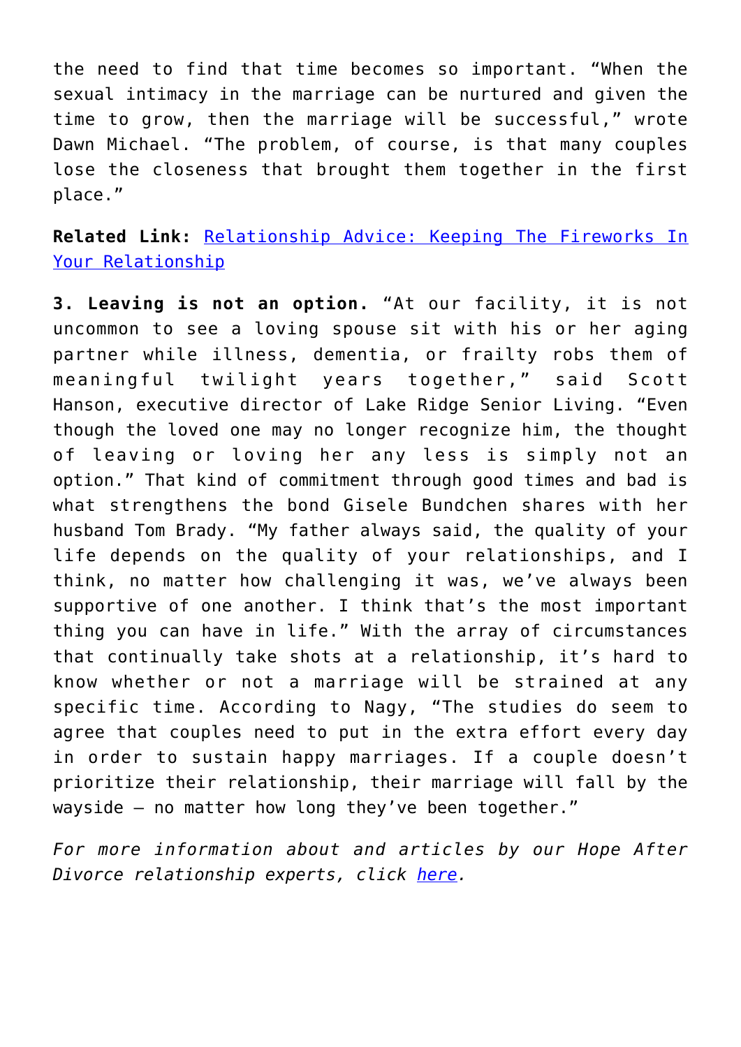the need to find that time becomes so important. "When the sexual intimacy in the marriage can be nurtured and given the time to grow, then the marriage will be successful," wrote Dawn Michael. "The problem, of course, is that many couples lose the closeness that brought them together in the first place."

**Related Link:** Relationship Advice: Keeping The Fireworks In Your Relationship

**3. Leaving is not an option.** "At our facility, it is not uncommon to see a loving spouse sit with his or her aging partner while illness, dementia, or frailty robs them of meaningful twilight years together," said Scott Hanson, executive director of Lake Ridge Senior Living. "Even though the loved one may no longer recognize him, the thought of leaving or loving her any less is simply not an option." That kind of commitment through good times and bad is what strengthens the bond Gisele Bundchen shares with her husband Tom Brady. "My father always said, the quality of your life depends on the quality of your relationships, and I think, no matter how challenging it was, we've always been supportive of one another. I think that's the most important thing you can have in life." With the array of circumstances that continually take shots at a relationship, it's hard to know whether or not a marriage will be strained at any specific time. According to Nagy, "The studies do seem to agree that couples need to put in the extra effort every day in order to sustain happy marriages. If a couple doesn't prioritize their relationship, their marriage will fall by the wayside – no matter how long they've been together."

*For more information about and articles by our Hope After Divorce relationship experts, click here.*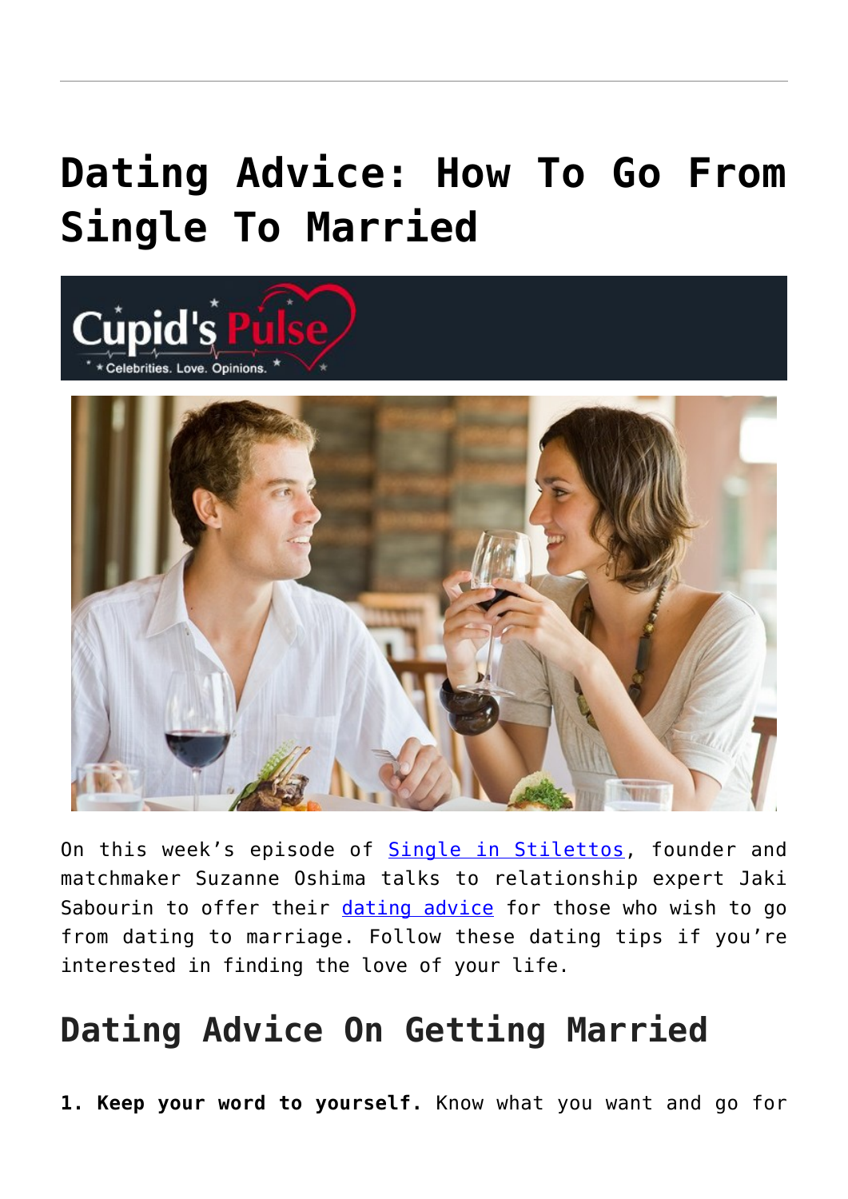# Dating Advice: How To Go From Single To Married

On this week's episode of [Single in Stilettos](), founder and matchmaker Suzanne Oshima talks to relationship expert Jaki Sabourin to offer their [dating advice]() for those who wish to go from dating to marriage. Follow these dating tips if you're interested in finding the love of your life.

## Dating Advice On Getting Married

**1. Keep your word to yourself.** Know what you want and go for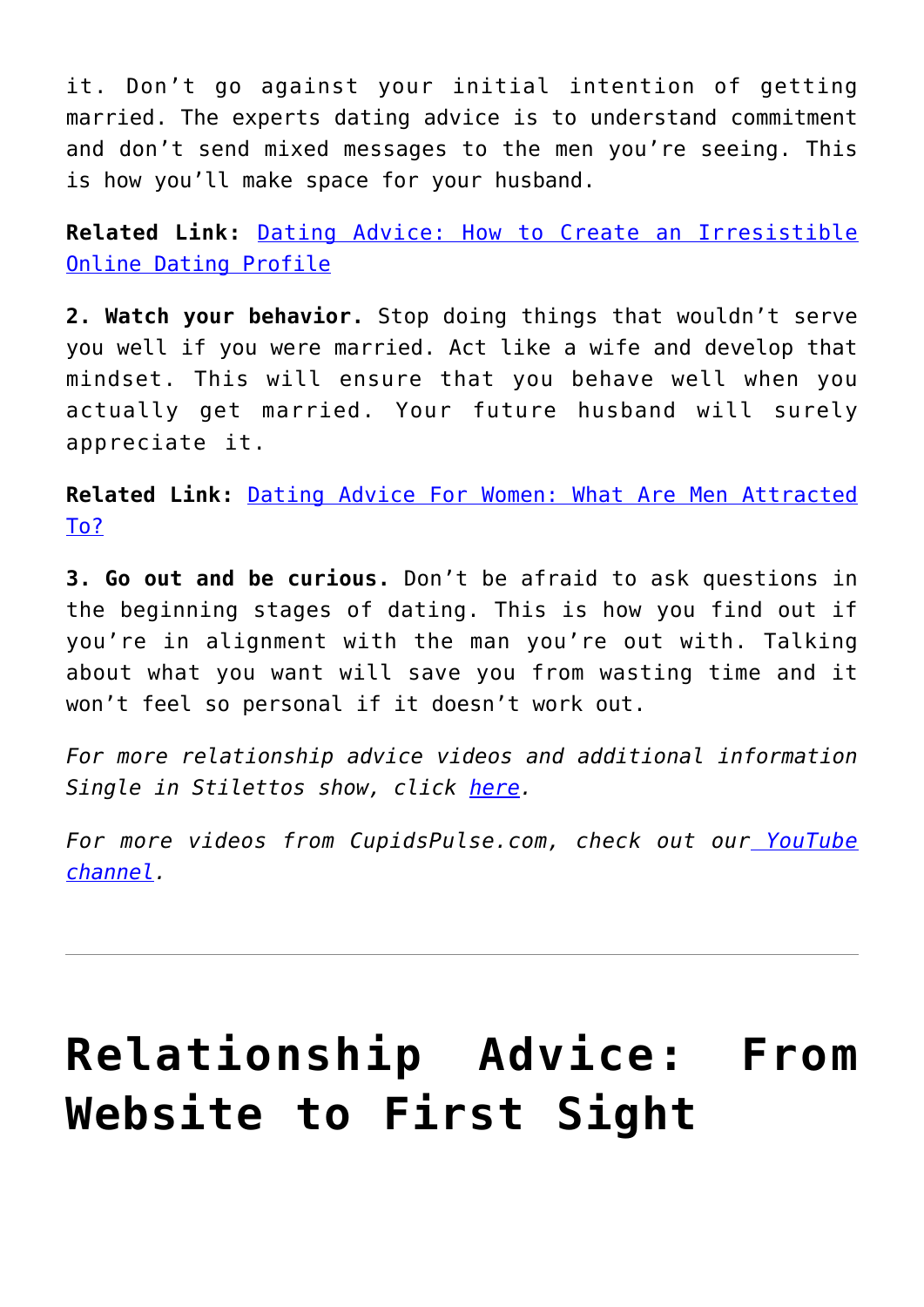it. Don't go against your initial intention of getting married. The experts dating advice is to understand commitment and don't send mixed messages to the men you're seeing. This is how you'll make space for your husband.

**Related Link:** Dating Advice: How to Create an Irresistible Online Dating Profile

**2. Watch your behavior.** Stop doing things that wouldn't serve you well if you were married. Act like a wife and develop that mindset. This will ensure that you behave well when you actually get married. Your future husband will surely appreciate it.

**Related Link:** Dating Advice For Women: What Are Men Attracted To?

**3. Go out and be curious.** Don't be afraid to ask questions in the beginning stages of dating. This is how you find out if you're in alignment with the man you're out with. Talking about what you want will save you from wasting time and it won't feel so personal if it doesn't work out.

*For more relationship advice videos and additional information Single in Stilettos show, click here.*

*For more videos from CupidsPulse.com, check out our YouTube channel.*

---

# Relationship Advice: From Website to First Sight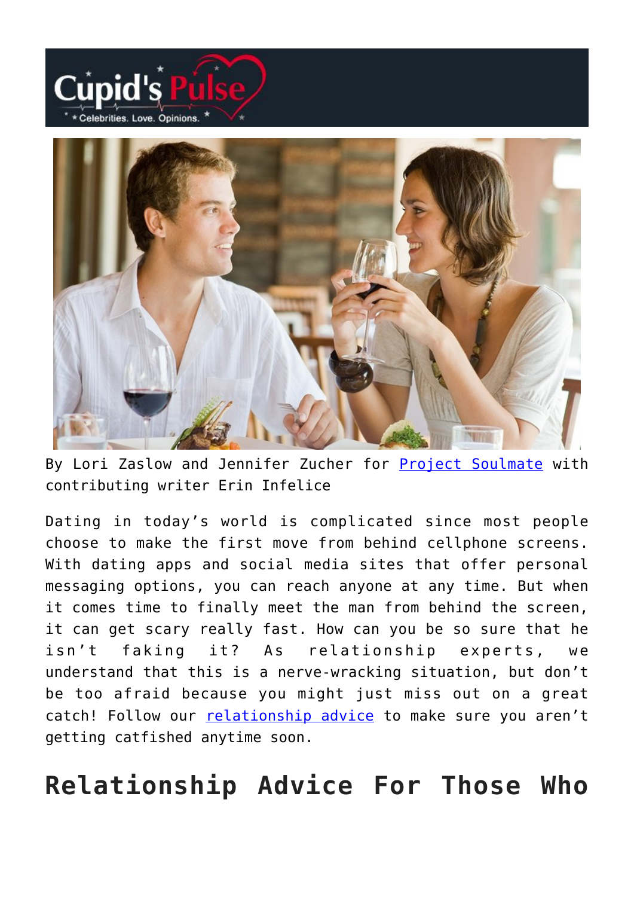By Lori Zaslow and Jennifer Zucher for Project Soulmate with contributing writer Erin Infelice

Dating in today's world is complicated since most people choose to make the first move from behind cellphone screens. With dating apps and social media sites that offer personal messaging options, you can reach anyone at any time. But when it comes time to finally meet the man from behind the screen, it can get scary really fast. How can you be so sure that he isn't faking it? As relationship experts, we understand that this is a nerve-wracking situation, but don't be too afraid because you might just miss out on a great catch! Follow our relationship advice to make sure you aren't getting catfished anytime soon.

## Relationship Advice For Those Who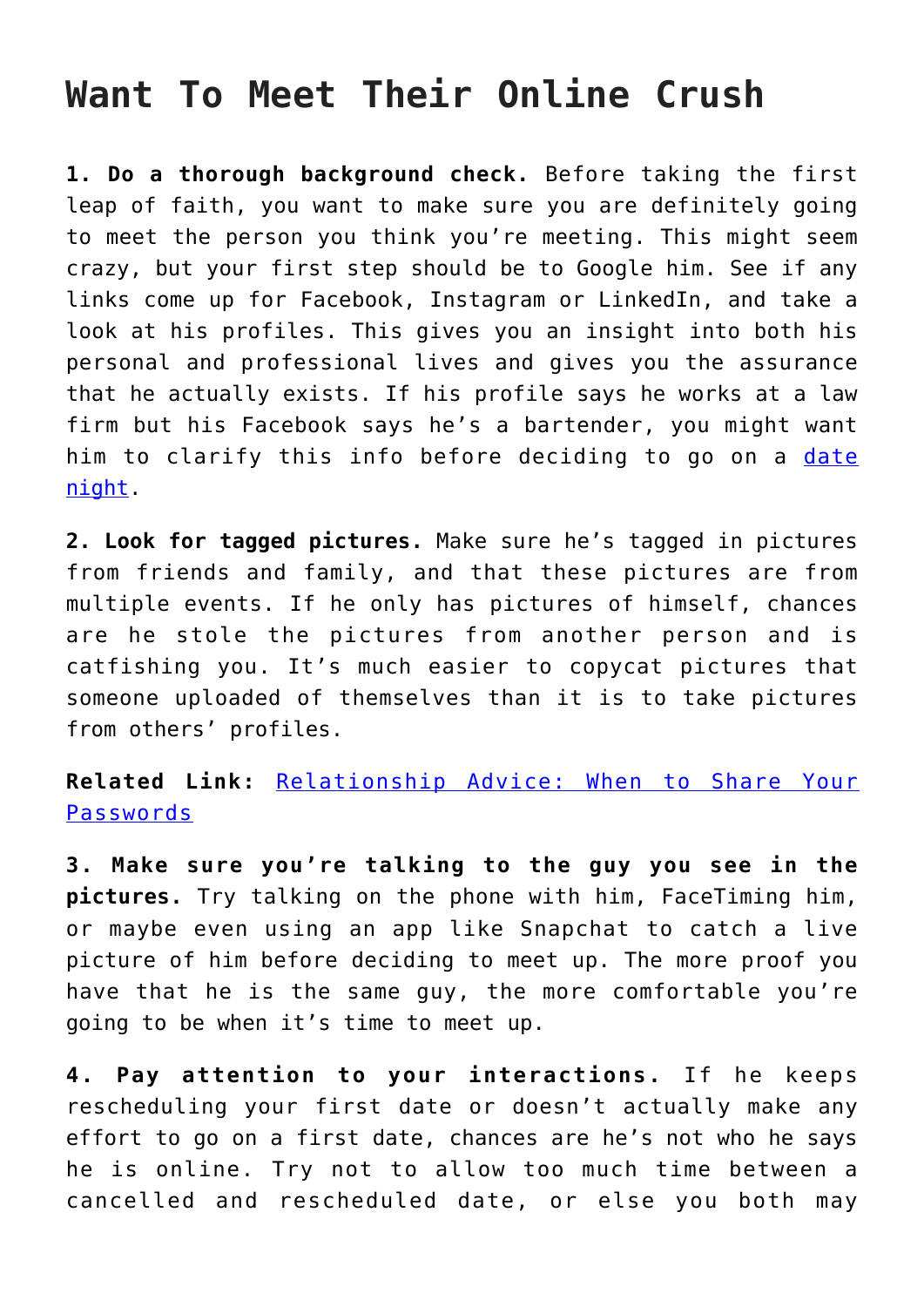# Want To Meet Their Online Crush

**1. Do a thorough background check.** Before taking the first leap of faith, you want to make sure you are definitely going to meet the person you think you're meeting. This might seem crazy, but your first step should be to Google him. See if any links come up for Facebook, Instagram or LinkedIn, and take a look at his profiles. This gives you an insight into both his personal and professional lives and gives you the assurance that he actually exists. If his profile says he works at a law firm but his Facebook says he's a bartender, you might want him to clarify this info before deciding to go on a [date night](date night).

**2. Look for tagged pictures.** Make sure he's tagged in pictures from friends and family, and that these pictures are from multiple events. If he only has pictures of himself, chances are he stole the pictures from another person and is catfishing you. It's much easier to copycat pictures that someone uploaded of themselves than it is to take pictures from others' profiles.

**Related Link:** [Relationship Advice: When to Share Your Passwords](Relationship Advice: When to Share Your Passwords)

**3. Make sure you're talking to the guy you see in the pictures.** Try talking on the phone with him, FaceTiming him, or maybe even using an app like Snapchat to catch a live picture of him before deciding to meet up. The more proof you have that he is the same guy, the more comfortable you're going to be when it's time to meet up.

**4. Pay attention to your interactions.** If he keeps rescheduling your first date or doesn't actually make any effort to go on a first date, chances are he's not who he says he is online. Try not to allow too much time between a cancelled and rescheduled date, or else you both may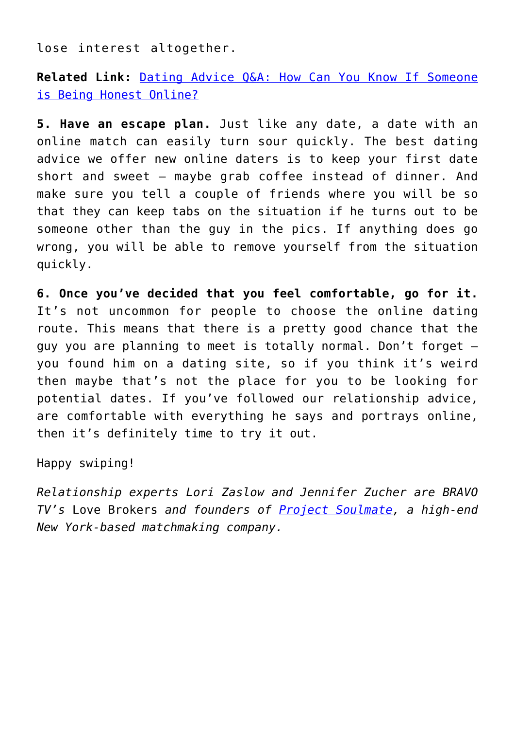lose interest altogether.

**Related Link:** [Dating Advice Q&A: How Can You Know If Someone is Being Honest Online?]()

**5. Have an escape plan.** Just like any date, a date with an online match can easily turn sour quickly. The best dating advice we offer new online daters is to keep your first date short and sweet – maybe grab coffee instead of dinner. And make sure you tell a couple of friends where you will be so that they can keep tabs on the situation if he turns out to be someone other than the guy in the pics. If anything does go wrong, you will be able to remove yourself from the situation quickly.

**6. Once you've decided that you feel comfortable, go for it.** It's not uncommon for people to choose the online dating route. This means that there is a pretty good chance that the guy you are planning to meet is totally normal. Don't forget – you found him on a dating site, so if you think it's weird then maybe that's not the place for you to be looking for potential dates. If you've followed our relationship advice, are comfortable with everything he says and portrays online, then it's definitely time to try it out.

Happy swiping!

*Relationship experts Lori Zaslow and Jennifer Zucher are BRAVO TV's* Love Brokers *and founders of [Project Soulmate](), a high-end New York-based matchmaking company.*